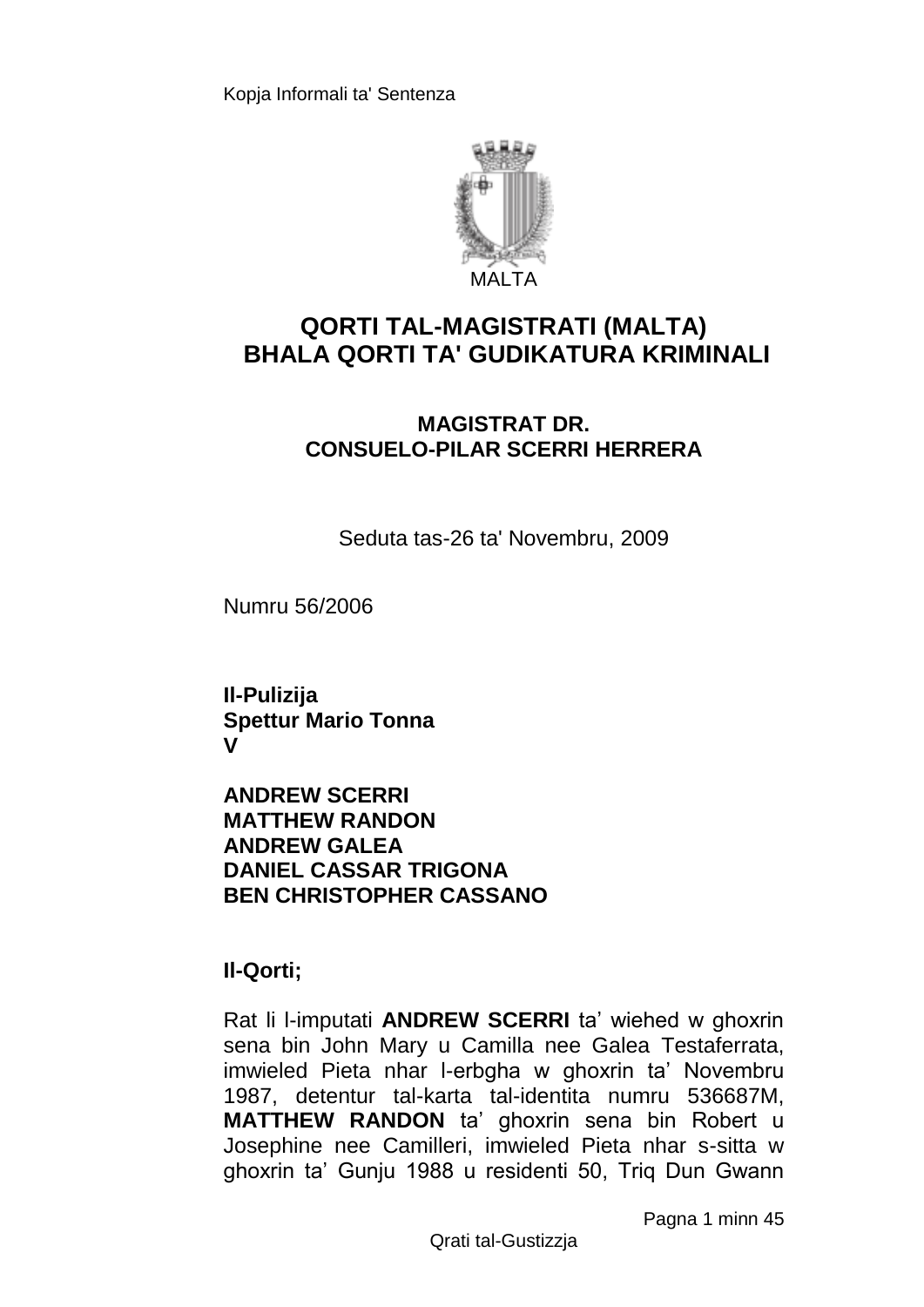Kopja Informali ta' Sentenza

MALTA

# QORTI TAL-MAGISTRATI (MALTA)
# BHALA QORTI TA' GUDIKATURA KRIMINALI

## MAGISTRAT DR.
## CONSUELO-PILAR SCERRI HERRERA

Seduta tas-26 ta' Novembru, 2009

Numru 56/2006

**Il-Pulizija**
**Spettur Mario Tonna**
**V**

**ANDREW SCERRI**
**MATTHEW RANDON**
**ANDREW GALEA**
**DANIEL CASSAR TRIGONA**
**BEN CHRISTOPHER CASSANO**

**Il-Qorti;**

Rat li l-imputati **ANDREW SCERRI** ta' wiehed w ghoxrin sena bin John Mary u Camilla nee Galea Testaferrata, imwieled Pieta nhar l-erbgha w ghoxrin ta' Novembru 1987, detentur tal-karta tal-identita numru 536687M, **MATTHEW RANDON** ta' ghoxrin sena bin Robert u Josephine nee Camilleri, imwieled Pieta nhar s-sitta w ghoxrin ta' Gunju 1988 u residenti 50, Triq Dun Gwann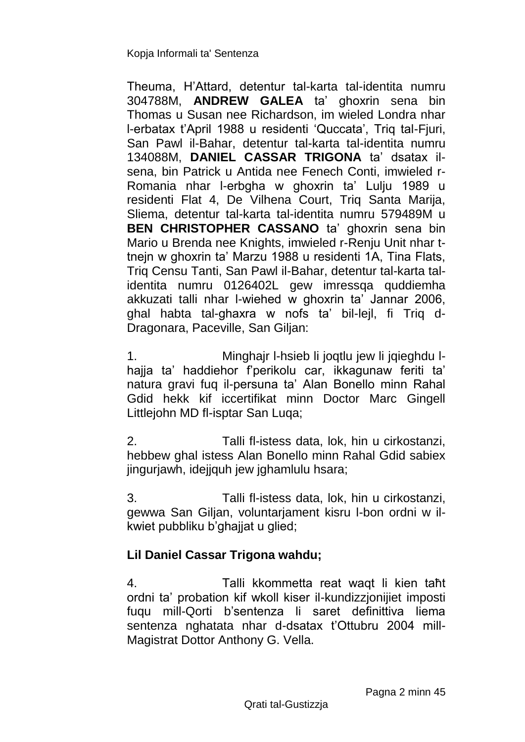Theuma, H'Attard, detentur tal-karta tal-identita numru 304788M, **ANDREW GALEA** ta' ghoxrin sena bin Thomas u Susan nee Richardson, im wieled Londra nhar l-erbatax t'April 1988 u residenti 'Quccata', Triq tal-Fjuri, San Pawl il-Bahar, detentur tal-karta tal-identita numru 134088M, **DANIEL CASSAR TRIGONA** ta' dsatax il-sena, bin Patrick u Antida nee Fenech Conti, imwieled r-Romania nhar l-erbgha w ghoxrin ta' Lulju 1989 u residenti Flat 4, De Vilhena Court, Triq Santa Marija, Sliema, detentur tal-karta tal-identita numru 579489M u **BEN CHRISTOPHER CASSANO** ta' ghoxrin sena bin Mario u Brenda nee Knights, imwieled r-Renju Unit nhar t-tnejn w ghoxrin ta' Marzu 1988 u residenti 1A, Tina Flats, Triq Censu Tanti, San Pawl il-Bahar, detentur tal-karta tal-identita numru 0126402L gew imressqa quddiemha akkuzati talli nhar l-wiehed w ghoxrin ta' Jannar 2006, ghal habta tal-ghaxra w nofs ta' bil-lejl, fi Triq d-Dragonara, Paceville, San Giljan:

1. Minghajr l-hsieb li joqtlu jew li jqieghdu l-hajja ta' haddiehor f'perikolu car, ikkagunaw feriti ta' natura gravi fuq il-persuna ta' Alan Bonello minn Rahal Gdid hekk kif iccertifikat minn Doctor Marc Gingell Littlejohn MD fl-isptar San Luqa;

2. Talli fl-istess data, lok, hin u cirkostanzi, hebbew ghal istess Alan Bonello minn Rahal Gdid sabiex jingurjawh, idejjquh jew jghamlulu hsara;

3. Talli fl-istess data, lok, hin u cirkostanzi, gewwa San Giljan, voluntarjament kisru l-bon ordni w il-kwiet pubbliku b'ghajjat u glied;

**Lil Daniel Cassar Trigona wahdu;**

4. Talli kkommetta reat waqt li kien taħt ordni ta' probation kif wkoll kiser il-kundizzjonijiet imposti fuqu mill-Qorti b'sentenza li saret definittiva liema sentenza nghatata nhar d-dsatax t'Ottubru 2004 mill-Magistrat Dottor Anthony G. Vella.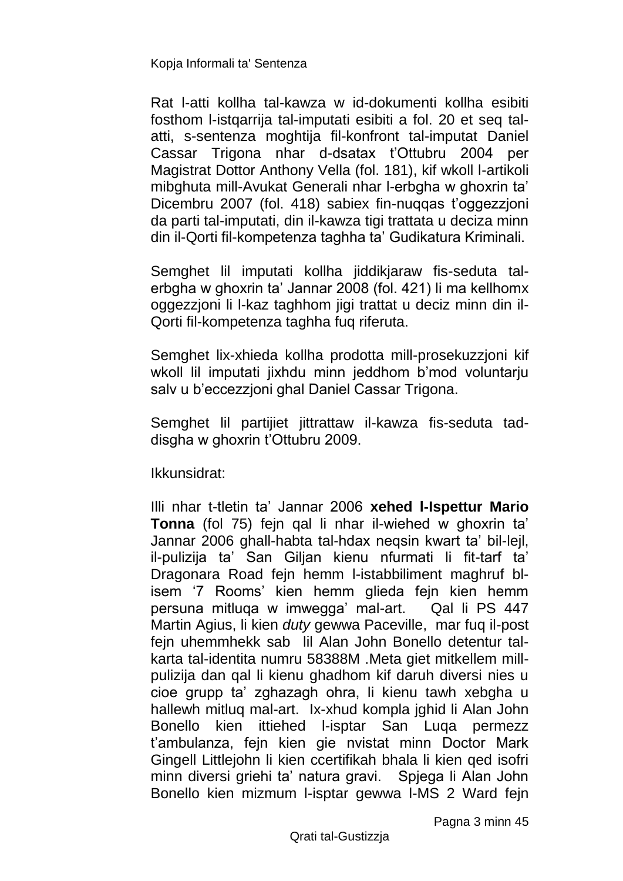Rat l-atti kollha tal-kawza w id-dokumenti kollha esibiti fosthom l-istqarrija tal-imputati esibiti a fol. 20 et seq tal-atti, s-sentenza moghtija fil-konfront tal-imputat Daniel Cassar Trigona nhar d-dsatax t'Ottubru 2004 per Magistrat Dottor Anthony Vella (fol. 181), kif wkoll l-artikoli mibghuta mill-Avukat Generali nhar l-erbgha w ghoxrin ta' Dicembru 2007 (fol. 418) sabiex fin-nuqqas t'oggezzjoni da parti tal-imputati, din il-kawza tigi trattata u deciza minn din il-Qorti fil-kompetenza taghha ta' Gudikatura Kriminali.

Semghet lil imputati kollha jiddikjaraw fis-seduta tal-erbgha w ghoxrin ta' Jannar 2008 (fol. 421) li ma kellhomx oggezzjoni li l-kaz taghhom jigi trattat u deciz minn din il-Qorti fil-kompetenza taghha fuq riferuta.

Semghet lix-xhieda kollha prodotta mill-prosekuzzjoni kif wkoll lil imputati jixhdu minn jeddhom b'mod voluntarju salv u b'eccezzjoni ghal Daniel Cassar Trigona.

Semghet lil partijiet jittrattaw il-kawza fis-seduta tad-disgha w ghoxrin t'Ottubru 2009.

Ikkunsidrat:

Illi nhar t-tletin ta' Jannar 2006 **xehed l-Ispettur Mario Tonna** (fol 75) fejn qal li nhar il-wiehed w ghoxrin ta' Jannar 2006 ghall-habta tal-hdax neqsin kwart ta' bil-lejl, il-pulizija ta' San Giljan kienu nfurmati li fit-tarf ta' Dragonara Road fejn hemm l-istabbiliment maghruf bl-isem '7 Rooms' kien hemm glieda fejn kien hemm persuna mitluqa w imwegga' mal-art. Qal li PS 447 Martin Agius, li kien *duty* gewwa Paceville, mar fuq il-post fejn uhemmhekk sab lil Alan John Bonello detentur tal-karta tal-identita numru 58388M .Meta giet mitkellem mill-pulizija dan qal li kienu ghadhom kif daruh diversi nies u cioe grupp ta' zghazagh ohra, li kienu tawh xebgha u hallewh mitluq mal-art. Ix-xhud kompla jghid li Alan John Bonello kien ittiehed l-isptar San Luqa permezz t'ambulanza, fejn kien gie nvistat minn Doctor Mark Gingell Littlejohn li kien ccertifikah bhala li kien qed isofri minn diversi griehi ta' natura gravi. Spjega li Alan John Bonello kien mizmum l-isptar gewwa l-MS 2 Ward fejn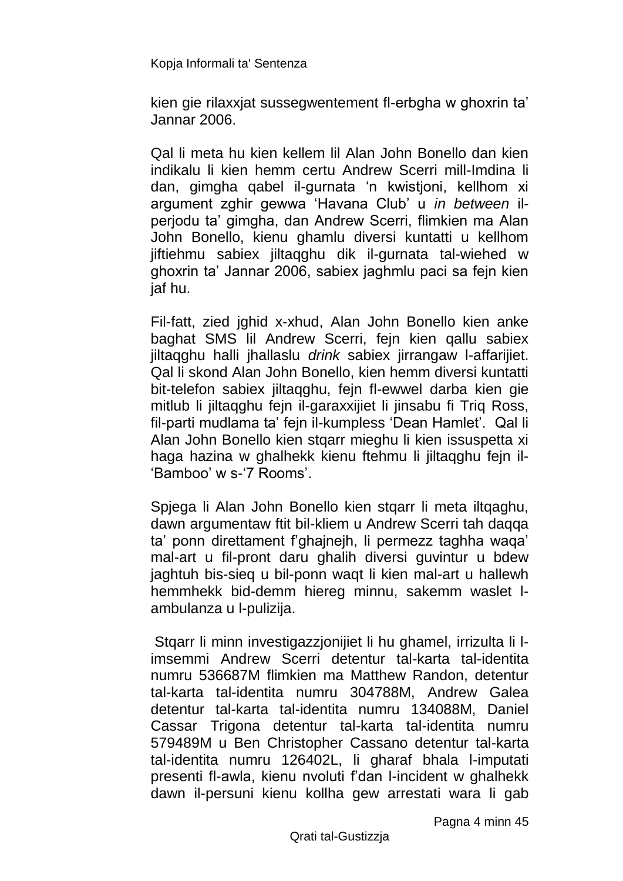kien gie rilaxxjat sussegwentement fl-erbgha w ghoxrin ta' Jannar 2006.

Qal li meta hu kien kellem lil Alan John Bonello dan kien indikalu li kien hemm certu Andrew Scerri mill-Imdina li dan, gimgha qabel il-gurnata 'n kwistjoni, kellhom xi argument zghir gewwa 'Havana Club' u *in between* il-perjodu ta' gimgha, dan Andrew Scerri, flimkien ma Alan John Bonello, kienu ghamlu diversi kuntatti u kellhom jiftiehmu sabiex jiltaqghu dik il-gurnata tal-wiehed w ghoxrin ta' Jannar 2006, sabiex jaghmlu paci sa fejn kien jaf hu.

Fil-fatt, zied jghid x-xhud, Alan John Bonello kien anke baghat SMS lil Andrew Scerri, fejn kien qallu sabiex jiltaqghu halli jhallaslu *drink* sabiex jirrangaw l-affarijiet. Qal li skond Alan John Bonello, kien hemm diversi kuntatti bit-telefon sabiex jiltaqghu, fejn fl-ewwel darba kien gie mitlub li jiltaqghu fejn il-garaxxijiet li jinsabu fi Triq Ross, fil-parti mudlama ta' fejn il-kumpless 'Dean Hamlet'. Qal li Alan John Bonello kien stqarr mieghu li kien issuspetta xi haga hazina w ghalhekk kienu ftehmu li jiltaqghu fejn il-'Bamboo' w s-'7 Rooms'.

Spjega li Alan John Bonello kien stqarr li meta iltqaghu, dawn argumentaw ftit bil-kliem u Andrew Scerri tah daqqa ta' ponn direttament f'ghajnejh, li permezz taghha waqa' mal-art u fil-pront daru ghalih diversi guvintur u bdew jaghtuh bis-sieq u bil-ponn waqt li kien mal-art u hallewh hemmhekk bid-demm hiereg minnu, sakemm waslet l-ambulanza u l-pulizija.

Stqarr li minn investigazzjonijiet li hu ghamel, irrizulta li l-imsemmi Andrew Scerri detentur tal-karta tal-identita numru 536687M flimkien ma Matthew Randon, detentur tal-karta tal-identita numru 304788M, Andrew Galea detentur tal-karta tal-identita numru 134088M, Daniel Cassar Trigona detentur tal-karta tal-identita numru 579489M u Ben Christopher Cassano detentur tal-karta tal-identita numru 126402L, li gharaf bhala l-imputati presenti fl-awla, kienu nvoluti f'dan l-incident w ghalhekk dawn il-persuni kienu kollha gew arrestati wara li gab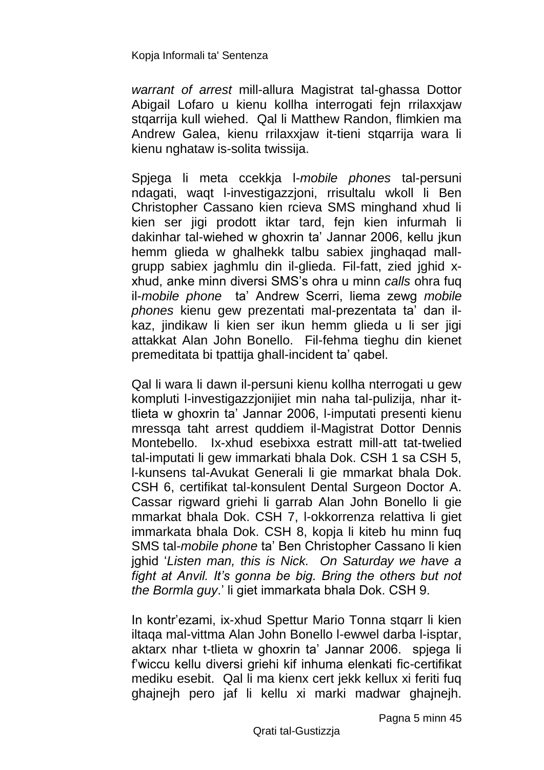*warrant of arrest* mill-allura Magistrat tal-ghassa Dottor Abigail Lofaro u kienu kollha interrogati fejn rrilaxxjaw stqarrija kull wiehed. Qal li Matthew Randon, flimkien ma Andrew Galea, kienu rrilaxxjaw it-tieni stqarrija wara li kienu nghataw is-solita twissija.

Spjega li meta ccekkja l-*mobile phones* tal-persuni ndagati, waqt l-investigazzjoni, rrisultalu wkoll li Ben Christopher Cassano kien rcieva SMS minghand xhud li kien ser jigi prodott iktar tard, fejn kien infurmah li dakinhar tal-wiehed w ghoxrin ta' Jannar 2006, kellu jkun hemm glieda w ghalhekk talbu sabiex jinghaqad mall-grupp sabiex jaghmlu din il-glieda. Fil-fatt, zied jghid x-xhud, anke minn diversi SMS's ohra u minn *calls* ohra fuq il-*mobile phone* ta' Andrew Scerri, liema zewg *mobile phones* kienu gew prezentati mal-prezentata ta' dan il-kaz, jindikaw li kien ser ikun hemm glieda u li ser jigi attakkat Alan John Bonello. Fil-fehma tieghu din kienet premeditata bi tpattija ghall-incident ta' qabel.

Qal li wara li dawn il-persuni kienu kollha nterrogati u gew kompluti l-investigazzjonijiet min naha tal-pulizija, nhar it-tlieta w ghoxrin ta' Jannar 2006, l-imputati presenti kienu mressqa taht arrest quddiem il-Magistrat Dottor Dennis Montebello. Ix-xhud esebixxa estratt mill-att tat-twelied tal-imputati li gew immarkati bhala Dok. CSH 1 sa CSH 5, l-kunsens tal-Avukat Generali li gie mmarkat bhala Dok. CSH 6, certifikat tal-konsulent Dental Surgeon Doctor A. Cassar rigward griehi li garrab Alan John Bonello li gie mmarkat bhala Dok. CSH 7, l-okkorrenza relattiva li giet immarkata bhala Dok. CSH 8, kopja li kiteb hu minn fuq SMS tal-*mobile phone* ta' Ben Christopher Cassano li kien jghid '*Listen man, this is Nick. On Saturday we have a fight at Anvil. It's gonna be big. Bring the others but not the Bormla guy*.' li giet immarkata bhala Dok. CSH 9.

In kontr'ezami, ix-xhud Spettur Mario Tonna stqarr li kien iltaqa mal-vittma Alan John Bonello l-ewwel darba l-isptar, aktarx nhar t-tlieta w ghoxrin ta' Jannar 2006. spjega li f'wiccu kellu diversi griehi kif inhuma elenkati fic-certifikat mediku esebit. Qal li ma kienx cert jekk kellux xi feriti fuq ghajnejh pero jaf li kellu xi marki madwar ghajnejh.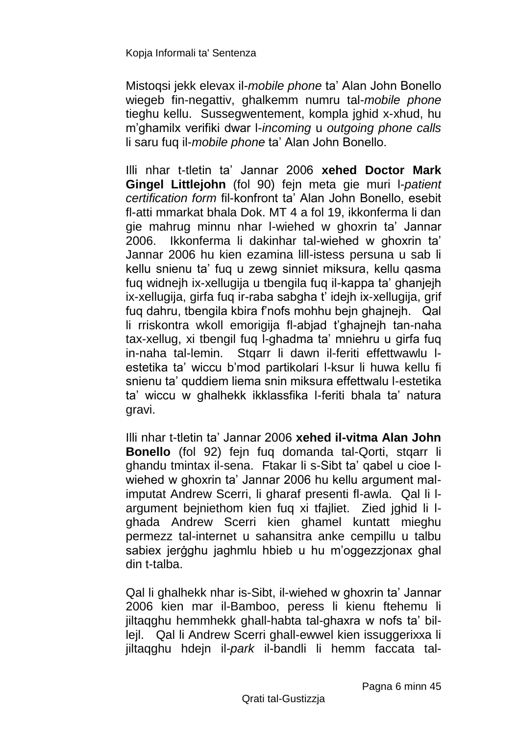Mistoqsi jekk elevax il-*mobile phone* ta' Alan John Bonello wiegeb fin-negattiv, ghalkemm numru tal-*mobile phone* tieghu kellu. Sussegwentement, kompla jghid x-xhud, hu m'ghamilx verifiki dwar l-*incoming* u *outgoing phone calls* li saru fuq il-*mobile phone* ta' Alan John Bonello.

Illi nhar t-tletin ta' Jannar 2006 **xehed Doctor Mark Gingel Littlejohn** (fol 90) fejn meta gie muri l-*patient certification form* fil-konfront ta' Alan John Bonello, esebit fl-atti mmarkat bhala Dok. MT 4 a fol 19, ikkonferma li dan gie mahrug minnu nhar l-wiehed w ghoxrin ta' Jannar 2006. Ikkonferma li dakinhar tal-wiehed w ghoxrin ta' Jannar 2006 hu kien ezamina lill-istess persuna u sab li kellu snienu ta' fuq u zewg sinniet miksura, kellu qasma fuq widnejh ix-xellugija u tbengila fuq il-kappa ta' ghanjejh ix-xellugija, girfa fuq ir-raba sabgha t' idejh ix-xellugija, grif fuq dahru, tbengila kbira f'nofs mohhu bejn ghajnejh. Qal li rriskontra wkoll emorigija fl-abjad t'ghajnejh tan-naha tax-xellug, xi tbengil fuq l-ghadma ta' mniehru u girfa fuq in-naha tal-lemin. Stqarr li dawn il-feriti effettwawlu l-estetika ta' wiccu b'mod partikolari l-ksur li huwa kellu fi snienu ta' quddiem liema snin miksura effettwalu l-estetika ta' wiccu w ghalhekk ikklassfika l-feriti bhala ta' natura gravi.

Illi nhar t-tletin ta' Jannar 2006 **xehed il-vitma Alan John Bonello** (fol 92) fejn fuq domanda tal-Qorti, stqarr li ghandu tmintax il-sena. Ftakar li s-Sibt ta' qabel u cioe l-wiehed w ghoxrin ta' Jannar 2006 hu kellu argument mal-imputat Andrew Scerri, li gharaf presenti fl-awla. Qal li l-argument bejniethom kien fuq xi tfajliet. Zied jghid li l-ghada Andrew Scerri kien ghamel kuntatt mieghu permezz tal-internet u sahansitra anke cempillu u talbu sabiex jerġghu jaghmlu hbieb u hu m'oggezzjonax ghal din t-talba.

Qal li ghalhekk nhar is-Sibt, il-wiehed w ghoxrin ta' Jannar 2006 kien mar il-Bamboo, peress li kienu ftehemu li jiltaqghu hemmhekk ghall-habta tal-ghaxra w nofs ta' bil-lejl. Qal li Andrew Scerri ghall-ewwel kien issuggerixxa li jiltaqghu hdejn il-*park* il-bandli li hemm faccata tal-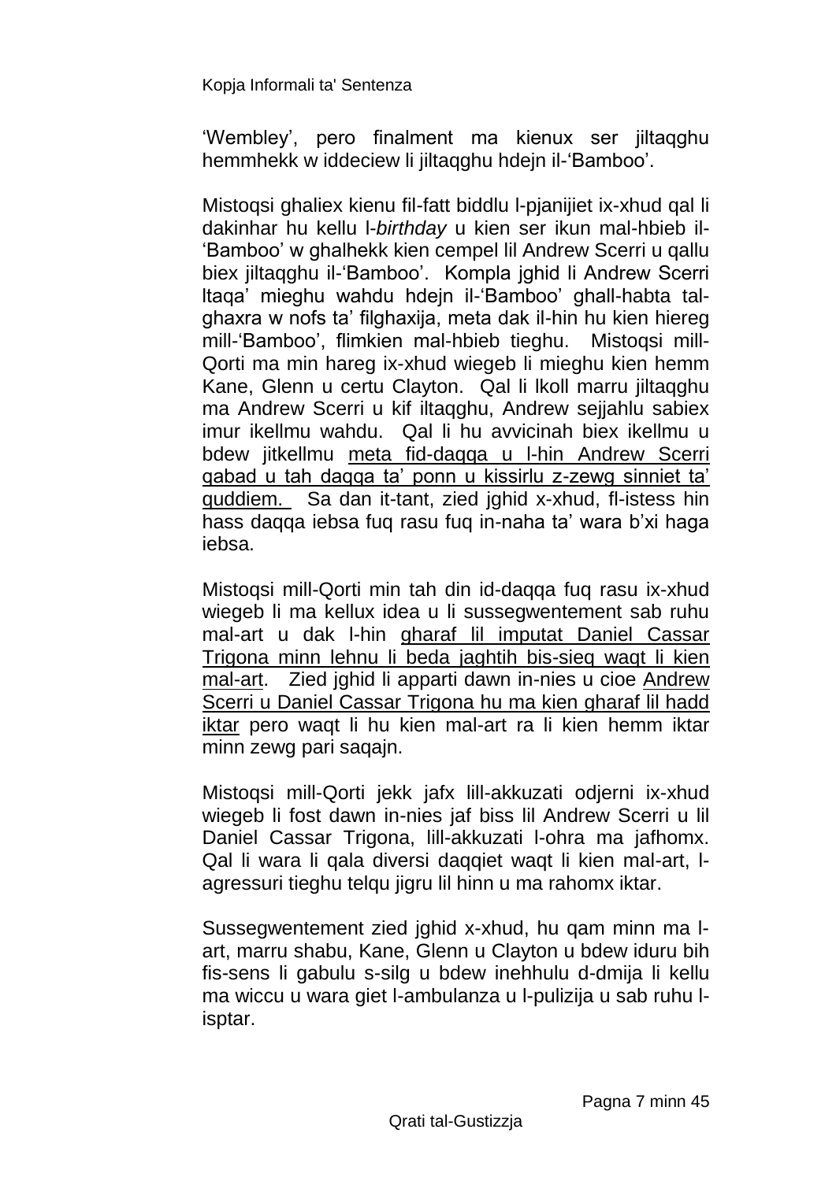'Wembley', pero finalment ma kienux ser jiltaqghu hemmhekk w iddeciew li jiltaqghu hdejn il-'Bamboo'.

Mistoqsi ghaliex kienu fil-fatt biddlu l-pjanijiet ix-xhud qal li dakinhar hu kellu l-*birthday* u kien ser ikun mal-hbieb il-'Bamboo' w ghalhekk kien cempel lil Andrew Scerri u qallu biex jiltaqghu il-'Bamboo'. Kompla jghid li Andrew Scerri ltaqa' mieghu wahdu hdejn il-'Bamboo' ghall-habta tal-ghaxra w nofs ta' filghaxija, meta dak il-hin hu kien hiereg mill-'Bamboo', flimkien mal-hbieb tieghu. Mistoqsi mill-Qorti ma min hareg ix-xhud wiegeb li mieghu kien hemm Kane, Glenn u certu Clayton. Qal li lkoll marru jiltaqghu ma Andrew Scerri u kif iltaqghu, Andrew sejjahlu sabiex imur ikellmu wahdu. Qal li hu avvicinah biex ikellmu u bdew jitkellmu <u>meta fid-daqqa u l-hin Andrew Scerri qabad u tah daqqa ta' ponn u kissirlu z-zewg sinniet ta' quddiem.</u> Sa dan it-tant, zied jghid x-xhud, fl-istess hin hass daqqa iebsa fuq rasu fuq in-naha ta' wara b'xi haga iebsa.

Mistoqsi mill-Qorti min tah din id-daqqa fuq rasu ix-xhud wiegeb li ma kellux idea u li sussegwentement sab ruhu mal-art u dak l-hin <u>gharaf lil imputat Daniel Cassar Trigona minn lehnu li beda jaghtih bis-sieq waqt li kien mal-art</u>. Zied jghid li apparti dawn in-nies u cioe <u>Andrew Scerri u Daniel Cassar Trigona hu ma kien gharaf lil hadd iktar</u> pero waqt li hu kien mal-art ra li kien hemm iktar minn zewg pari saqajn.

Mistoqsi mill-Qorti jekk jafx lill-akkuzati odjerni ix-xhud wiegeb li fost dawn in-nies jaf biss lil Andrew Scerri u lil Daniel Cassar Trigona, lill-akkuzati l-ohra ma jafhomx. Qal li wara li qala diversi daqqiet waqt li kien mal-art, l-agressuri tieghu telqu jigru lil hinn u ma rahomx iktar.

Sussegwentement zied jghid x-xhud, hu qam minn ma l-art, marru shabu, Kane, Glenn u Clayton u bdew iduru bih fis-sens li gabulu s-silg u bdew inehhulu d-dmija li kellu ma wiccu u wara giet l-ambulanza u l-pulizija u sab ruhu l-isptar.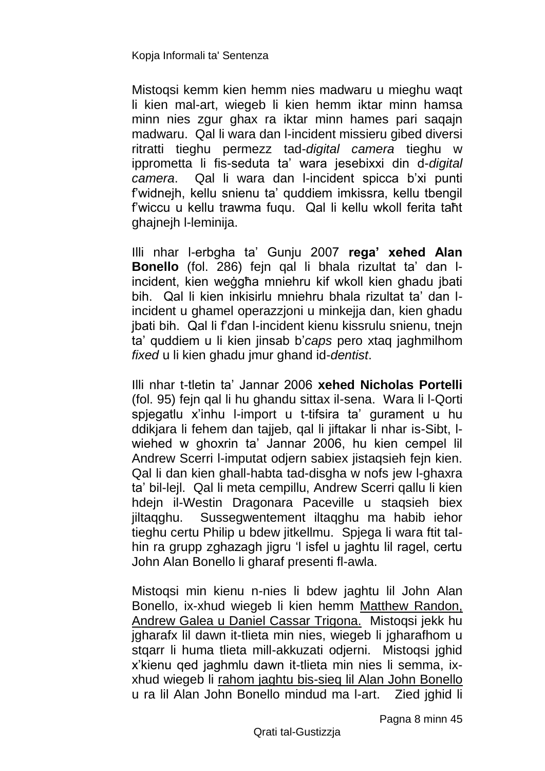Mistoqsi kemm kien hemm nies madwaru u mieghu waqt li kien mal-art, wiegeb li kien hemm iktar minn hamsa minn nies zgur ghax ra iktar minn hames pari saqajn madwaru. Qal li wara dan l-incident missieru gibed diversi ritratti tieghu permezz tad-*digital camera* tieghu w ipprometta li fis-seduta ta' wara jesebixxi din d-*digital camera*. Qal li wara dan l-incident spicca b'xi punti f'widnejh, kellu snienu ta' quddiem imkissra, kellu tbengil f'wiccu u kellu trawma fuqu. Qal li kellu wkoll ferita taħt ghajnejh l-leminija.

Illi nhar l-erbgha ta' Gunju 2007 **rega' xehed Alan Bonello** (fol. 286) fejn qal li bhala rizultat ta' dan l-incident, kien weġgħa mniehru kif wkoll kien ghadu jbati bih. Qal li kien inkisirlu mniehru bhala rizultat ta' dan l-incident u ghamel operazzjoni u minkejja dan, kien ghadu jbati bih. Qal li f'dan l-incident kienu kissrulu snienu, tnejn ta' quddiem u li kien jinsab b'*caps* pero xtaq jaghmilhom *fixed* u li kien ghadu jmur ghand id-*dentist*.

Illi nhar t-tletin ta' Jannar 2006 **xehed Nicholas Portelli** (fol. 95) fejn qal li hu ghandu sittax il-sena. Wara li l-Qorti spjegatlu x'inhu l-import u t-tifsira ta' gurament u hu ddikjara li fehem dan tajjeb, qal li jiftakar li nhar is-Sibt, l-wiehed w ghoxrin ta' Jannar 2006, hu kien cempel lil Andrew Scerri l-imputat odjern sabiex jistaqsieh fejn kien. Qal li dan kien ghall-habta tad-disgha w nofs jew l-ghaxra ta' bil-lejl. Qal li meta cempillu, Andrew Scerri qallu li kien hdejn il-Westin Dragonara Paceville u staqsieh biex jiltaqghu. Sussegwentement iltaqghu ma habib iehor tieghu certu Philip u bdew jitkellmu. Spjega li wara ftit tal-hin ra grupp zghazagh jigru 'l isfel u jaghtu lil ragel, certu John Alan Bonello li gharaf presenti fl-awla.

Mistoqsi min kienu n-nies li bdew jaghtu lil John Alan Bonello, ix-xhud wiegeb li kien hemm <u>Matthew Randon, Andrew Galea u Daniel Cassar Trigona.</u> Mistoqsi jekk hu jgharafx lil dawn it-tlieta min nies, wiegeb li jgharafhom u stqarr li huma tlieta mill-akkuzati odjerni. Mistoqsi jghid x'kienu qed jaghmlu dawn it-tlieta min nies li semma, ix-xhud wiegeb li <u>rahom jaghtu bis-sieq lil Alan John Bonello</u> u ra lil Alan John Bonello mindud ma l-art. Zied jghid li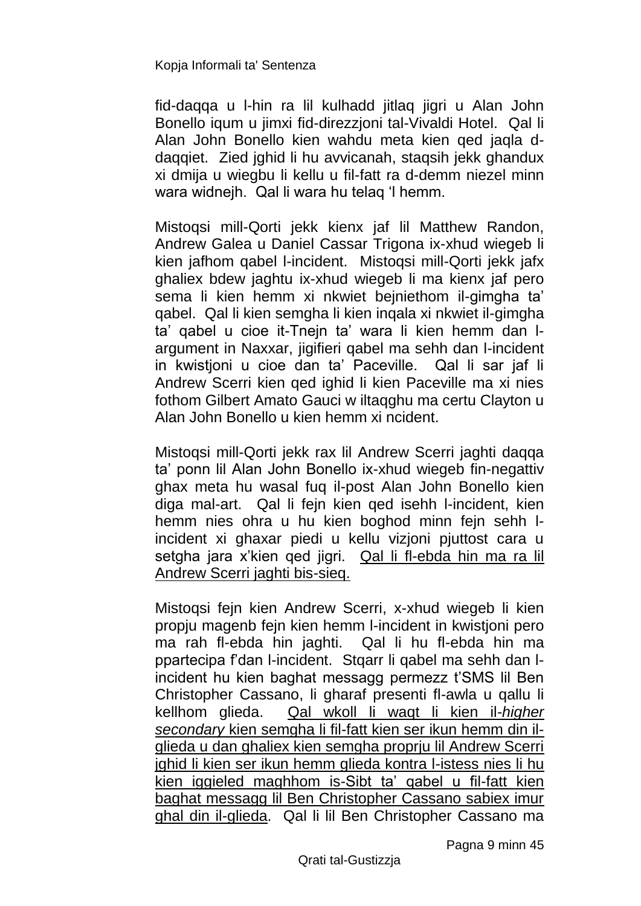fid-daqqa u l-hin ra lil kulhadd jitlaq jigri u Alan John Bonello iqum u jimxi fid-direzzjoni tal-Vivaldi Hotel. Qal li Alan John Bonello kien wahdu meta kien qed jaqla d-daqqiet. Zied jghid li hu avvicanah, staqsih jekk ghandux xi dmija u wiegbu li kellu u fil-fatt ra d-demm niezel minn wara widnejh. Qal li wara hu telaq 'l hemm.

Mistoqsi mill-Qorti jekk kienx jaf lil Matthew Randon, Andrew Galea u Daniel Cassar Trigona ix-xhud wiegeb li kien jafhom qabel l-incident. Mistoqsi mill-Qorti jekk jafx ghaliex bdew jaghtu ix-xhud wiegeb li ma kienx jaf pero sema li kien hemm xi nkwiet bejniethom il-gimgha ta' qabel. Qal li kien semgha li kien inqala xi nkwiet il-gimgha ta' qabel u cioe it-Tnejn ta' wara li kien hemm dan l-argument in Naxxar, jigifieri qabel ma sehh dan l-incident in kwistjoni u cioe dan ta' Paceville. Qal li sar jaf li Andrew Scerri kien qed ighid li kien Paceville ma xi nies fothom Gilbert Amato Gauci w iltaqghu ma certu Clayton u Alan John Bonello u kien hemm xi ncident.

Mistoqsi mill-Qorti jekk rax lil Andrew Scerri jaghti daqqa ta' ponn lil Alan John Bonello ix-xhud wiegeb fin-negattiv ghax meta hu wasal fuq il-post Alan John Bonello kien diga mal-art. Qal li fejn kien qed isehh l-incident, kien hemm nies ohra u hu kien boghod minn fejn sehh l-incident xi ghaxar piedi u kellu vizjoni pjuttost cara u setgha jara x'kien qed jigri. <u>Qal li fl-ebda hin ma ra lil Andrew Scerri jaghti bis-sieq.</u>

Mistoqsi fejn kien Andrew Scerri, x-xhud wiegeb li kien propju magenb fejn kien hemm l-incident in kwistjoni pero ma rah fl-ebda hin jaghti. Qal li hu fl-ebda hin ma ppartecipa f'dan l-incident. Stqarr li qabel ma sehh dan l-incident hu kien baghat messagg permezz t'SMS lil Ben Christopher Cassano, li gharaf presenti fl-awla u qallu li kellhom glieda. <u>Qal wkoll li waqt li kien il-*higher secondary* kien semgha li fil-fatt kien ser ikun hemm din il-glieda u dan ghaliex kien semgha proprju lil Andrew Scerri jghid li kien ser ikun hemm glieda kontra l-istess nies li hu kien iggieled maghhom is-Sibt ta' qabel u fil-fatt kien baghat messagg lil Ben Christopher Cassano sabiex imur ghal din il-glieda</u>. Qal li lil Ben Christopher Cassano ma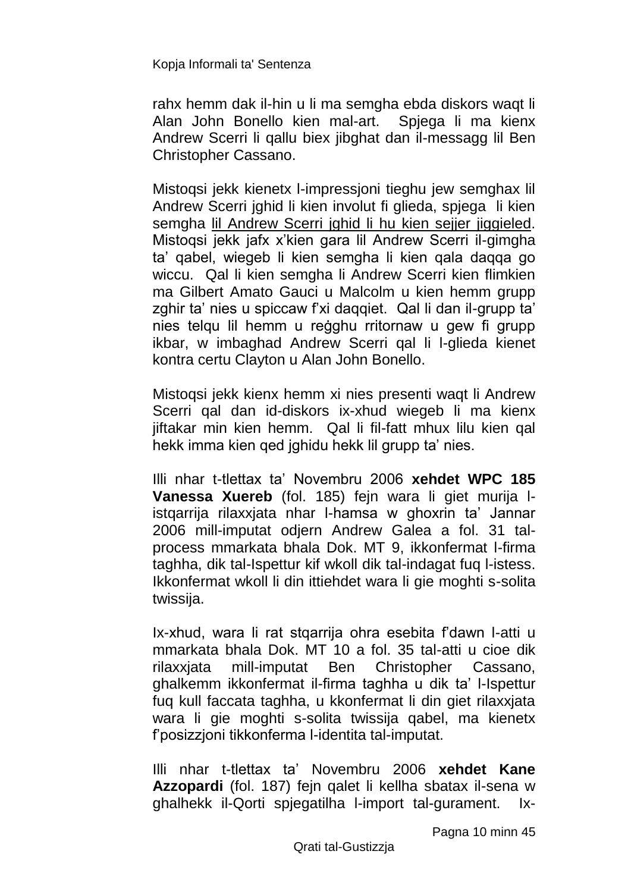rahx hemm dak il-hin u li ma semgha ebda diskors waqt li Alan John Bonello kien mal-art. Spjega li ma kienx Andrew Scerri li qallu biex jibghat dan il-messagg lil Ben Christopher Cassano.

Mistoqsi jekk kienetx l-impressjoni tieghu jew semghax lil Andrew Scerri jghid li kien involut fi glieda, spjega li kien semgha lil Andrew Scerri jghid li hu kien sejjer jiggieled. Mistoqsi jekk jafx x'kien gara lil Andrew Scerri il-gimgha ta' qabel, wiegeb li kien semgha li kien qala daqqa go wiccu. Qal li kien semgha li Andrew Scerri kien flimkien ma Gilbert Amato Gauci u Malcolm u kien hemm grupp zghir ta' nies u spiccaw f'xi daqqiet. Qal li dan il-grupp ta' nies telqu lil hemm u reġghu rritornaw u gew fi grupp ikbar, w imbaghad Andrew Scerri qal li l-glieda kienet kontra certu Clayton u Alan John Bonello.

Mistoqsi jekk kienx hemm xi nies presenti waqt li Andrew Scerri qal dan id-diskors ix-xhud wiegeb li ma kienx jiftakar min kien hemm. Qal li fil-fatt mhux lilu kien qal hekk imma kien qed jghidu hekk lil grupp ta' nies.

Illi nhar t-tlettax ta' Novembru 2006 **xehdet WPC 185 Vanessa Xuereb** (fol. 185) fejn wara li giet murija l-istqarrija rilaxxjata nhar l-hamsa w ghoxrin ta' Jannar 2006 mill-imputat odjern Andrew Galea a fol. 31 tal-process mmarkata bhala Dok. MT 9, ikkonfermat l-firma taghha, dik tal-Ispettur kif wkoll dik tal-indagat fuq l-istess. Ikkonfermat wkoll li din ittiehdet wara li gie moghti s-solita twissija.

Ix-xhud, wara li rat stqarrija ohra esebita f'dawn l-atti u mmarkata bhala Dok. MT 10 a fol. 35 tal-atti u cioe dik rilaxxjata mill-imputat Ben Christopher Cassano, ghalkemm ikkonfermat il-firma taghha u dik ta' l-Ispettur fuq kull faccata taghha, u kkonfermat li din giet rilaxxjata wara li gie moghti s-solita twissija qabel, ma kienetx f'posizzjoni tikkonferma l-identita tal-imputat.

Illi nhar t-tlettax ta' Novembru 2006 **xehdet Kane Azzopardi** (fol. 187) fejn qalet li kellha sbatax il-sena w ghalhekk il-Qorti spjegatilha l-import tal-gurament. Ix-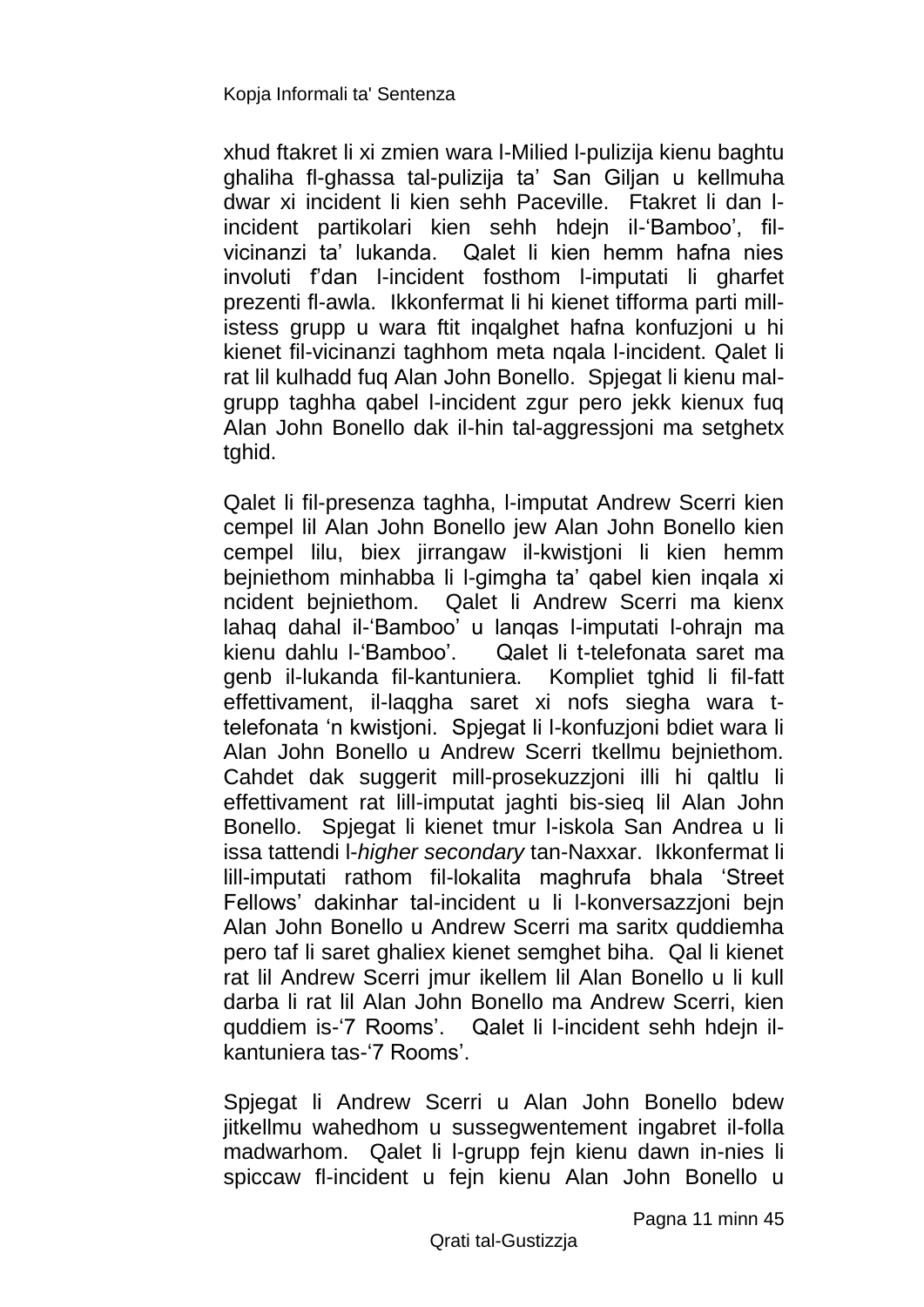xhud ftakret li xi zmien wara l-Milied l-pulizija kienu baghtu ghaliha fl-ghassa tal-pulizija ta' San Giljan u kellmuha dwar xi incident li kien sehh Paceville. Ftakret li dan l-incident partikolari kien sehh hdejn il-'Bamboo', fil-vicinanzi ta' lukanda. Qalet li kien hemm hafna nies involuti f'dan l-incident fosthom l-imputati li gharfet prezenti fl-awla. Ikkonfermat li hi kienet tifforma parti mill-istess grupp u wara ftit inqalghet hafna konfuzjoni u hi kienet fil-vicinanzi taghhom meta nqala l-incident. Qalet li rat lil kulhadd fuq Alan John Bonello. Spjegat li kienu mal-grupp taghha qabel l-incident zgur pero jekk kienux fuq Alan John Bonello dak il-hin tal-aggressjoni ma setghetx tghid.

Qalet li fil-presenza taghha, l-imputat Andrew Scerri kien cempel lil Alan John Bonello jew Alan John Bonello kien cempel lilu, biex jirrangaw il-kwistjoni li kien hemm bejniethom minhabba li l-gimgha ta' qabel kien inqala xi ncident bejniethom. Qalet li Andrew Scerri ma kienx lahaq dahal il-'Bamboo' u lanqas l-imputati l-ohrajn ma kienu dahlu l-'Bamboo'. Qalet li t-telefonata saret ma genb il-lukanda fil-kantuniera. Kompliet tghid li fil-fatt effettivament, il-laqgha saret xi nofs siegha wara t-telefonata 'n kwistjoni. Spjegat li l-konfuzjoni bdiet wara li Alan John Bonello u Andrew Scerri tkellmu bejniethom. Cahdet dak suggerit mill-prosekuzzjoni illi hi qaltlu li effettivament rat lill-imputat jaghti bis-sieq lil Alan John Bonello. Spjegat li kienet tmur l-iskola San Andrea u li issa tattendi l-*higher secondary* tan-Naxxar. Ikkonfermat li lill-imputati rathom fil-lokalita maghrufa bhala 'Street Fellows' dakinhar tal-incident u li l-konversazzjoni bejn Alan John Bonello u Andrew Scerri ma saritx quddiemha pero taf li saret ghaliex kienet semghet biha. Qal li kienet rat lil Andrew Scerri jmur ikellem lil Alan Bonello u li kull darba li rat lil Alan John Bonello ma Andrew Scerri, kien quddiem is-'7 Rooms'. Qalet li l-incident sehh hdejn il-kantuniera tas-'7 Rooms'.

Spjegat li Andrew Scerri u Alan John Bonello bdew jitkellmu wahedhom u sussegwentement ingabret il-folla madwarhom. Qalet li l-grupp fejn kienu dawn in-nies li spiccaw fl-incident u fejn kienu Alan John Bonello u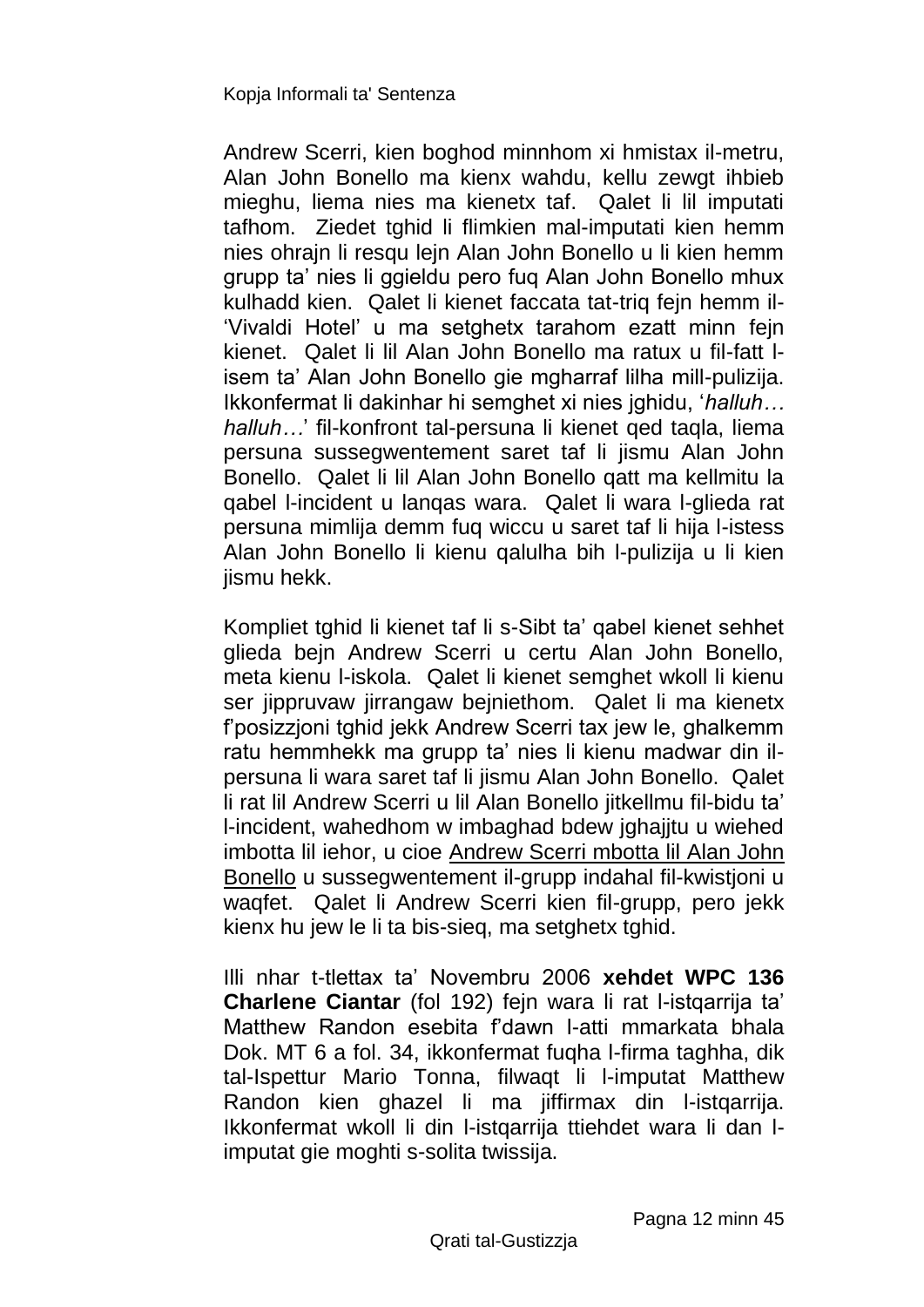Andrew Scerri, kien boghod minnhom xi hmistax il-metru, Alan John Bonello ma kienx wahdu, kellu zewgt ihbieb mieghu, liema nies ma kienetx taf. Qalet li lil imputati tafhom. Ziedet tghid li flimkien mal-imputati kien hemm nies ohrajn li resqu lejn Alan John Bonello u li kien hemm grupp ta' nies li ggieldu pero fuq Alan John Bonello mhux kulhadd kien. Qalet li kienet faccata tat-triq fejn hemm il-'Vivaldi Hotel' u ma setghetx tarahom ezatt minn fejn kienet. Qalet li lil Alan John Bonello ma ratux u fil-fatt l-isem ta' Alan John Bonello gie mgharraf lilha mill-pulizija. Ikkonfermat li dakinhar hi semghet xi nies jghidu, '*halluh… halluh…*' fil-konfront tal-persuna li kienet qed taqla, liema persuna sussegwentement saret taf li jismu Alan John Bonello. Qalet li lil Alan John Bonello qatt ma kellmitu la qabel l-incident u lanqas wara. Qalet li wara l-glieda rat persuna mimlija demm fuq wiccu u saret taf li hija l-istess Alan John Bonello li kienu qalulha bih l-pulizija u li kien jismu hekk.

Kompliet tghid li kienet taf li s-Sibt ta' qabel kienet sehhet glieda bejn Andrew Scerri u certu Alan John Bonello, meta kienu l-iskola. Qalet li kienet semghet wkoll li kienu ser jippruvaw jirrangaw bejniethom. Qalet li ma kienetx f'posizzjoni tghid jekk Andrew Scerri tax jew le, ghalkemm ratu hemmhekk ma grupp ta' nies li kienu madwar din il-persuna li wara saret taf li jismu Alan John Bonello. Qalet li rat lil Andrew Scerri u lil Alan Bonello jitkellmu fil-bidu ta' l-incident, wahedhom w imbaghad bdew jghajjtu u wiehed imbotta lil iehor, u cioe Andrew Scerri mbotta lil Alan John Bonello u sussegwentement il-grupp indahal fil-kwistjoni u waqfet. Qalet li Andrew Scerri kien fil-grupp, pero jekk kienx hu jew le li ta bis-sieq, ma setghetx tghid.

Illi nhar t-tlettax ta' Novembru 2006 **xehdet WPC 136 Charlene Ciantar** (fol 192) fejn wara li rat l-istqarrija ta' Matthew Randon esebita f'dawn l-atti mmarkata bhala Dok. MT 6 a fol. 34, ikkonfermat fuqha l-firma taghha, dik tal-Ispettur Mario Tonna, filwaqt li l-imputat Matthew Randon kien ghazel li ma jiffirmax din l-istqarrija. Ikkonfermat wkoll li din l-istqarrija ttiehdet wara li dan l-imputat gie moghti s-solita twissija.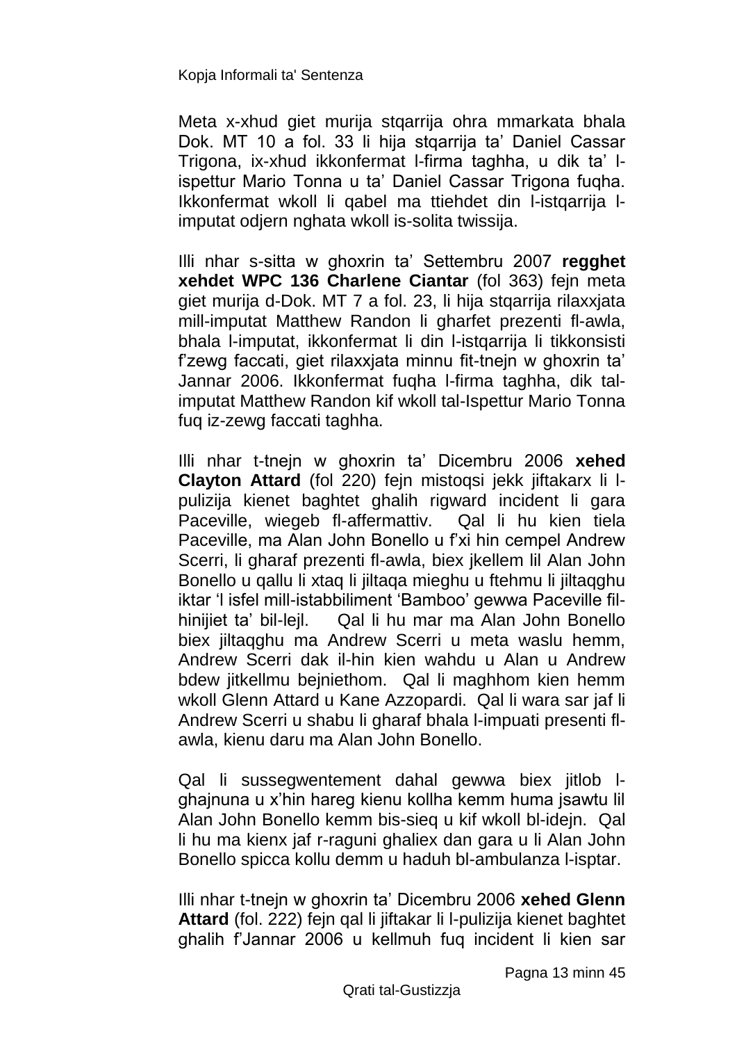Meta x-xhud giet murija stqarrija ohra mmarkata bhala Dok. MT 10 a fol. 33 li hija stqarrija ta' Daniel Cassar Trigona, ix-xhud ikkonfermat l-firma taghha, u dik ta' l-ispettur Mario Tonna u ta' Daniel Cassar Trigona fuqha. Ikkonfermat wkoll li qabel ma ttiehdet din l-istqarrija l-imputat odjern nghata wkoll is-solita twissija.

Illi nhar s-sitta w ghoxrin ta' Settembru 2007 **regghet xehdet WPC 136 Charlene Ciantar** (fol 363) fejn meta giet murija d-Dok. MT 7 a fol. 23, li hija stqarrija rilaxxjata mill-imputat Matthew Randon li gharfet prezenti fl-awla, bhala l-imputat, ikkonfermat li din l-istqarrija li tikkonsisti f'zewg faccati, giet rilaxxjata minnu fit-tnejn w ghoxrin ta' Jannar 2006. Ikkonfermat fuqha l-firma taghha, dik tal-imputat Matthew Randon kif wkoll tal-Ispettur Mario Tonna fuq iz-zewg faccati taghha.

Illi nhar t-tnejn w ghoxrin ta' Dicembru 2006 **xehed Clayton Attard** (fol 220) fejn mistoqsi jekk jiftakarx li l-pulizija kienet baghtet ghalih rigward incident li gara Paceville, wiegeb fl-affermattiv. Qal li hu kien tiela Paceville, ma Alan John Bonello u f'xi hin cempel Andrew Scerri, li gharaf prezenti fl-awla, biex jkellem lil Alan John Bonello u qallu li xtaq li jiltaqa mieghu u ftehmu li jiltaqghu iktar 'l isfel mill-istabbiliment 'Bamboo' gewwa Paceville fil-hinijiet ta' bil-lejl. Qal li hu mar ma Alan John Bonello biex jiltaqghu ma Andrew Scerri u meta waslu hemm, Andrew Scerri dak il-hin kien wahdu u Alan u Andrew bdew jitkellmu bejniethom. Qal li maghhom kien hemm wkoll Glenn Attard u Kane Azzopardi. Qal li wara sar jaf li Andrew Scerri u shabu li gharaf bhala l-impuati presenti fl-awla, kienu daru ma Alan John Bonello.

Qal li sussegwentement dahal gewwa biex jitlob l-ghajnuna u x'hin hareg kienu kollha kemm huma jsawtu lil Alan John Bonello kemm bis-sieq u kif wkoll bl-idejn. Qal li hu ma kienx jaf r-raguni ghaliex dan gara u li Alan John Bonello spicca kollu demm u haduh bl-ambulanza l-isptar.

Illi nhar t-tnejn w ghoxrin ta' Dicembru 2006 **xehed Glenn Attard** (fol. 222) fejn qal li jiftakar li l-pulizija kienet baghtet ghalih f'Jannar 2006 u kellmuh fuq incident li kien sar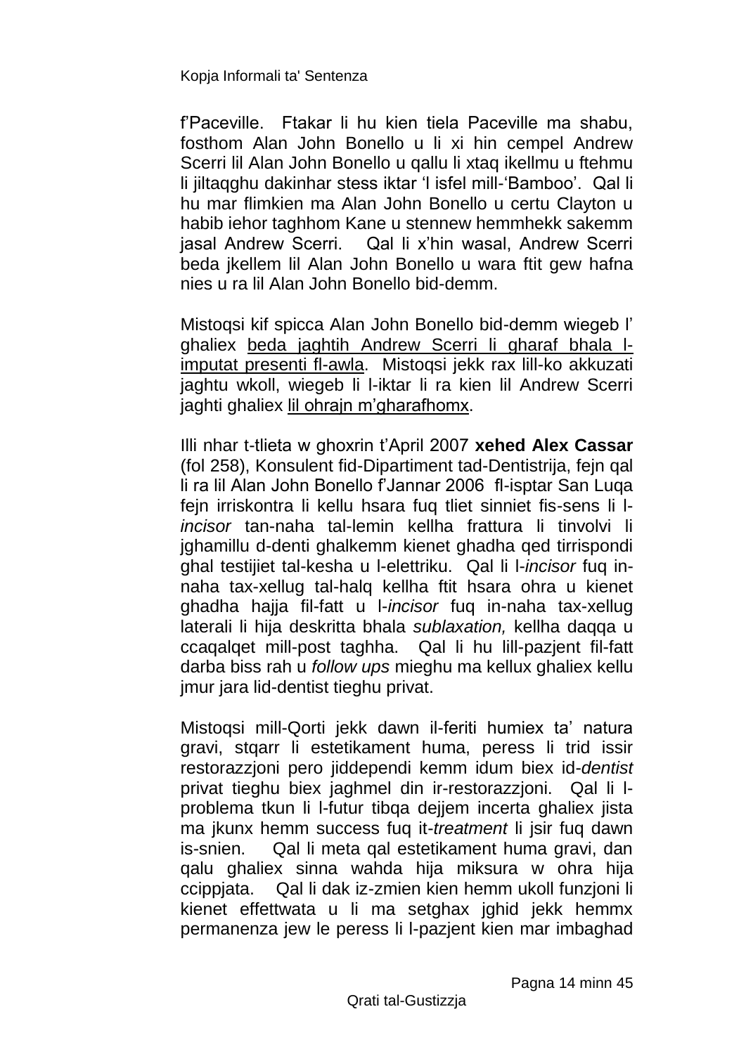f'Paceville. Ftakar li hu kien tiela Paceville ma shabu, fosthom Alan John Bonello u li xi hin cempel Andrew Scerri lil Alan John Bonello u qallu li xtaq ikellmu u ftehmu li jiltaqghu dakinhar stess iktar 'l isfel mill-'Bamboo'. Qal li hu mar flimkien ma Alan John Bonello u certu Clayton u habib iehor taghhom Kane u stennew hemmhekk sakemm jasal Andrew Scerri. Qal li x'hin wasal, Andrew Scerri beda jkellem lil Alan John Bonello u wara ftit gew hafna nies u ra lil Alan John Bonello bid-demm.

Mistoqsi kif spicca Alan John Bonello bid-demm wiegeb l' ghaliex <u>beda jaghtih Andrew Scerri li gharaf bhala l-imputat presenti fl-awla</u>. Mistoqsi jekk rax lill-ko akkuzati jaghtu wkoll, wiegeb li l-iktar li ra kien lil Andrew Scerri jaghti ghaliex <u>lil ohrajn m'gharafhomx</u>.

Illi nhar t-tlieta w ghoxrin t'April 2007 **xehed Alex Cassar** (fol 258), Konsulent fid-Dipartiment tad-Dentistrija, fejn qal li ra lil Alan John Bonello f'Jannar 2006 fl-isptar San Luqa fejn irriskontra li kellu hsara fuq tliet sinniet fis-sens li l-*incisor* tan-naha tal-lemin kellha frattura li tinvolvi li jghamillu d-denti ghalkemm kienet ghadha qed tirrispondi ghal testijiet tal-kesha u l-elettriku. Qal li l-*incisor* fuq in-naha tax-xellug tal-halq kellha ftit hsara ohra u kienet ghadha hajja fil-fatt u l-*incisor* fuq in-naha tax-xellug laterali li hija deskritta bhala *sublaxation,* kellha daqqa u ccaqalqet mill-post taghha. Qal li hu lill-pazjent fil-fatt darba biss rah u *follow ups* mieghu ma kellux ghaliex kellu jmur jara lid-dentist tieghu privat.

Mistoqsi mill-Qorti jekk dawn il-feriti humiex ta' natura gravi, stqarr li estetikament huma, peress li trid issir restorazzjoni pero jiddependi kemm idum biex id-*dentist* privat tieghu biex jaghmel din ir-restorazzjoni. Qal li l-problema tkun li l-futur tibqa dejjem incerta ghaliex jista ma jkunx hemm success fuq it-*treatment* li jsir fuq dawn is-snien. Qal li meta qal estetikament huma gravi, dan qalu ghaliex sinna wahda hija miksura w ohra hija ccippjata. Qal li dak iz-zmien kien hemm ukoll funzjoni li kienet effettwata u li ma setghax jghid jekk hemmx permanenza jew le peress li l-pazjent kien mar imbaghad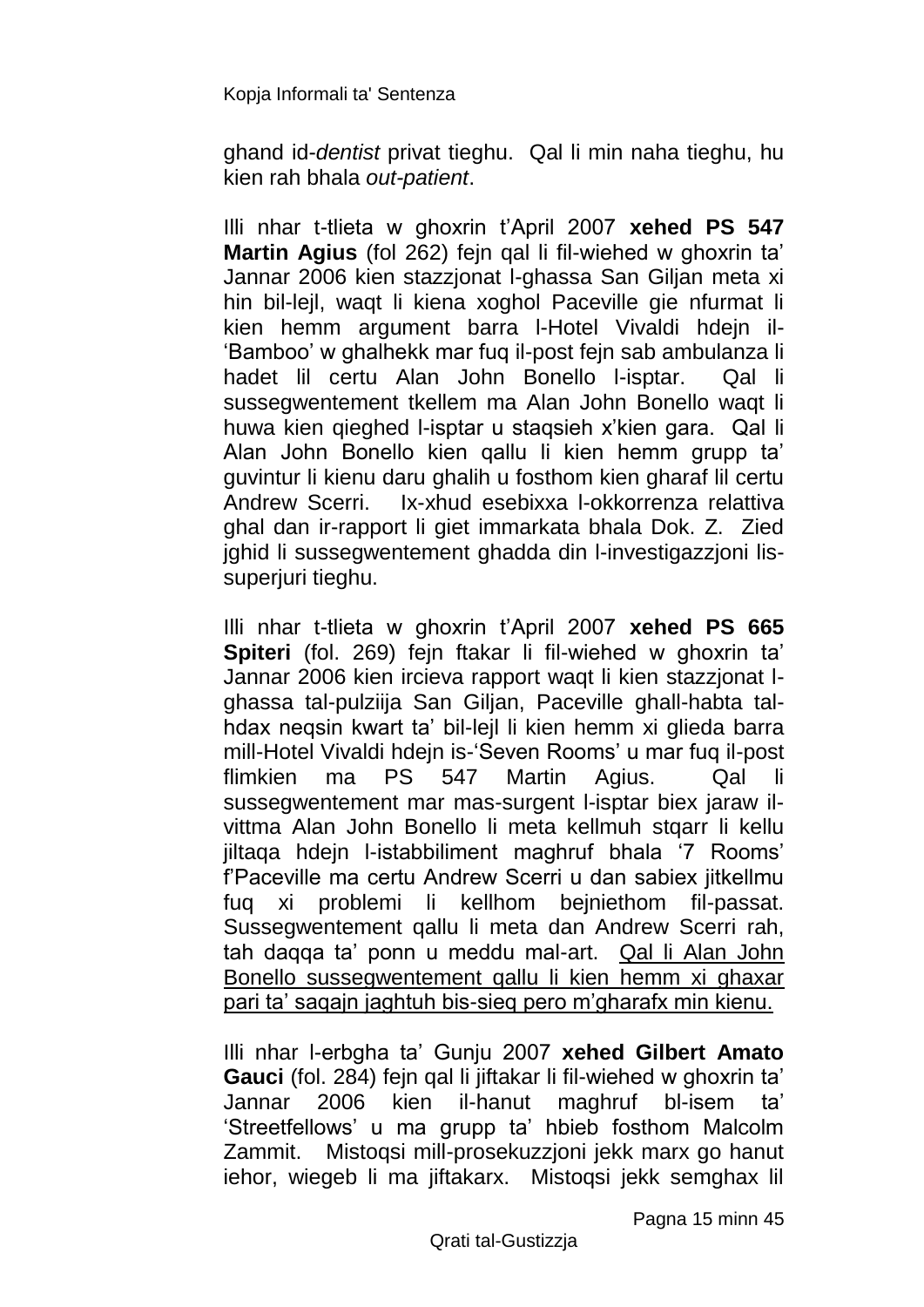ghand id-*dentist* privat tieghu. Qal li min naha tieghu, hu kien rah bhala *out-patient*.

Illi nhar t-tlieta w ghoxrin t'April 2007 **xehed PS 547 Martin Agius** (fol 262) fejn qal li fil-wiehed w ghoxrin ta' Jannar 2006 kien stazzjonat l-ghassa San Giljan meta xi hin bil-lejl, waqt li kiena xoghol Paceville gie nfurmat li kien hemm argument barra l-Hotel Vivaldi hdejn il-'Bamboo' w ghalhekk mar fuq il-post fejn sab ambulanza li hadet lil certu Alan John Bonello l-isptar. Qal li sussegwentement tkellem ma Alan John Bonello waqt li huwa kien qieghed l-isptar u staqsieh x'kien gara. Qal li Alan John Bonello kien qallu li kien hemm grupp ta' guvintur li kienu daru ghalih u fosthom kien gharaf lil certu Andrew Scerri. Ix-xhud esebixxa l-okkorrenza relattiva ghal dan ir-rapport li giet immarkata bhala Dok. Z. Zied jghid li sussegwentement ghadda din l-investigazzjoni lis-superjuri tieghu.

Illi nhar t-tlieta w ghoxrin t'April 2007 **xehed PS 665 Spiteri** (fol. 269) fejn ftakar li fil-wiehed w ghoxrin ta' Jannar 2006 kien ircieva rapport waqt li kien stazzjonat l-ghassa tal-pulziija San Giljan, Paceville ghall-habta tal-hdax neqsin kwart ta' bil-lejl li kien hemm xi glieda barra mill-Hotel Vivaldi hdejn is-'Seven Rooms' u mar fuq il-post flimkien ma PS 547 Martin Agius. Qal li sussegwentement mar mas-surgent l-isptar biex jaraw il-vittma Alan John Bonello li meta kellmuh stqarr li kellu jiltaqa hdejn l-istabbiliment maghruf bhala '7 Rooms' f'Paceville ma certu Andrew Scerri u dan sabiex jitkellmu fuq xi problemi li kellhom bejniethom fil-passat. Sussegwentement qallu li meta dan Andrew Scerri rah, tah daqqa ta' ponn u meddu mal-art. Qal li Alan John Bonello sussegwentement qallu li kien hemm xi ghaxar pari ta' saqajn jaghtuh bis-sieq pero m'gharafx min kienu.

Illi nhar l-erbgha ta' Gunju 2007 **xehed Gilbert Amato Gauci** (fol. 284) fejn qal li jiftakar li fil-wiehed w ghoxrin ta' Jannar 2006 kien il-hanut maghruf bl-isem ta' 'Streetfellows' u ma grupp ta' hbieb fosthom Malcolm Zammit. Mistoqsi mill-prosekuzzjoni jekk marx go hanut iehor, wiegeb li ma jiftakarx. Mistoqsi jekk semghax lil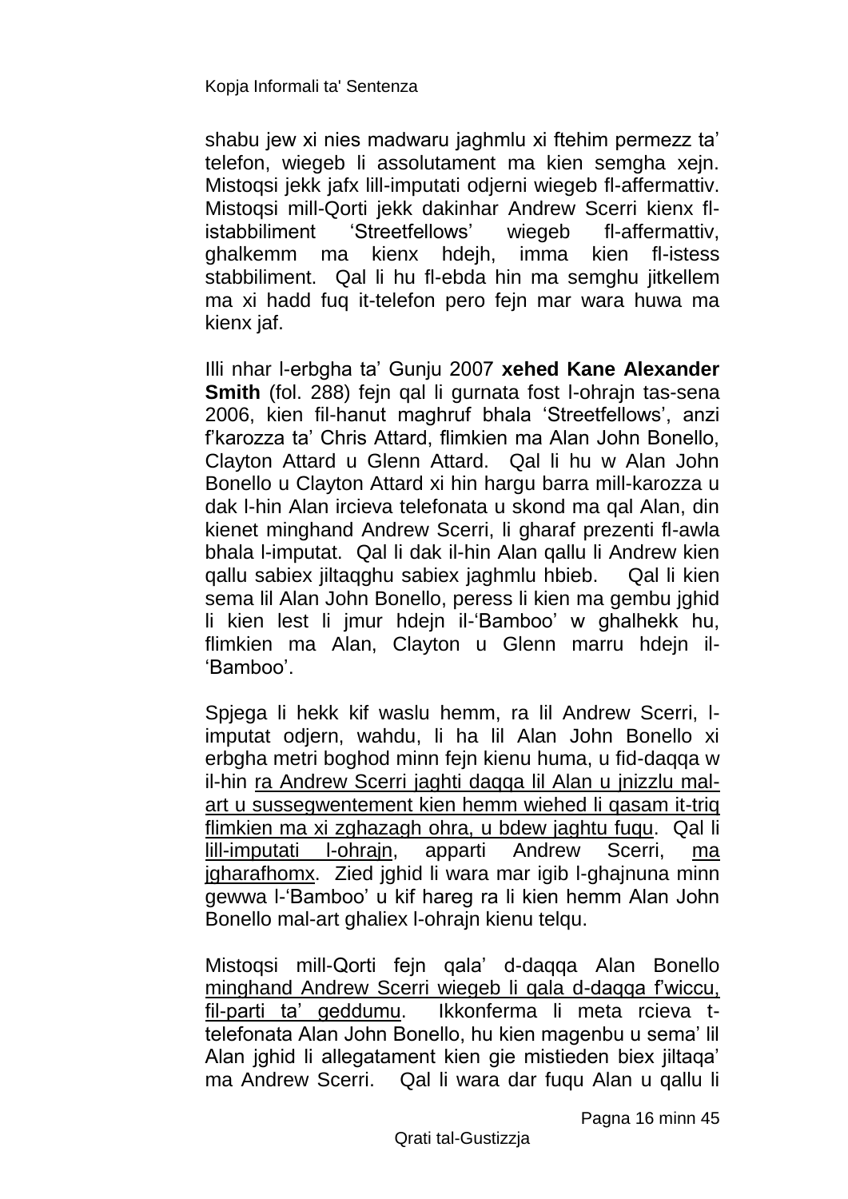shabu jew xi nies madwaru jaghmlu xi ftehim permezz ta' telefon, wiegeb li assolutament ma kien semgha xejn. Mistoqsi jekk jafx lill-imputati odjerni wiegeb fl-affermattiv. Mistoqsi mill-Qorti jekk dakinhar Andrew Scerri kienx fl-istabbiliment 'Streetfellows' wiegeb fl-affermattiv, ghalkemm ma kienx hdejh, imma kien fl-istess stabbiliment. Qal li hu fl-ebda hin ma semghu jitkellem ma xi hadd fuq it-telefon pero fejn mar wara huwa ma kienx jaf.

Illi nhar l-erbgha ta' Gunju 2007 **xehed Kane Alexander Smith** (fol. 288) fejn qal li gurnata fost l-ohrajn tas-sena 2006, kien fil-hanut maghruf bhala 'Streetfellows', anzi f'karozza ta' Chris Attard, flimkien ma Alan John Bonello, Clayton Attard u Glenn Attard. Qal li hu w Alan John Bonello u Clayton Attard xi hin hargu barra mill-karozza u dak l-hin Alan ircieva telefonata u skond ma qal Alan, din kienet minghand Andrew Scerri, li gharaf prezenti fl-awla bhala l-imputat. Qal li dak il-hin Alan qallu li Andrew kien qallu sabiex jiltaqghu sabiex jaghmlu hbieb. Qal li kien sema lil Alan John Bonello, peress li kien ma gembu jghid li kien lest li jmur hdejn il-'Bamboo' w ghalhekk hu, flimkien ma Alan, Clayton u Glenn marru hdejn il-'Bamboo'.

Spjega li hekk kif waslu hemm, ra lil Andrew Scerri, l-imputat odjern, wahdu, li ha lil Alan John Bonello xi erbgha metri boghod minn fejn kienu huma, u fid-daqqa w il-hin <u>ra Andrew Scerri jaghti daqqa lil Alan u jnizzlu mal-art u sussegwentement kien hemm wiehed li qasam it-triq flimkien ma xi zghazagh ohra, u bdew jaghtu fuqu</u>. Qal li <u>lill-imputati l-ohrajn</u>, apparti Andrew Scerri, <u>ma jgharafhomx</u>. Zied jghid li wara mar igib l-ghajnuna minn gewwa l-'Bamboo' u kif hareg ra li kien hemm Alan John Bonello mal-art ghaliex l-ohrajn kienu telqu.

Mistoqsi mill-Qorti fejn qala' d-daqqa Alan Bonello <u>minghand Andrew Scerri wiegeb li qala d-daqqa f'wiccu, fil-parti ta' geddumu</u>. Ikkonferma li meta rcieva t-telefonata Alan John Bonello, hu kien magenbu u sema' lil Alan jghid li allegatament kien gie mistieden biex jiltaqa' ma Andrew Scerri. Qal li wara dar fuqu Alan u qallu li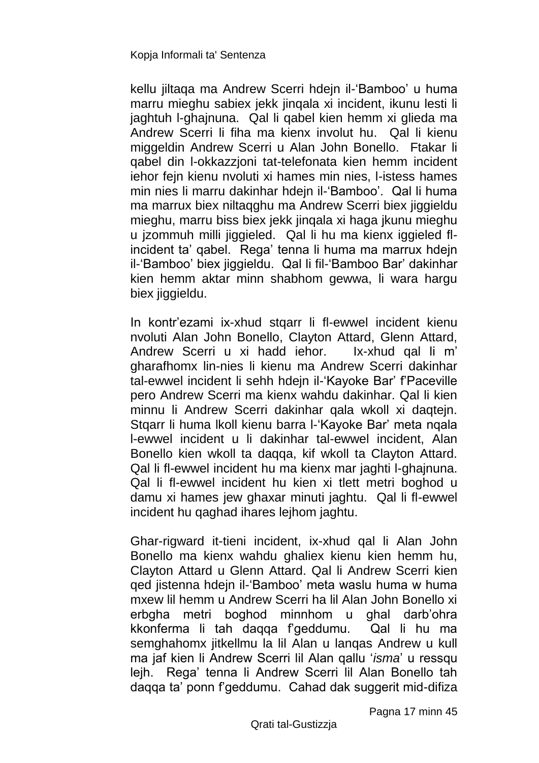kellu jiltaqa ma Andrew Scerri hdejn il-'Bamboo' u huma marru mieghu sabiex jekk jinqala xi incident, ikunu lesti li jaghtuh l-ghajnuna. Qal li qabel kien hemm xi glieda ma Andrew Scerri li fiha ma kienx involut hu. Qal li kienu miggeldin Andrew Scerri u Alan John Bonello. Ftakar li qabel din l-okkazzjoni tat-telefonata kien hemm incident iehor fejn kienu nvoluti xi hames min nies, l-istess hames min nies li marru dakinhar hdejn il-'Bamboo'. Qal li huma ma marrux biex niltaqghu ma Andrew Scerri biex jiggieldu mieghu, marru biss biex jekk jinqala xi haga jkunu mieghu u jzommuh milli jiggieled. Qal li hu ma kienx iggieled fl-incident ta' qabel. Rega' tenna li huma ma marrux hdejn il-'Bamboo' biex jiggieldu. Qal li fil-'Bamboo Bar' dakinhar kien hemm aktar minn shabhom gewwa, li wara hargu biex jiggieldu.

In kontr'ezami ix-xhud stqarr li fl-ewwel incident kienu nvoluti Alan John Bonello, Clayton Attard, Glenn Attard, Andrew Scerri u xi hadd iehor. Ix-xhud qal li m' gharafhomx lin-nies li kienu ma Andrew Scerri dakinhar tal-ewwel incident li sehh hdejn il-'Kayoke Bar' f'Paceville pero Andrew Scerri ma kienx wahdu dakinhar. Qal li kien minnu li Andrew Scerri dakinhar qala wkoll xi daqtejn. Stqarr li huma lkoll kienu barra l-'Kayoke Bar' meta nqala l-ewwel incident u li dakinhar tal-ewwel incident, Alan Bonello kien wkoll ta daqqa, kif wkoll ta Clayton Attard. Qal li fl-ewwel incident hu ma kienx mar jaghti l-ghajnuna. Qal li fl-ewwel incident hu kien xi tlett metri boghod u damu xi hames jew ghaxar minuti jaghtu. Qal li fl-ewwel incident hu qaghad ihares lejhom jaghtu.

Ghar-rigward it-tieni incident, ix-xhud qal li Alan John Bonello ma kienx wahdu ghaliex kienu kien hemm hu, Clayton Attard u Glenn Attard. Qal li Andrew Scerri kien qed jistenna hdejn il-'Bamboo' meta waslu huma w huma mxew lil hemm u Andrew Scerri ha lil Alan John Bonello xi erbgha metri boghod minnhom u ghal darb'ohra kkonferma li tah daqqa f'geddumu. Qal li hu ma semghahomx jitkellmu la lil Alan u lanqas Andrew u kull ma jaf kien li Andrew Scerri lil Alan qallu '*isma*' u ressqu lejh. Rega' tenna li Andrew Scerri lil Alan Bonello tah daqqa ta' ponn f'geddumu. Cahad dak suggerit mid-difiza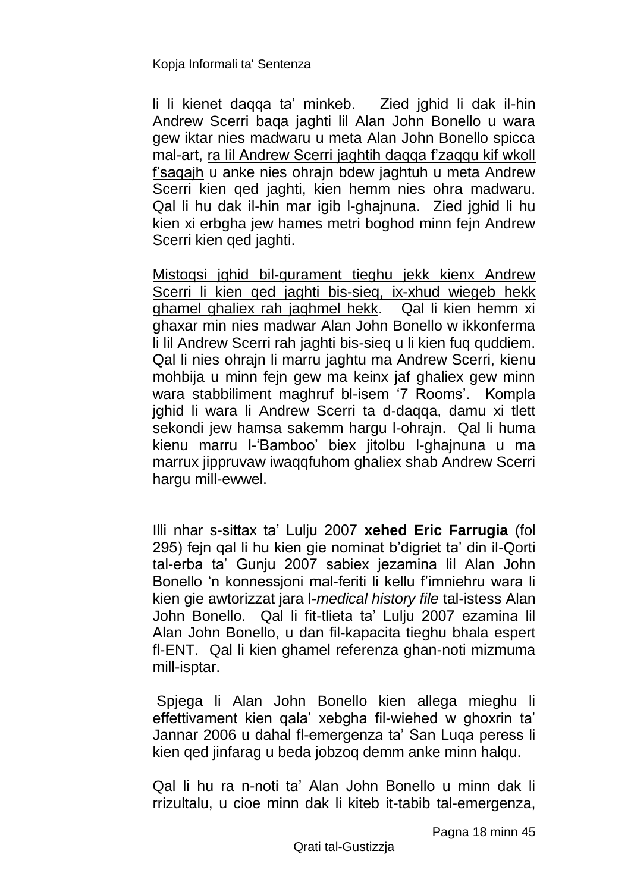li li kienet daqqa ta' minkeb. Zied jghid li dak il-hin Andrew Scerri baqa jaghti lil Alan John Bonello u wara gew iktar nies madwaru u meta Alan John Bonello spicca mal-art, <u>ra lil Andrew Scerri jaghtih daqqa f'zaqqu kif wkoll f'saqajh</u> u anke nies ohrajn bdew jaghtuh u meta Andrew Scerri kien qed jaghti, kien hemm nies ohra madwaru. Qal li hu dak il-hin mar igib l-ghajnuna. Zied jghid li hu kien xi erbgha jew hames metri boghod minn fejn Andrew Scerri kien qed jaghti.

<u>Mistoqsi jghid bil-gurament tieghu jekk kienx Andrew Scerri li kien qed jaghti bis-sieq, ix-xhud wiegeb hekk ghamel ghaliex rah jaghmel hekk</u>. Qal li kien hemm xi ghaxar min nies madwar Alan John Bonello w ikkonferma li lil Andrew Scerri rah jaghti bis-sieq u li kien fuq quddiem. Qal li nies ohrajn li marru jaghtu ma Andrew Scerri, kienu mohbija u minn fejn gew ma keinx jaf ghaliex gew minn wara stabbiliment maghruf bl-isem '7 Rooms'. Kompla jghid li wara li Andrew Scerri ta d-daqqa, damu xi tlett sekondi jew hamsa sakemm hargu l-ohrajn. Qal li huma kienu marru l-'Bamboo' biex jitolbu l-ghajnuna u ma marrux jippruvaw iwaqqfuhom ghaliex shab Andrew Scerri hargu mill-ewwel.

Illi nhar s-sittax ta' Lulju 2007 **xehed Eric Farrugia** (fol 295) fejn qal li hu kien gie nominat b'digriet ta' din il-Qorti tal-erba ta' Gunju 2007 sabiex jezamina lil Alan John Bonello 'n konnessjoni mal-feriti li kellu f'imniehru wara li kien gie awtorizzat jara l-*medical history file* tal-istess Alan John Bonello. Qal li fit-tlieta ta' Lulju 2007 ezamina lil Alan John Bonello, u dan fil-kapacita tieghu bhala espert fl-ENT. Qal li kien ghamel referenza ghan-noti mizmuma mill-isptar.

Spjega li Alan John Bonello kien allega mieghu li effettivament kien qala' xebgha fil-wiehed w ghoxrin ta' Jannar 2006 u dahal fl-emergenza ta' San Luqa peress li kien qed jinfarag u beda jobzoq demm anke minn halqu.

Qal li hu ra n-noti ta' Alan John Bonello u minn dak li rrizultalu, u cioe minn dak li kiteb it-tabib tal-emergenza,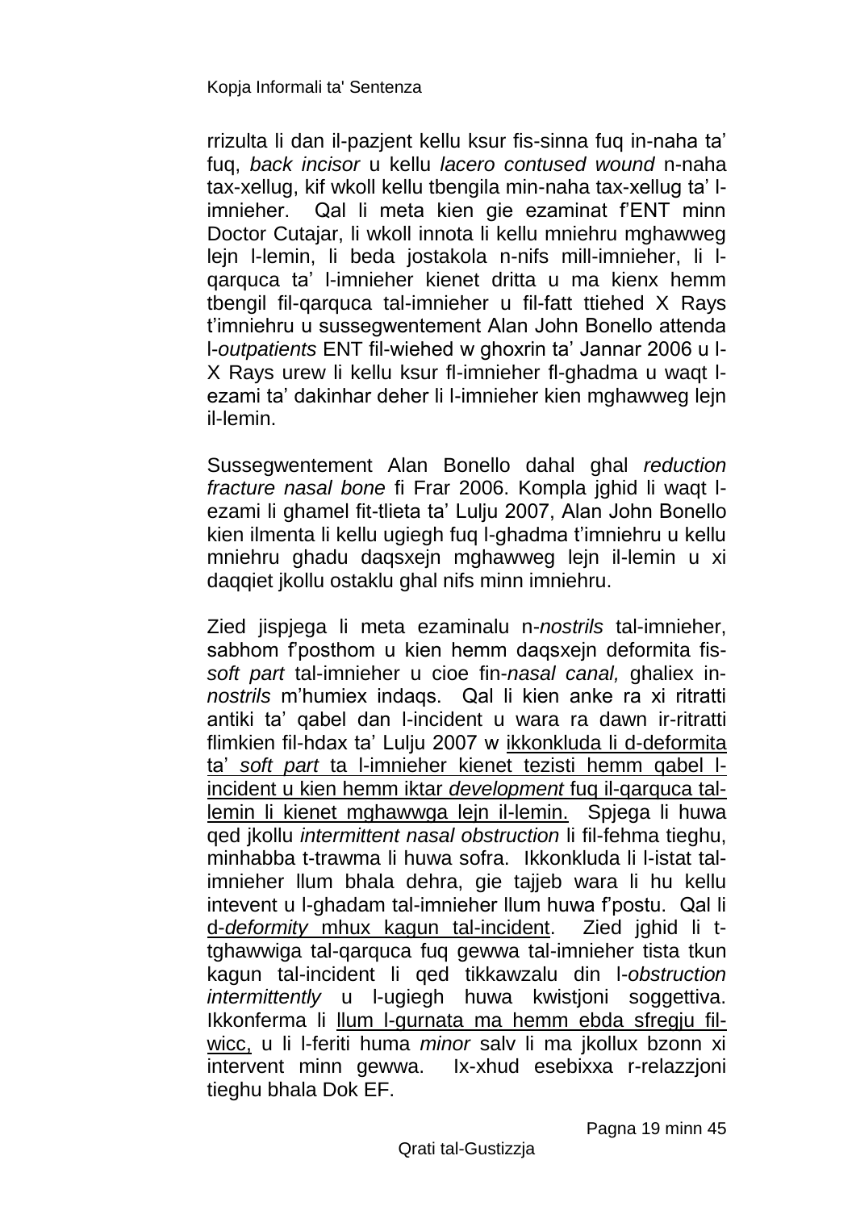rrizulta li dan il-pazjent kellu ksur fis-sinna fuq in-naha ta' fuq, *back incisor* u kellu *lacero contused wound* n-naha tax-xellug, kif wkoll kellu tbengila min-naha tax-xellug ta' l-imnieher. Qal li meta kien gie ezaminat f'ENT minn Doctor Cutajar, li wkoll innota li kellu mniehru mghawweg lejn l-lemin, li beda jostakola n-nifs mill-imnieher, li l-qarquca ta' l-imnieher kienet dritta u ma kienx hemm tbengil fil-qarquca tal-imnieher u fil-fatt ttiehed X Rays t'imniehru u sussegwentement Alan John Bonello attenda l-*outpatients* ENT fil-wiehed w ghoxrin ta' Jannar 2006 u l-X Rays urew li kellu ksur fl-imnieher fl-ghadma u waqt l-ezami ta' dakinhar deher li l-imnieher kien mghawweg lejn il-lemin.

Sussegwentement Alan Bonello dahal ghal *reduction fracture nasal bone* fi Frar 2006. Kompla jghid li waqt l-ezami li ghamel fit-tlieta ta' Lulju 2007, Alan John Bonello kien ilmenta li kellu ugiegh fuq l-ghadma t'imniehru u kellu mniehru ghadu daqsxejn mghawweg lejn il-lemin u xi daqqiet jkollu ostaklu ghal nifs minn imniehru.

Zied jispjega li meta ezaminalu n-*nostrils* tal-imnieher, sabhom f'posthom u kien hemm daqsxejn deformita fis-*soft part* tal-imnieher u cioe fin-*nasal canal,* ghaliex in-*nostrils* m'humiex indaqs. Qal li kien anke ra xi ritratti antiki ta' qabel dan l-incident u wara ra dawn ir-ritratti flimkien fil-hdax ta' Lulju 2007 w <u>ikkonkluda li d-deformita ta' *soft part* ta l-imnieher kienet tezisti hemm qabel l-incident u kien hemm iktar *development* fuq il-qarquca tal-lemin li kienet mghawwga lejn il-lemin.</u> Spjega li huwa qed jkollu *intermittent nasal obstruction* li fil-fehma tieghu, minhabba t-trawma li huwa sofra. Ikkonkluda li l-istat tal-imnieher llum bhala dehra, gie tajjeb wara li hu kellu intevent u l-ghadam tal-imnieher llum huwa f'postu. Qal li <u>d-*deformity* mhux kagun tal-incident</u>. Zied jghid li t-tghawwiga tal-qarquca fuq gewwa tal-imnieher tista tkun kagun tal-incident li qed tikkawzalu din l-*obstruction intermittently* u l-ugiegh huwa kwistjoni soggettiva. Ikkonferma li <u>llum l-gurnata ma hemm ebda sfregju fil-wicc,</u> u li l-feriti huma *minor* salv li ma jkollux bzonn xi intervent minn gewwa. Ix-xhud esebixxa r-relazzjoni tieghu bhala Dok EF.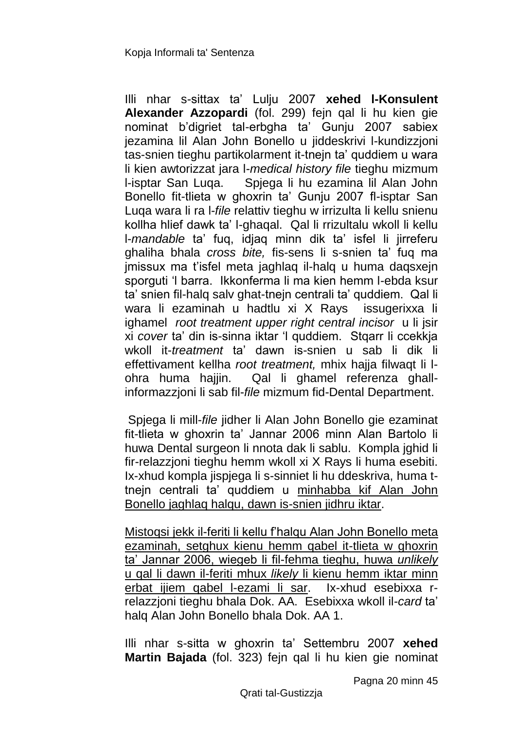Illi nhar s-sittax ta' Lulju 2007 **xehed l-Konsulent Alexander Azzopardi** (fol. 299) fejn qal li hu kien gie nominat b'digriet tal-erbgha ta' Gunju 2007 sabiex jezamina lil Alan John Bonello u jiddeskrivi l-kundizzjoni tas-snien tieghu partikolarment it-tnejn ta' quddiem u wara li kien awtorizzat jara l-*medical history file* tieghu mizmum l-isptar San Luqa. Spjega li hu ezamina lil Alan John Bonello fit-tlieta w ghoxrin ta' Gunju 2007 fl-isptar San Luqa wara li ra l-*file* relattiv tieghu w irrizulta li kellu snienu kollha hlief dawk ta' l-ghaqal. Qal li rrizultalu wkoll li kellu l-*mandable* ta' fuq, idjaq minn dik ta' isfel li jirreferu ghaliha bhala *cross bite,* fis-sens li s-snien ta' fuq ma jmissux ma t'isfel meta jaghlaq il-halq u huma daqsxejn sporguti 'l barra. Ikkonferma li ma kien hemm l-ebda ksur ta' snien fil-halq salv ghat-tnejn centrali ta' quddiem. Qal li wara li ezaminah u hadtlu xi X Rays issugerixxa li ighamel *root treatment upper right central incisor* u li jsir xi *cover* ta' din is-sinna iktar 'l quddiem. Stqarr li ccekkja wkoll it-*treatment* ta' dawn is-snien u sab li dik li effettivament kellha *root treatment,* mhix hajja filwaqt li l-ohra huma hajjin. Qal li ghamel referenza ghall-informazzjoni li sab fil-*file* mizmum fid-Dental Department.

Spjega li mill-*file* jidher li Alan John Bonello gie ezaminat fit-tlieta w ghoxrin ta' Jannar 2006 minn Alan Bartolo li huwa Dental surgeon li nnota dak li sablu. Kompla jghid li fir-relazzjoni tieghu hemm wkoll xi X Rays li huma esebiti. Ix-xhud kompla jispjega li s-sinniet li hu ddeskriva, huma t-tnejn centrali ta' quddiem u <u>minhabba kif Alan John Bonello jaghlaq halqu, dawn is-snien jidhru iktar</u>.

<u>Mistoqsi jekk il-feriti li kellu f'halqu Alan John Bonello meta ezaminah, setghux kienu hemm qabel it-tlieta w ghoxrin ta' Jannar 2006, wiegeb li fil-fehma tieghu, huwa *unlikely* u qal li dawn il-feriti mhux *likely* li kienu hemm iktar minn erbat ijiem qabel l-ezami li sar</u>. Ix-xhud esebixxa r-relazzjoni tieghu bhala Dok. AA. Esebixxa wkoll il-*card* ta' halq Alan John Bonello bhala Dok. AA 1.

Illi nhar s-sitta w ghoxrin ta' Settembru 2007 **xehed Martin Bajada** (fol. 323) fejn qal li hu kien gie nominat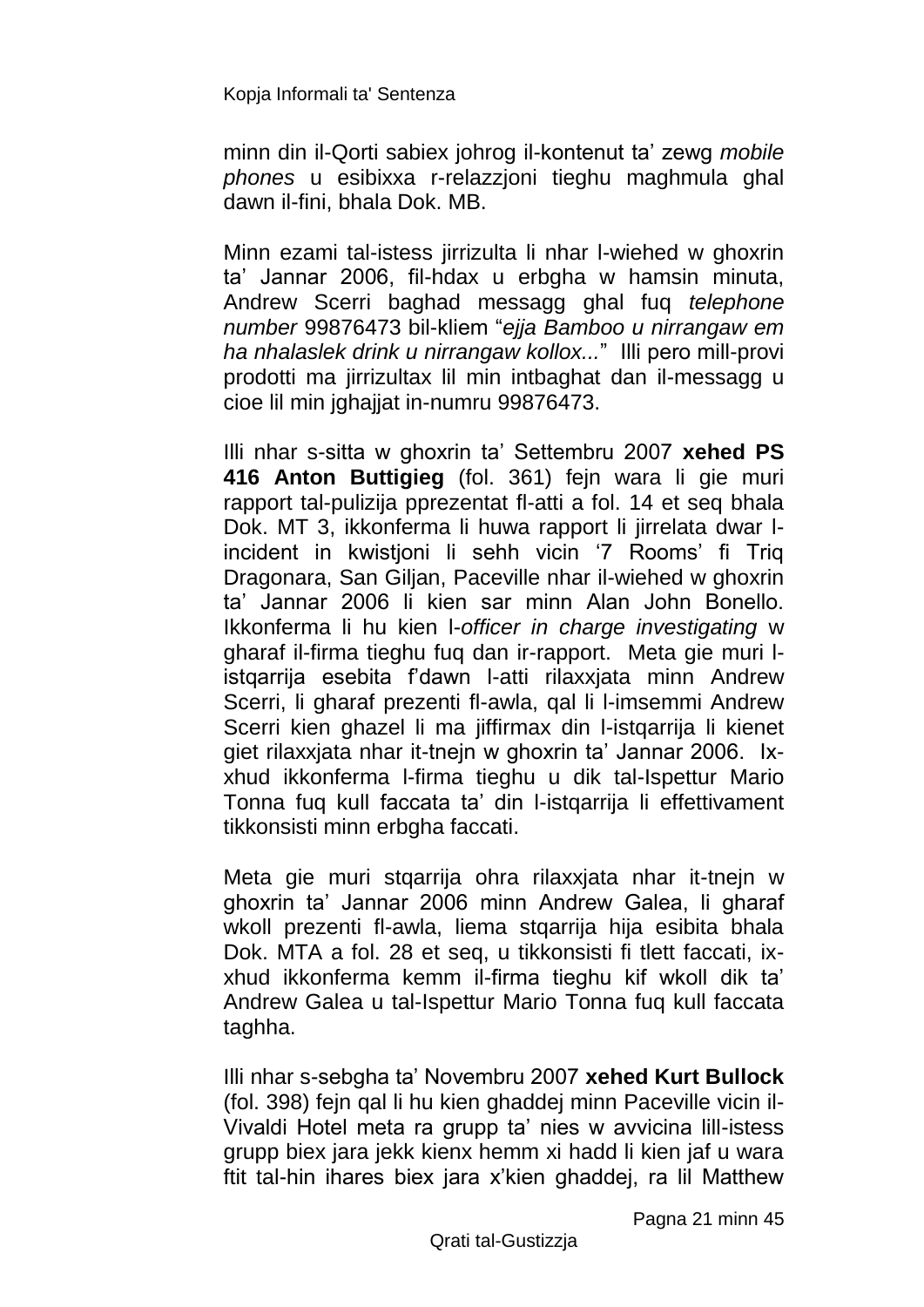minn din il-Qorti sabiex johrog il-kontenut ta' zewg *mobile phones* u esibixxa r-relazzjoni tieghu maghmula ghal dawn il-fini, bhala Dok. MB.

Minn ezami tal-istess jirrizulta li nhar l-wiehed w ghoxrin ta' Jannar 2006, fil-hdax u erbgha w hamsin minuta, Andrew Scerri baghad messagg ghal fuq *telephone number* 99876473 bil-kliem "*ejja Bamboo u nirrangaw em ha nhalaslek drink u nirrangaw kollox...*" Illi pero mill-provi prodotti ma jirrizultax lil min intbaghat dan il-messagg u cioe lil min jghajjat in-numru 99876473.

Illi nhar s-sitta w ghoxrin ta' Settembru 2007 **xehed PS 416 Anton Buttigieg** (fol. 361) fejn wara li gie muri rapport tal-pulizija pprezentat fl-atti a fol. 14 et seq bhala Dok. MT 3, ikkonferma li huwa rapport li jirrelata dwar l-incident in kwistjoni li sehh vicin '7 Rooms' fi Triq Dragonara, San Giljan, Paceville nhar il-wiehed w ghoxrin ta' Jannar 2006 li kien sar minn Alan John Bonello. Ikkonferma li hu kien l-*officer in charge investigating* w gharaf il-firma tieghu fuq dan ir-rapport. Meta gie muri l-istqarrija esebita f'dawn l-atti rilaxxjata minn Andrew Scerri, li gharaf prezenti fl-awla, qal li l-imsemmi Andrew Scerri kien ghazel li ma jiffirmax din l-istqarrija li kienet giet rilaxxjata nhar it-tnejn w ghoxrin ta' Jannar 2006. Ix-xhud ikkonferma l-firma tieghu u dik tal-Ispettur Mario Tonna fuq kull faccata ta' din l-istqarrija li effettivament tikkonsisti minn erbgha faccati.

Meta gie muri stqarrija ohra rilaxxjata nhar it-tnejn w ghoxrin ta' Jannar 2006 minn Andrew Galea, li gharaf wkoll prezenti fl-awla, liema stqarrija hija esibita bhala Dok. MTA a fol. 28 et seq, u tikkonsisti fi tlett faccati, ix-xhud ikkonferma kemm il-firma tieghu kif wkoll dik ta' Andrew Galea u tal-Ispettur Mario Tonna fuq kull faccata taghha.

Illi nhar s-sebgha ta' Novembru 2007 **xehed Kurt Bullock** (fol. 398) fejn qal li hu kien ghaddej minn Paceville vicin il-Vivaldi Hotel meta ra grupp ta' nies w avvicina lill-istess grupp biex jara jekk kienx hemm xi hadd li kien jaf u wara ftit tal-hin ihares biex jara x'kien ghaddej, ra lil Matthew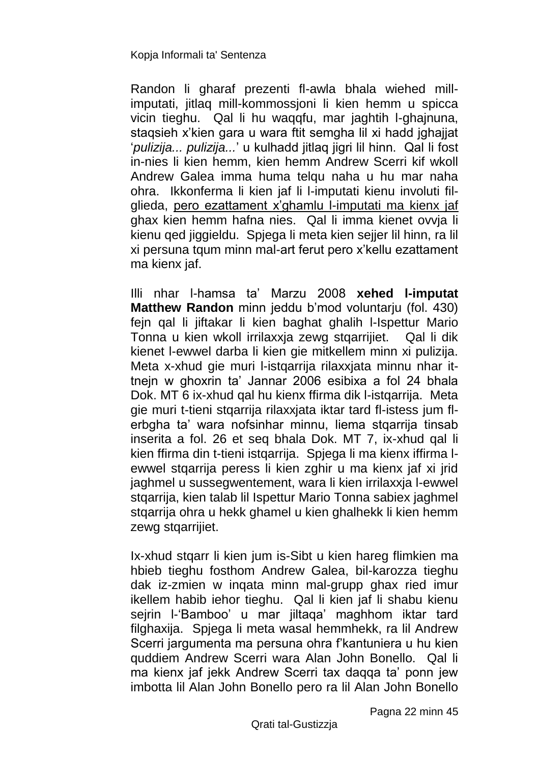Randon li gharaf prezenti fl-awla bhala wiehed mill-imputati, jitlaq mill-kommossjoni li kien hemm u spicca vicin tieghu. Qal li hu waqqfu, mar jaghtih l-ghajnuna, staqsieh x'kien gara u wara ftit semgha lil xi hadd jghajjat '*pulizija... pulizija...*' u kulhadd jitlaq jigri lil hinn. Qal li fost in-nies li kien hemm, kien hemm Andrew Scerri kif wkoll Andrew Galea imma huma telqu naha u hu mar naha ohra. Ikkonferma li kien jaf li l-imputati kienu involuti fil-glieda, <u>pero ezattament x'ghamlu l-imputati ma kienx jaf</u> ghax kien hemm hafna nies. Qal li imma kienet ovvja li kienu qed jiggieldu. Spjega li meta kien sejjer lil hinn, ra lil xi persuna tqum minn mal-art ferut pero x'kellu ezattament ma kienx jaf.

Illi nhar l-hamsa ta' Marzu 2008 **xehed l-imputat Matthew Randon** minn jeddu b'mod voluntarju (fol. 430) fejn qal li jiftakar li kien baghat ghalih l-Ispettur Mario Tonna u kien wkoll irrilaxxja zewg stqarrijiet. Qal li dik kienet l-ewwel darba li kien gie mitkellem minn xi pulizija. Meta x-xhud gie muri l-istqarrija rilaxxjata minnu nhar it-tnejn w ghoxrin ta' Jannar 2006 esibixa a fol 24 bhala Dok. MT 6 ix-xhud qal hu kienx ffirma dik l-istqarrija. Meta gie muri t-tieni stqarrija rilaxxjata iktar tard fl-istess jum fl-erbgha ta' wara nofsinhar minnu, liema stqarrija tinsab inserita a fol. 26 et seq bhala Dok. MT 7, ix-xhud qal li kien ffirma din t-tieni istqarrija. Spjega li ma kienx iffirma l-ewwel stqarrija peress li kien zghir u ma kienx jaf xi jrid jaghmel u sussegwentement, wara li kien irrilaxxja l-ewwel stqarrija, kien talab lil Ispettur Mario Tonna sabiex jaghmel stqarrija ohra u hekk ghamel u kien ghalhekk li kien hemm zewg stqarrijiet.

Ix-xhud stqarr li kien jum is-Sibt u kien hareg flimkien ma hbieb tieghu fosthom Andrew Galea, bil-karozza tieghu dak iz-zmien w inqata minn mal-grupp ghax ried imur ikellem habib iehor tieghu. Qal li kien jaf li shabu kienu sejrin l-'Bamboo' u mar jiltaqa' maghhom iktar tard filghaxija. Spjega li meta wasal hemmhekk, ra lil Andrew Scerri jargumenta ma persuna ohra f'kantuniera u hu kien quddiem Andrew Scerri wara Alan John Bonello. Qal li ma kienx jaf jekk Andrew Scerri tax daqqa ta' ponn jew imbotta lil Alan John Bonello pero ra lil Alan John Bonello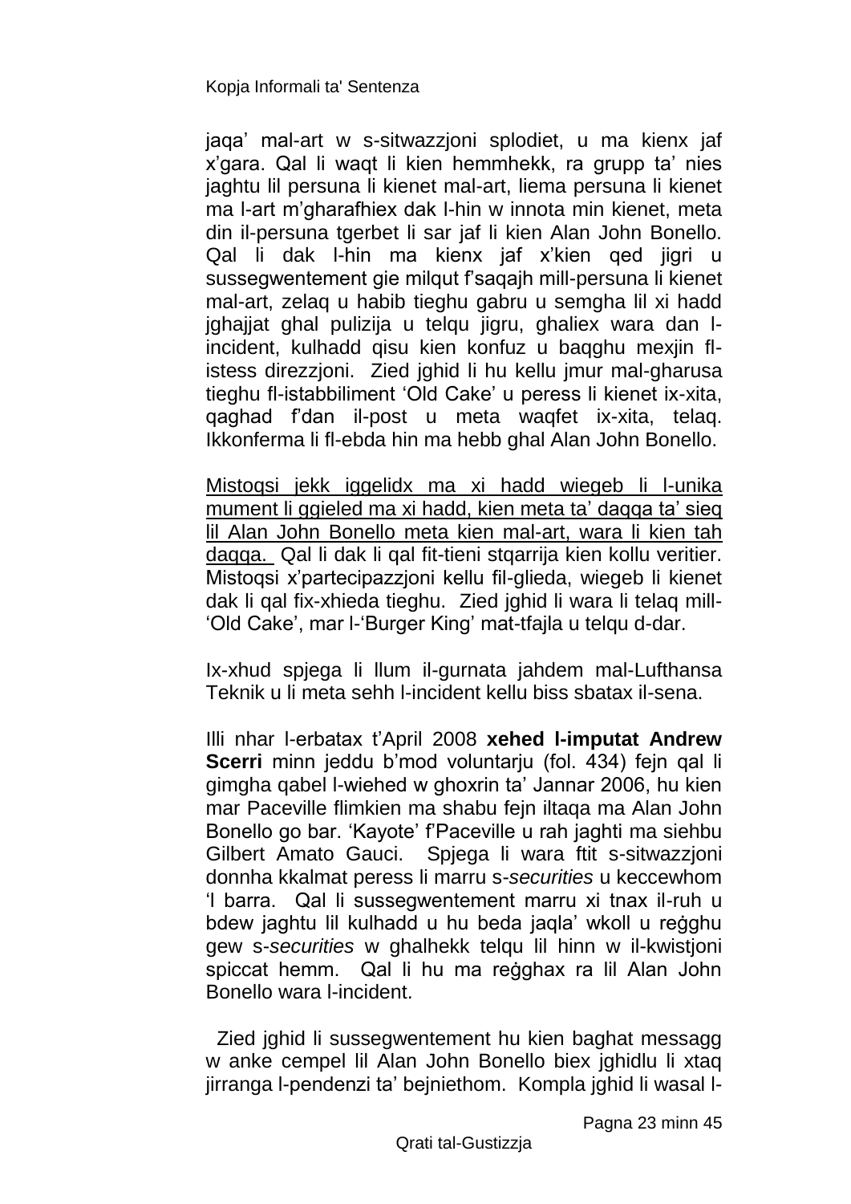jaqa' mal-art w s-sitwazzjoni splodiet, u ma kienx jaf x'gara. Qal li waqt li kien hemmhekk, ra grupp ta' nies jaghtu lil persuna li kienet mal-art, liema persuna li kienet ma l-art m'gharafhiex dak l-hin w innota min kienet, meta din il-persuna tgerbet li sar jaf li kien Alan John Bonello. Qal li dak l-hin ma kienx jaf x'kien qed jigri u sussegwentement gie milqut f'saqajh mill-persuna li kienet mal-art, zelaq u habib tieghu gabru u semgha lil xi hadd jghajjat ghal pulizija u telqu jigru, ghaliex wara dan l-incident, kulhadd qisu kien konfuz u baqghu mexjin fl-istess direzzjoni. Zied jghid li hu kellu jmur mal-gharusa tieghu fl-istabbiliment 'Old Cake' u peress li kienet ix-xita, qaghad f'dan il-post u meta waqfet ix-xita, telaq. Ikkonferma li fl-ebda hin ma hebb ghal Alan John Bonello.

<u>Mistoqsi jekk iggelidx ma xi hadd wiegeb li l-unika mument li ggieled ma xi hadd, kien meta ta' daqqa ta' sieq lil Alan John Bonello meta kien mal-art, wara li kien tah daqqa.</u> Qal li dak li qal fit-tieni stqarrija kien kollu veritier. Mistoqsi x'partecipazzjoni kellu fil-glieda, wiegeb li kienet dak li qal fix-xhieda tieghu. Zied jghid li wara li telaq mill-'Old Cake', mar l-'Burger King' mat-tfajla u telqu d-dar.

Ix-xhud spjega li llum il-gurnata jahdem mal-Lufthansa Teknik u li meta sehh l-incident kellu biss sbatax il-sena.

Illi nhar l-erbatax t'April 2008 **xehed l-imputat Andrew Scerri** minn jeddu b'mod voluntarju (fol. 434) fejn qal li gimgha qabel l-wiehed w ghoxrin ta' Jannar 2006, hu kien mar Paceville flimkien ma shabu fejn iltaqa ma Alan John Bonello go bar. 'Kayote' f'Paceville u rah jaghti ma siehbu Gilbert Amato Gauci. Spjega li wara ftit s-sitwazzjoni donnha kkalmat peress li marru s-*securities* u keccewhom 'l barra. Qal li sussegwentement marru xi tnax il-ruh u bdew jaghtu lil kulhadd u hu beda jaqla' wkoll u reġghu gew s-*securities* w ghalhekk telqu lil hinn w il-kwistjoni spiccat hemm. Qal li hu ma reġghax ra lil Alan John Bonello wara l-incident.

Zied jghid li sussegwentement hu kien baghat messagg w anke cempel lil Alan John Bonello biex jghidlu li xtaq jirranga l-pendenzi ta' bejniethom. Kompla jghid li wasal l-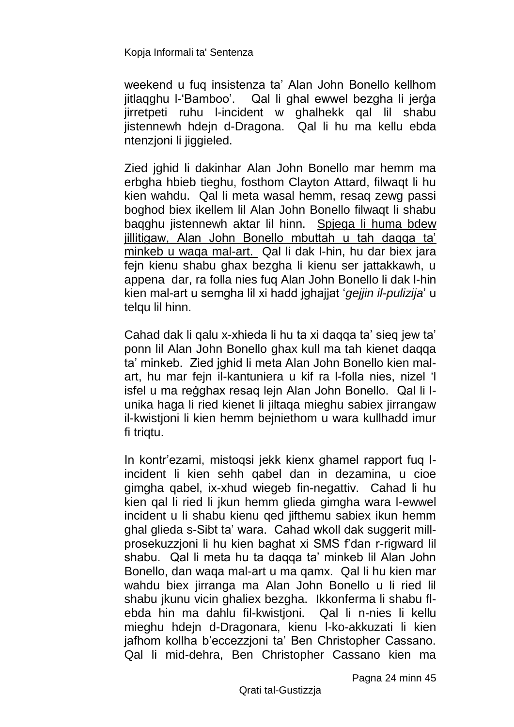weekend u fuq insistenza ta' Alan John Bonello kellhom jitlaqghu l-'Bamboo'. Qal li ghal ewwel bezgha li jerġa jirretpeti ruhu l-incident w ghalhekk qal lil shabu jistennewh hdejn d-Dragona. Qal li hu ma kellu ebda ntenzjoni li jiggieled.

Zied jghid li dakinhar Alan John Bonello mar hemm ma erbgha hbieb tieghu, fosthom Clayton Attard, filwaqt li hu kien wahdu. Qal li meta wasal hemm, resaq zewg passi boghod biex ikellem lil Alan John Bonello filwaqt li shabu baqghu jistennewh aktar lil hinn. <u>Spjega li huma bdew jillitigaw, Alan John Bonello mbuttah u tah daqqa ta' minkeb u waqa mal-art.</u> Qal li dak l-hin, hu dar biex jara fejn kienu shabu ghax bezgha li kienu ser jattakkawh, u appena dar, ra folla nies fuq Alan John Bonello li dak l-hin kien mal-art u semgha lil xi hadd jghajjat '*gejjin il-pulizija*' u telqu lil hinn.

Cahad dak li qalu x-xhieda li hu ta xi daqqa ta' sieq jew ta' ponn lil Alan John Bonello ghax kull ma tah kienet daqqa ta' minkeb. Zied jghid li meta Alan John Bonello kien mal-art, hu mar fejn il-kantuniera u kif ra l-folla nies, nizel 'l isfel u ma reġghax resaq lejn Alan John Bonello. Qal li l-unika haga li ried kienet li jiltaqa mieghu sabiex jirrangaw il-kwistjoni li kien hemm bejniethom u wara kullhadd imur fi triqtu.

In kontr'ezami, mistoqsi jekk kienx ghamel rapport fuq l-incident li kien sehh qabel dan in dezamina, u cioe gimgha qabel, ix-xhud wiegeb fin-negattiv. Cahad li hu kien qal li ried li jkun hemm glieda gimgha wara l-ewwel incident u li shabu kienu qed jifthemu sabiex ikun hemm ghal glieda s-Sibt ta' wara. Cahad wkoll dak suggerit mill-prosekuzzjoni li hu kien baghat xi SMS f'dan r-rigward lil shabu. Qal li meta hu ta daqqa ta' minkeb lil Alan John Bonello, dan waqa mal-art u ma qamx. Qal li hu kien mar wahdu biex jirranga ma Alan John Bonello u li ried lil shabu jkunu vicin ghaliex bezgha. Ikkonferma li shabu fl-ebda hin ma dahlu fil-kwistjoni. Qal li n-nies li kellu mieghu hdejn d-Dragonara, kienu l-ko-akkuzati li kien jafhom kollha b'eccezzjoni ta' Ben Christopher Cassano. Qal li mid-dehra, Ben Christopher Cassano kien ma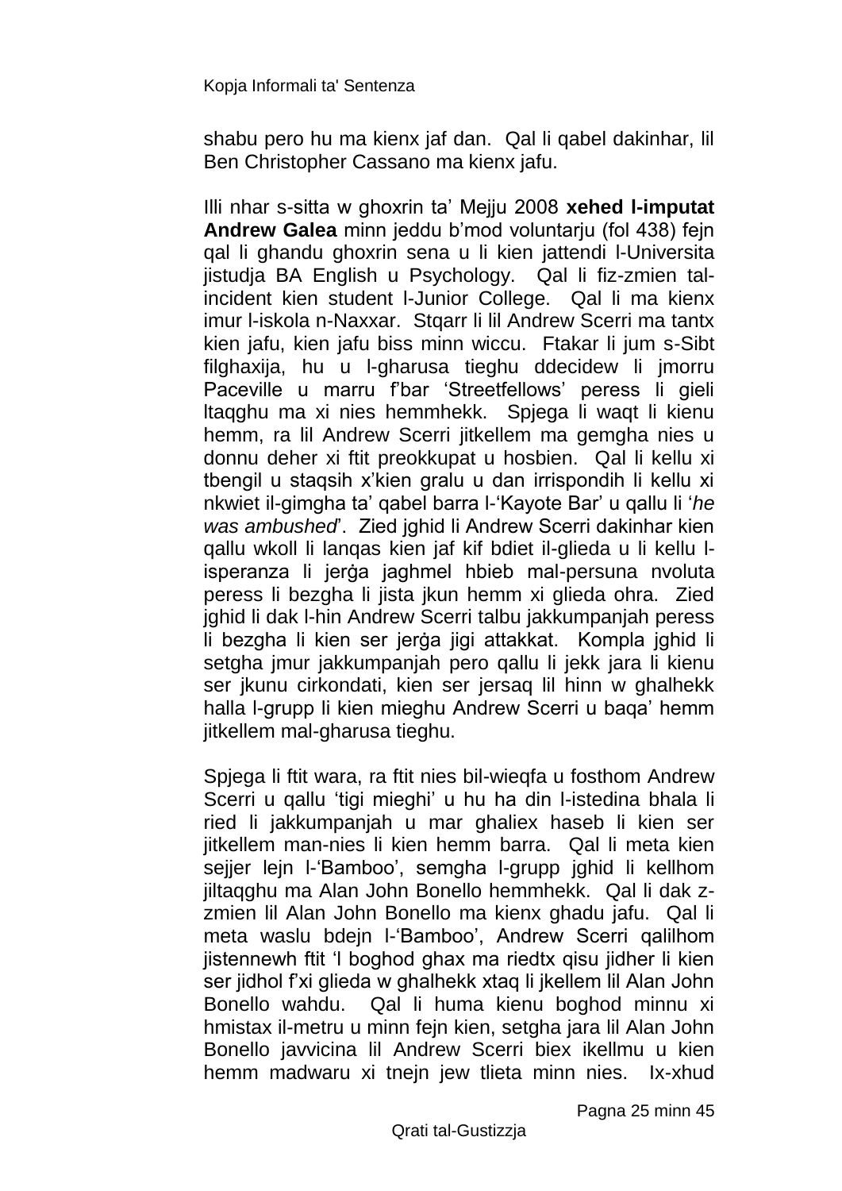shabu pero hu ma kienx jaf dan. Qal li qabel dakinhar, lil Ben Christopher Cassano ma kienx jafu.

Illi nhar s-sitta w ghoxrin ta' Mejju 2008 **xehed l-imputat Andrew Galea** minn jeddu b'mod voluntarju (fol 438) fejn qal li ghandu ghoxrin sena u li kien jattendi l-Universita jistudja BA English u Psychology. Qal li fiz-zmien tal-incident kien student l-Junior College. Qal li ma kienx imur l-iskola n-Naxxar. Stqarr li lil Andrew Scerri ma tantx kien jafu, kien jafu biss minn wiccu. Ftakar li jum s-Sibt filghaxija, hu u l-gharusa tieghu ddecidew li jmorru Paceville u marru f'bar 'Streetfellows' peress li gieli ltaqghu ma xi nies hemmhekk. Spjega li waqt li kienu hemm, ra lil Andrew Scerri jitkellem ma gemgha nies u donnu deher xi ftit preokkupat u hosbien. Qal li kellu xi tbengil u staqsih x'kien gralu u dan irrispondih li kellu xi nkwiet il-gimgha ta' qabel barra l-'Kayote Bar' u qallu li '*he was ambushed*'. Zied jghid li Andrew Scerri dakinhar kien qallu wkoll li lanqas kien jaf kif bdiet il-glieda u li kellu l-isperanza li jerġa jaghmel hbieb mal-persuna nvoluta peress li bezgha li jista jkun hemm xi glieda ohra. Zied jghid li dak l-hin Andrew Scerri talbu jakkumpanjah peress li bezgha li kien ser jerġa jigi attakkat. Kompla jghid li setgha jmur jakkumpanjah pero qallu li jekk jara li kienu ser jkunu cirkondati, kien ser jersaq lil hinn w ghalhekk halla l-grupp li kien mieghu Andrew Scerri u baqa' hemm jitkellem mal-gharusa tieghu.

Spjega li ftit wara, ra ftit nies bil-wieqfa u fosthom Andrew Scerri u qallu 'tigi mieghi' u hu ha din l-istedina bhala li ried li jakkumpanjah u mar ghaliex haseb li kien ser jitkellem man-nies li kien hemm barra. Qal li meta kien sejjer lejn l-'Bamboo', semgha l-grupp jghid li kellhom jiltaqghu ma Alan John Bonello hemmhekk. Qal li dak z-zmien lil Alan John Bonello ma kienx ghadu jafu. Qal li meta waslu bdejn l-'Bamboo', Andrew Scerri qalilhom jistennewh ftit 'l boghod ghax ma riedtx qisu jidher li kien ser jidhol f'xi glieda w ghalhekk xtaq li jkellem lil Alan John Bonello wahdu. Qal li huma kienu boghod minnu xi hmistax il-metru u minn fejn kien, setgha jara lil Alan John Bonello javvicina lil Andrew Scerri biex ikellmu u kien hemm madwaru xi tnejn jew tlieta minn nies. Ix-xhud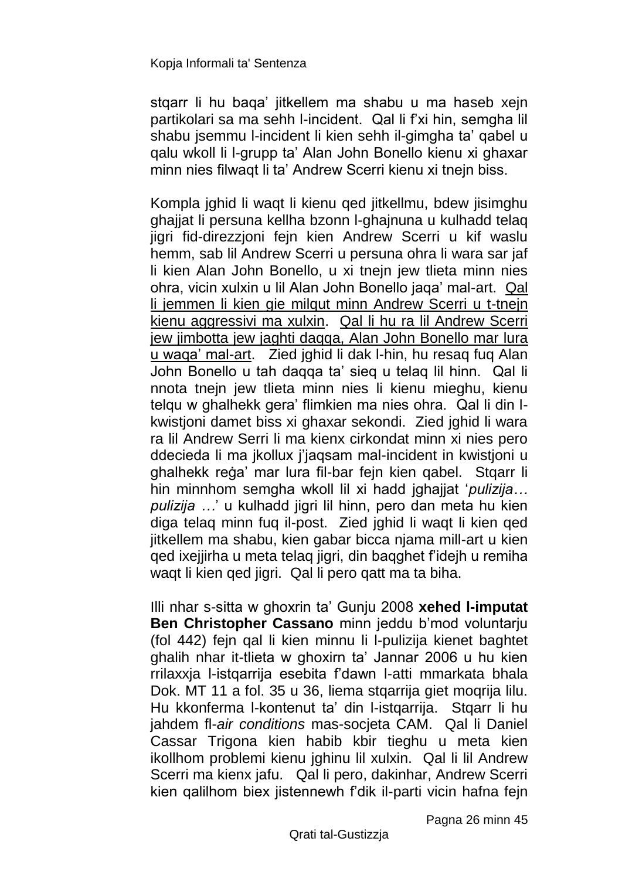stqarr li hu baqa' jitkellem ma shabu u ma haseb xejn partikolari sa ma sehh l-incident. Qal li f'xi hin, semgha lil shabu jsemmu l-incident li kien sehh il-gimgha ta' qabel u qalu wkoll li l-grupp ta' Alan John Bonello kienu xi ghaxar minn nies filwaqt li ta' Andrew Scerri kienu xi tnejn biss.

Kompla jghid li waqt li kienu qed jitkellmu, bdew jisimghu ghajjat li persuna kellha bzonn l-ghajnuna u kulhadd telaq jigri fid-direzzjoni fejn kien Andrew Scerri u kif waslu hemm, sab lil Andrew Scerri u persuna ohra li wara sar jaf li kien Alan John Bonello, u xi tnejn jew tlieta minn nies ohra, vicin xulxin u lil Alan John Bonello jaqa' mal-art. <u>Qal li jemmen li kien gie milqut minn Andrew Scerri u t-tnejn kienu aggressivi ma xulxin</u>. <u>Qal li hu ra lil Andrew Scerri jew jimbotta jew jaghti daqqa, Alan John Bonello mar lura u waqa' mal-art</u>. Zied jghid li dak l-hin, hu resaq fuq Alan John Bonello u tah daqqa ta' sieq u telaq lil hinn. Qal li nnota tnejn jew tlieta minn nies li kienu mieghu, kienu telqu w ghalhekk gera' flimkien ma nies ohra. Qal li din l-kwistjoni damet biss xi ghaxar sekondi. Zied jghid li wara ra lil Andrew Serri li ma kienx cirkondat minn xi nies pero ddecieda li ma jkollux j'jaqsam mal-incident in kwistjoni u ghalhekk reġa' mar lura fil-bar fejn kien qabel. Stqarr li hin minnhom semgha wkoll lil xi hadd jghajjat '*pulizija… pulizija …*' u kulhadd jigri lil hinn, pero dan meta hu kien diga telaq minn fuq il-post. Zied jghid li waqt li kien qed jitkellem ma shabu, kien gabar bicca njama mill-art u kien qed ixejjirha u meta telaq jigri, din baqghet f'idejh u remiha waqt li kien qed jigri. Qal li pero qatt ma ta biha.

Illi nhar s-sitta w ghoxrin ta' Gunju 2008 **xehed l-imputat Ben Christopher Cassano** minn jeddu b'mod voluntarju (fol 442) fejn qal li kien minnu li l-pulizija kienet baghtet ghalih nhar it-tlieta w ghoxirn ta' Jannar 2006 u hu kien rrilaxxja l-istqarrija esebita f'dawn l-atti mmarkata bhala Dok. MT 11 a fol. 35 u 36, liema stqarrija giet moqrija lilu. Hu kkonferma l-kontenut ta' din l-istqarrija. Stqarr li hu jahdem fl-*air conditions* mas-socjeta CAM. Qal li Daniel Cassar Trigona kien habib kbir tieghu u meta kien ikollhom problemi kienu jghinu lil xulxin. Qal li lil Andrew Scerri ma kienx jafu. Qal li pero, dakinhar, Andrew Scerri kien qalilhom biex jistennewh f'dik il-parti vicin hafna fejn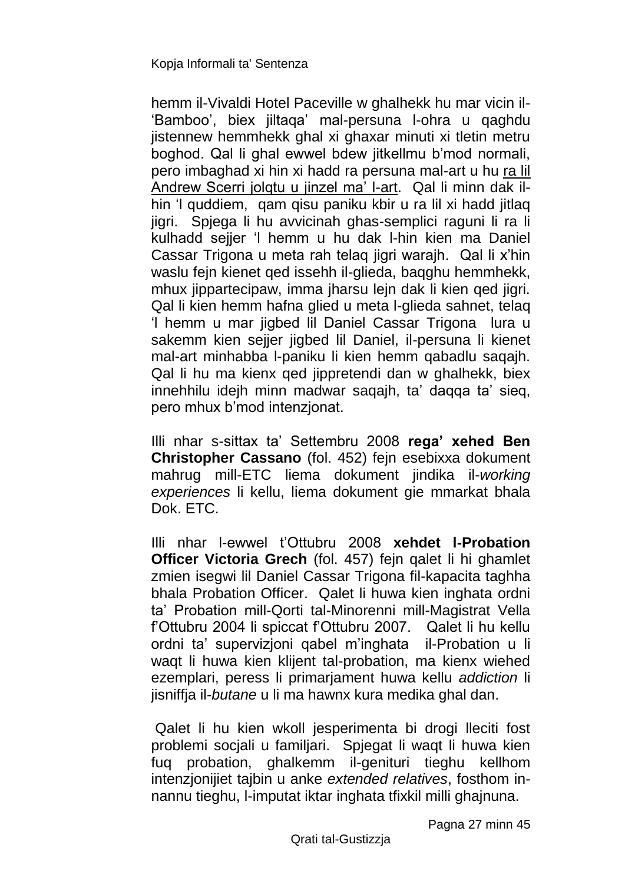hemm il-Vivaldi Hotel Paceville w ghalhekk hu mar vicin il-'Bamboo', biex jiltaqa' mal-persuna l-ohra u qaghdu jistennew hemmhekk ghal xi ghaxar minuti xi tletin metru boghod. Qal li ghal ewwel bdew jitkellmu b'mod normali, pero imbaghad xi hin xi hadd ra persuna mal-art u hu ra lil Andrew Scerri jolqtu u jinzel ma' l-art. Qal li minn dak il-hin 'l quddiem, qam qisu paniku kbir u ra lil xi hadd jitlaq jigri. Spjega li hu avvicinah ghas-semplici raguni li ra li kulhadd sejjer 'l hemm u hu dak l-hin kien ma Daniel Cassar Trigona u meta rah telaq jigri warajh. Qal li x'hin waslu fejn kienet qed issehh il-glieda, baqghu hemmhekk, mhux jippartecipaw, imma jharsu lejn dak li kien qed jigri. Qal li kien hemm hafna glied u meta l-glieda sahnet, telaq 'l hemm u mar jigbed lil Daniel Cassar Trigona lura u sakemm kien sejjer jigbed lil Daniel, il-persuna li kienet mal-art minhabba l-paniku li kien hemm qabadlu saqajh. Qal li hu ma kienx qed jippretendi dan w ghalhekk, biex innehhilu idejh minn madwar saqajh, ta' daqqa ta' sieq, pero mhux b'mod intenzjonat.

Illi nhar s-sittax ta' Settembru 2008 **rega' xehed Ben Christopher Cassano** (fol. 452) fejn esebixxa dokument mahrug mill-ETC liema dokument jindika il-*working experiences* li kellu, liema dokument gie mmarkat bhala Dok. ETC.

Illi nhar l-ewwel t'Ottubru 2008 **xehdet l-Probation Officer Victoria Grech** (fol. 457) fejn qalet li hi ghamlet zmien isegwi lil Daniel Cassar Trigona fil-kapacita taghha bhala Probation Officer. Qalet li huwa kien inghata ordni ta' Probation mill-Qorti tal-Minorenni mill-Magistrat Vella f'Ottubru 2004 li spiccat f'Ottubru 2007. Qalet li hu kellu ordni ta' supervizjoni qabel m'inghata il-Probation u li waqt li huwa kien klijent tal-probation, ma kienx wiehed ezemplari, peress li primarjament huwa kellu *addiction* li jisniffja il-*butane* u li ma hawnx kura medika ghal dan.

Qalet li hu kien wkoll jesperimenta bi drogi lleciti fost problemi socjali u familjari. Spjegat li waqt li huwa kien fuq probation, ghalkemm il-genituri tieghu kellhom intenzjonijiet tajbin u anke *extended relatives*, fosthom in-nannu tieghu, l-imputat iktar inghata tfixkil milli ghajnuna.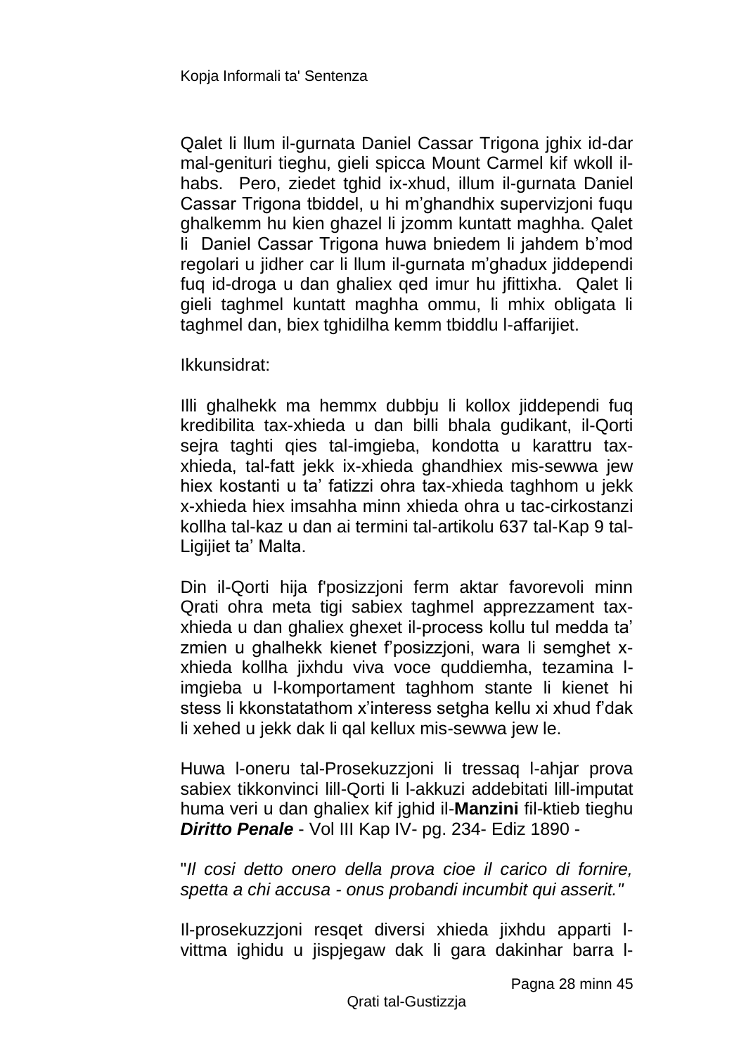Qalet li llum il-gurnata Daniel Cassar Trigona jghix id-dar mal-genituri tieghu, gieli spicca Mount Carmel kif wkoll il-habs. Pero, ziedet tghid ix-xhud, illum il-gurnata Daniel Cassar Trigona tbiddel, u hi m'ghandhix supervizjoni fuqu ghalkemm hu kien ghazel li jzomm kuntatt maghha. Qalet li Daniel Cassar Trigona huwa bniedem li jahdem b'mod regolari u jidher car li llum il-gurnata m'ghadux jiddependi fuq id-droga u dan ghaliex qed imur hu jfittixha. Qalet li gieli taghmel kuntatt maghha ommu, li mhix obligata li taghmel dan, biex tghidilha kemm tbiddlu l-affarijiet.

Ikkunsidrat:

Illi ghalhekk ma hemmx dubbju li kollox jiddependi fuq kredibilita tax-xhieda u dan billi bhala gudikant, il-Qorti sejra taghti qies tal-imgieba, kondotta u karattru tax-xhieda, tal-fatt jekk ix-xhieda ghandhiex mis-sewwa jew hiex kostanti u ta' fatizzi ohra tax-xhieda taghhom u jekk x-xhieda hiex imsahha minn xhieda ohra u tac-cirkostanzi kollha tal-kaz u dan ai termini tal-artikolu 637 tal-Kap 9 tal-Ligijiet ta' Malta.

Din il-Qorti hija f'posizzjoni ferm aktar favorevoli minn Qrati ohra meta tigi sabiex taghmel apprezzament tax-xhieda u dan ghaliex ghexet il-process kollu tul medda ta' zmien u ghalhekk kienet f'posizzjoni, wara li semghet x-xhieda kollha jixhdu viva voce quddiemha, tezamina l-imgieba u l-komportament taghhom stante li kienet hi stess li kkonstatathom x'interess setgha kellu xi xhud f'dak li xehed u jekk dak li qal kellux mis-sewwa jew le.

Huwa l-oneru tal-Prosekuzzjoni li tressaq l-ahjar prova sabiex tikkonvinci lill-Qorti li l-akkuzi addebitati lill-imputat huma veri u dan ghaliex kif jghid il-**Manzini** fil-ktieb tieghu ***Diritto Penale*** - Vol III Kap IV- pg. 234- Ediz 1890 -

"*Il cosi detto onero della prova cioe il carico di fornire, spetta a chi accusa - onus probandi incumbit qui asserit."*

Il-prosekuzzjoni resqet diversi xhieda jixhdu apparti l-vittma ighidu u jispjegaw dak li gara dakinhar barra l-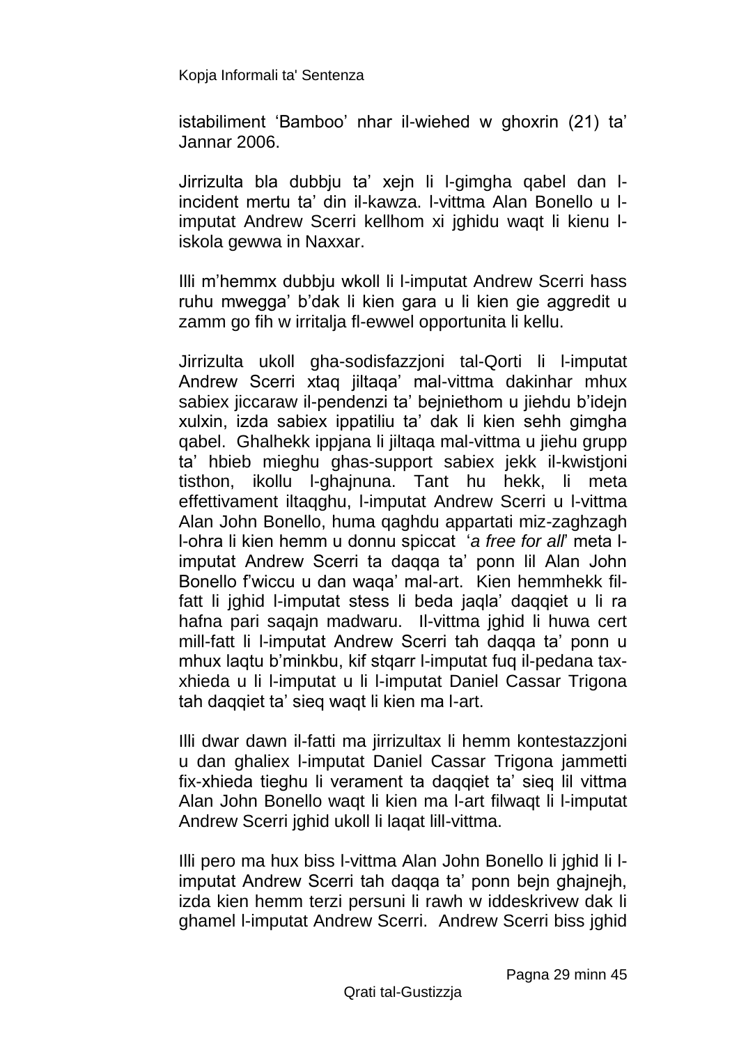istabiliment 'Bamboo' nhar il-wiehed w ghoxrin (21) ta' Jannar 2006.

Jirrizulta bla dubbju ta' xejn li l-gimgha qabel dan l-incident mertu ta' din il-kawza. l-vittma Alan Bonello u l-imputat Andrew Scerri kellhom xi jghidu waqt li kienu l-iskola gewwa in Naxxar.

Illi m'hemmx dubbju wkoll li l-imputat Andrew Scerri hass ruhu mwegga' b'dak li kien gara u li kien gie aggredit u zamm go fih w irritalja fl-ewwel opportunita li kellu.

Jirrizulta ukoll gha-sodisfazzjoni tal-Qorti li l-imputat Andrew Scerri xtaq jiltaqa' mal-vittma dakinhar mhux sabiex jiccaraw il-pendenzi ta' bejniethom u jiehdu b'idejn xulxin, izda sabiex ippatiliu ta' dak li kien sehh gimgha qabel. Ghalhekk ippjana li jiltaqa mal-vittma u jiehu grupp ta' hbieb mieghu ghas-support sabiex jekk il-kwistjoni tisthon, ikollu l-ghajnuna. Tant hu hekk, li meta effettivament iltaqghu, l-imputat Andrew Scerri u l-vittma Alan John Bonello, huma qaghdu appartati miz-zaghzagh l-ohra li kien hemm u donnu spiccat '*a free for all*' meta l-imputat Andrew Scerri ta daqqa ta' ponn lil Alan John Bonello f'wiccu u dan waqa' mal-art. Kien hemmhekk fil-fatt li jghid l-imputat stess li beda jaqla' daqqiet u li ra hafna pari saqajn madwaru. Il-vittma jghid li huwa cert mill-fatt li l-imputat Andrew Scerri tah daqqa ta' ponn u mhux laqtu b'minkbu, kif stqarr l-imputat fuq il-pedana tax-xhieda u li l-imputat u li l-imputat Daniel Cassar Trigona tah daqqiet ta' sieq waqt li kien ma l-art.

Illi dwar dawn il-fatti ma jirrizultax li hemm kontestazzjoni u dan ghaliex l-imputat Daniel Cassar Trigona jammetti fix-xhieda tieghu li verament ta daqqiet ta' sieq lil vittma Alan John Bonello waqt li kien ma l-art filwaqt li l-imputat Andrew Scerri jghid ukoll li laqat lill-vittma.

Illi pero ma hux biss l-vittma Alan John Bonello li jghid li l-imputat Andrew Scerri tah daqqa ta' ponn bejn ghajnejh, izda kien hemm terzi persuni li rawh w iddeskrivew dak li ghamel l-imputat Andrew Scerri. Andrew Scerri biss jghid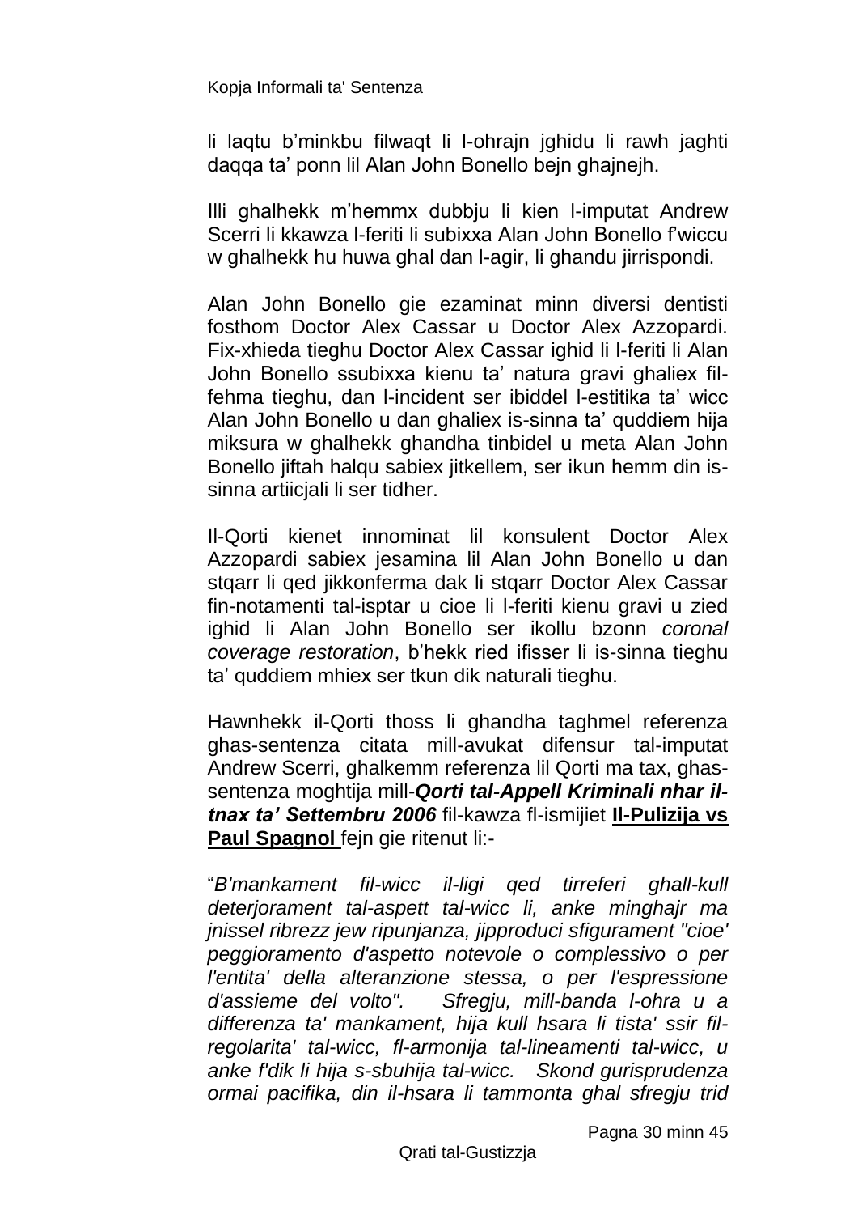li laqtu b'minkbu filwaqt li l-ohrajn jghidu li rawh jaghti daqqa ta' ponn lil Alan John Bonello bejn ghajnejh.

Illi ghalhekk m'hemmx dubbju li kien l-imputat Andrew Scerri li kkawza l-feriti li subixxa Alan John Bonello f'wiccu w ghalhekk hu huwa ghal dan l-agir, li ghandu jirrispondi.

Alan John Bonello gie ezaminat minn diversi dentisti fosthom Doctor Alex Cassar u Doctor Alex Azzopardi. Fix-xhieda tieghu Doctor Alex Cassar ighid li l-feriti li Alan John Bonello ssubixxa kienu ta' natura gravi ghaliex fil-fehma tieghu, dan l-incident ser ibiddel l-estitika ta' wicc Alan John Bonello u dan ghaliex is-sinna ta' quddiem hija miksura w ghalhekk ghandha tinbidel u meta Alan John Bonello jiftah halqu sabiex jitkellem, ser ikun hemm din is-sinna artiicjali li ser tidher.

Il-Qorti kienet innominat lil konsulent Doctor Alex Azzopardi sabiex jesamina lil Alan John Bonello u dan stqarr li qed jikkonferma dak li stqarr Doctor Alex Cassar fin-notamenti tal-isptar u cioe li l-feriti kienu gravi u zied ighid li Alan John Bonello ser ikollu bzonn *coronal coverage restoration*, b'hekk ried ifisser li is-sinna tieghu ta' quddiem mhiex ser tkun dik naturali tieghu.

Hawnhekk il-Qorti thoss li ghandha taghmel referenza ghas-sentenza citata mill-avukat difensur tal-imputat Andrew Scerri, ghalkemm referenza lil Qorti ma tax, ghas-sentenza moghtija mill-***Qorti tal-Appell Kriminali nhar il-tnax ta' Settembru 2006*** fil-kawza fl-ismijiet **<u>Il-Pulizija vs Paul Spagnol</u>** fejn gie ritenut li:-

"*B'mankament fil-wicc il-ligi qed tirreferi ghall-kull deterjorament tal-aspett tal-wicc li, anke minghajr ma jnissel ribrezz jew ripunjanza, jipproduci sfigurament "cioe' peggioramento d'aspetto notevole o complessivo o per l'entita' della alteranzione stessa, o per l'espressione d'assieme del volto". Sfregju, mill-banda l-ohra u a differenza ta' mankament, hija kull hsara li tista' ssir fil-regolarita' tal-wicc, fl-armonija tal-lineamenti tal-wicc, u anke f'dik li hija s-sbuhija tal-wicc. Skond gurisprudenza ormai pacifika, din il-hsara li tammonta ghal sfregju trid*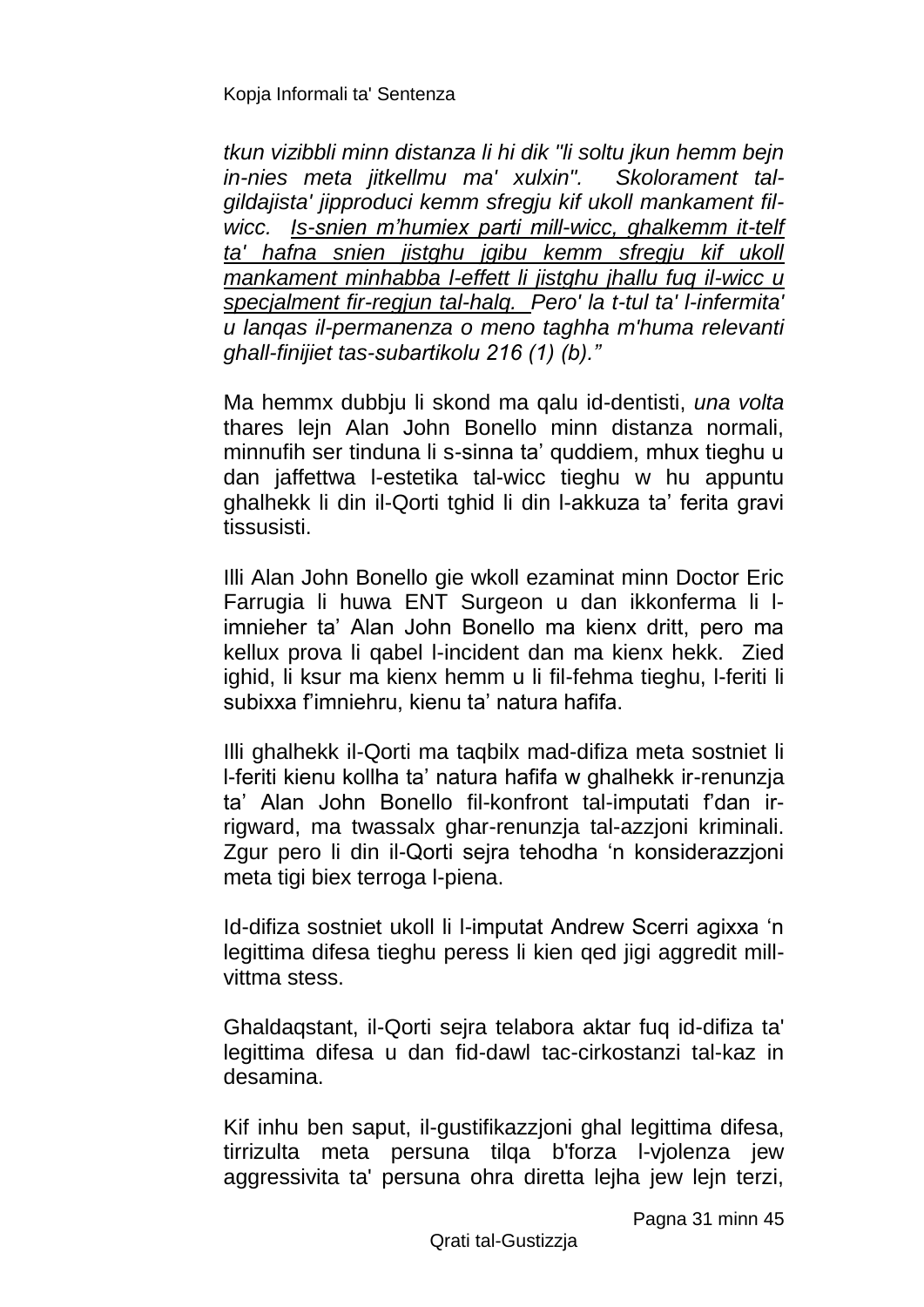*tkun vizibbli minn distanza li hi dik "li soltu jkun hemm bejn in-nies meta jitkellmu ma' xulxin". Skolorament tal-gildajista' jipproduci kemm sfregju kif ukoll mankament fil-wicc. <u>Is-snien m'humiex parti mill-wicc, ghalkemm it-telf ta' hafna snien jistghu jgibu kemm sfregju kif ukoll mankament minhabba l-effett li jistghu jhallu fuq il-wicc u specjalment fir-regjun tal-halq.</u> Pero' la t-tul ta' l-infermita' u lanqas il-permanenza o meno taghha m'huma relevanti ghall-finijiet tas-subartikolu 216 (1) (b)."*

Ma hemmx dubbju li skond ma qalu id-dentisti, *una volta* thares lejn Alan John Bonello minn distanza normali, minnufih ser tinduna li s-sinna ta' quddiem, mhux tieghu u dan jaffettwa l-estetika tal-wicc tieghu w hu appuntu ghalhekk li din il-Qorti tghid li din l-akkuza ta' ferita gravi tissusisti.

Illi Alan John Bonello gie wkoll ezaminat minn Doctor Eric Farrugia li huwa ENT Surgeon u dan ikkonferma li l-imnieher ta' Alan John Bonello ma kienx dritt, pero ma kellux prova li qabel l-incident dan ma kienx hekk. Zied ighid, li ksur ma kienx hemm u li fil-fehma tieghu, l-feriti li subixxa f'imniehru, kienu ta' natura hafifa.

Illi ghalhekk il-Qorti ma taqbilx mad-difiza meta sostniet li l-feriti kienu kollha ta' natura hafifa w ghalhekk ir-renunzja ta' Alan John Bonello fil-konfront tal-imputati f'dan ir-rigward, ma twassalx ghar-renunzja tal-azzjoni kriminali. Zgur pero li din il-Qorti sejra tehodha 'n konsiderazzjoni meta tigi biex terroga l-piena.

Id-difiza sostniet ukoll li l-imputat Andrew Scerri agixxa 'n legittima difesa tieghu peress li kien qed jigi aggredit mill-vittma stess.

Ghaldaqstant, il-Qorti sejra telabora aktar fuq id-difiza ta' legittima difesa u dan fid-dawl tac-cirkostanzi tal-kaz in desamina.

Kif inhu ben saput, il-gustifikazzjoni ghal legittima difesa, tirrizulta meta persuna tilqa b'forza l-vjolenza jew aggressivita ta' persuna ohra diretta lejha jew lejn terzi,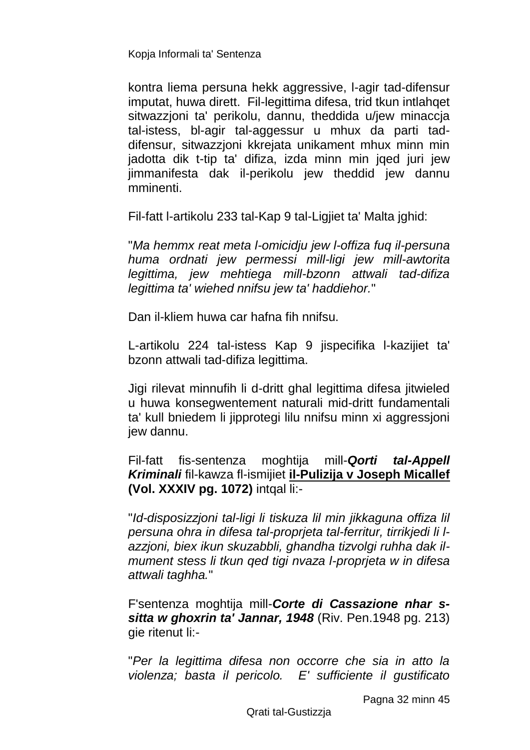kontra liema persuna hekk aggressive, l-agir tad-difensur imputat, huwa dirett. Fil-legittima difesa, trid tkun intlahqet sitwazzjoni ta' perikolu, dannu, theddida u/jew minaccja tal-istess, bl-agir tal-aggessur u mhux da parti tad-difensur, sitwazzjoni kkrejata unikament mhux minn min jadotta dik t-tip ta' difiza, izda minn min jqed juri jew jimmanifesta dak il-perikolu jew theddid jew dannu mminenti.

Fil-fatt l-artikolu 233 tal-Kap 9 tal-Ligjiet ta' Malta jghid:

"*Ma hemmx reat meta l-omicidju jew l-offiza fuq il-persuna huma ordnati jew permessi mill-ligi jew mill-awtorita legittima, jew mehtiega mill-bzonn attwali tad-difiza legittima ta' wiehed nnifsu jew ta' haddiehor.*"

Dan il-kliem huwa car hafna fih nnifsu.

L-artikolu 224 tal-istess Kap 9 jispecifika l-kazijiet ta' bzonn attwali tad-difiza legittima.

Jigi rilevat minnufih li d-dritt ghal legittima difesa jitwieled u huwa konsegwentement naturali mid-dritt fundamentali ta' kull bniedem li jipprotegi lilu nnifsu minn xi aggressjoni jew dannu.

Fil-fatt fis-sentenza moghtija mill-***Qorti tal-Appell Kriminali*** fil-kawza fl-ismijiet **il-Pulizija v Joseph Micallef (Vol. XXXIV pg. 1072)** intqal li:-

"*Id-disposizzjoni tal-ligi li tiskuza lil min jikkaguna offiza lil persuna ohra in difesa tal-proprjeta tal-ferritur, tirrikjedi li l-azzjoni, biex ikun skuzabbli, ghandha tizvolgi ruhha dak il-mument stess li tkun qed tigi nvaza l-proprjeta w in difesa attwali taghha.*"

F'sentenza moghtija mill-***Corte di Cassazione nhar s-sitta w ghoxrin ta' Jannar, 1948*** (Riv. Pen.1948 pg. 213) gie ritenut li:-

"*Per la legittima difesa non occorre che sia in atto la violenza; basta il pericolo. E' sufficiente il gustificato*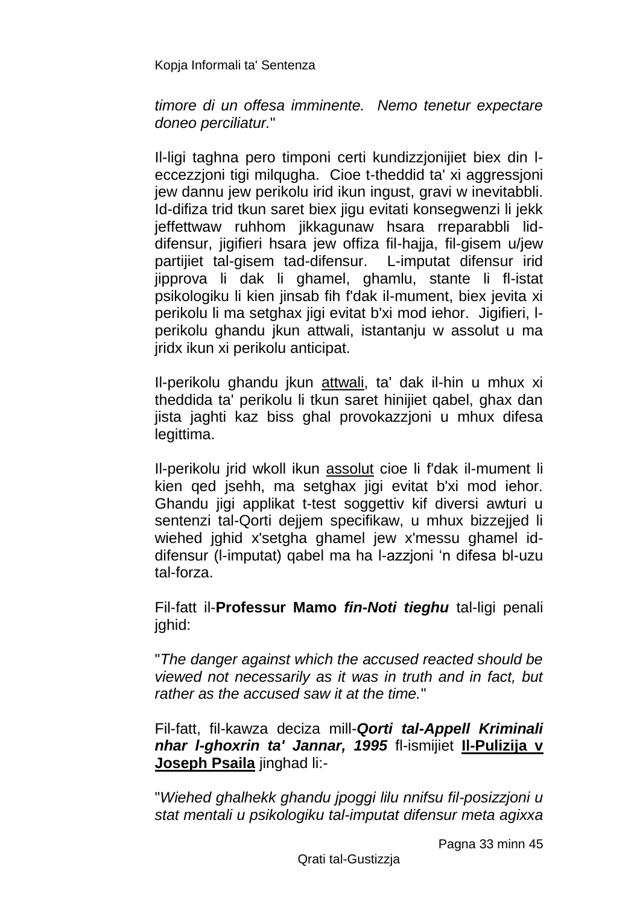*timore di un offesa imminente. Nemo tenetur expectare doneo perciliatur.*"

Il-ligi taghna pero timponi certi kundizzjonijiet biex din l-eccezzjoni tigi milqugha. Cioe t-theddid ta' xi aggressjoni jew dannu jew perikolu irid ikun ingust, gravi w inevitabbli. Id-difiza trid tkun saret biex jigu evitati konsegwenzi li jekk jeffettwaw ruhhom jikkagunaw hsara rreparabbli lid-difensur, jigifieri hsara jew offiza fil-hajja, fil-gisem u/jew partijiet tal-gisem tad-difensur. L-imputat difensur irid jipprova li dak li ghamel, ghamlu, stante li fl-istat psikologiku li kien jinsab fih f'dak il-mument, biex jevita xi perikolu li ma setghax jigi evitat b'xi mod iehor. Jigifieri, l-perikolu ghandu jkun attwali, istantanju w assolut u ma jridx ikun xi perikolu anticipat.

Il-perikolu ghandu jkun <u>attwali</u>, ta' dak il-hin u mhux xi theddida ta' perikolu li tkun saret hinijiet qabel, ghax dan jista jaghti kaz biss ghal provokazzjoni u mhux difesa legittima.

Il-perikolu jrid wkoll ikun <u>assolut</u> cioe li f'dak il-mument li kien qed jsehh, ma setghax jigi evitat b'xi mod iehor. Ghandu jigi applikat t-test soggettiv kif diversi awturi u sentenzi tal-Qorti dejjem specifikaw, u mhux bizzejjed li wiehed jghid x'setgha ghamel jew x'messu ghamel id-difensur (l-imputat) qabel ma ha l-azzjoni 'n difesa bl-uzu tal-forza.

Fil-fatt il-**Professur Mamo *fin-Noti tieghu*** tal-ligi penali jghid:

"*The danger against which the accused reacted should be viewed not necessarily as it was in truth and in fact, but rather as the accused saw it at the time.*"

Fil-fatt, fil-kawza deciza mill-***Qorti tal-Appell Kriminali nhar l-ghoxrin ta' Jannar, 1995*** fl-ismijiet **<u>Il-Pulizija v Joseph Psaila</u>** jinghad li:-

"*Wiehed ghalhekk ghandu jpoggi lilu nnifsu fil-posizzjoni u stat mentali u psikologiku tal-imputat difensur meta agixxa*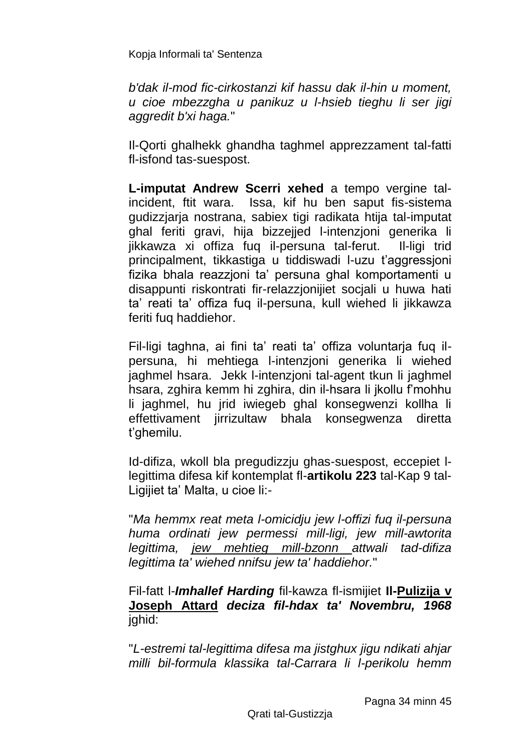*b'dak il-mod fic-cirkostanzi kif hassu dak il-hin u moment, u cioe mbezzgha u panikuz u l-hsieb tieghu li ser jigi aggredit b'xi haga.*"

Il-Qorti ghalhekk ghandha taghmel apprezzament tal-fatti fl-isfond tas-suespost.

**L-imputat Andrew Scerri xehed** a tempo vergine tal-incident, ftit wara. Issa, kif hu ben saput fis-sistema gudizzjarja nostrana, sabiex tigi radikata htija tal-imputat ghal feriti gravi, hija bizzejjed l-intenzjoni generika li jikkawza xi offiza fuq il-persuna tal-ferut. Il-ligi trid principalment, tikkastiga u tiddiswadi l-uzu t'aggressjoni fizika bhala reazzjoni ta' persuna ghal komportamenti u disappunti riskontrati fir-relazzjonijiet socjali u huwa hati ta' reati ta' offiza fuq il-persuna, kull wiehed li jikkawza feriti fuq haddiehor.

Fil-ligi taghna, ai fini ta' reati ta' offiza voluntarja fuq il-persuna, hi mehtiega l-intenzjoni generika li wiehed jaghmel hsara. Jekk l-intenzjoni tal-agent tkun li jaghmel hsara, zghira kemm hi zghira, din il-hsara li jkollu f'mohhu li jaghmel, hu jrid iwiegeb ghal konsegwenzi kollha li effettivament jirrizultaw bhala konsegwenza diretta t'ghemilu.

Id-difiza, wkoll bla pregudizzju ghas-suespost, eccepiet l-legittima difesa kif kontemplat fl-**artikolu 223** tal-Kap 9 tal-Ligijiet ta' Malta, u cioe li:-

"*Ma hemmx reat meta l-omicidju jew l-offizi fuq il-persuna huma ordinati jew permessi mill-ligi, jew mill-awtorita legittima, <u>jew mehtieg mill-bzonn</u> attwali tad-difiza legittima ta' wiehed nnifsu jew ta' haddiehor.*"

Fil-fatt l-***Imhallef Harding*** fil-kawza fl-ismijiet **Il-<u>Pulizija v Joseph Attard</u>** ***deciza fil-hdax ta' Novembru, 1968*** jghid:

"*L-estremi tal-legittima difesa ma jistghux jigu ndikati ahjar milli bil-formula klassika tal-Carrara li l-perikolu hemm*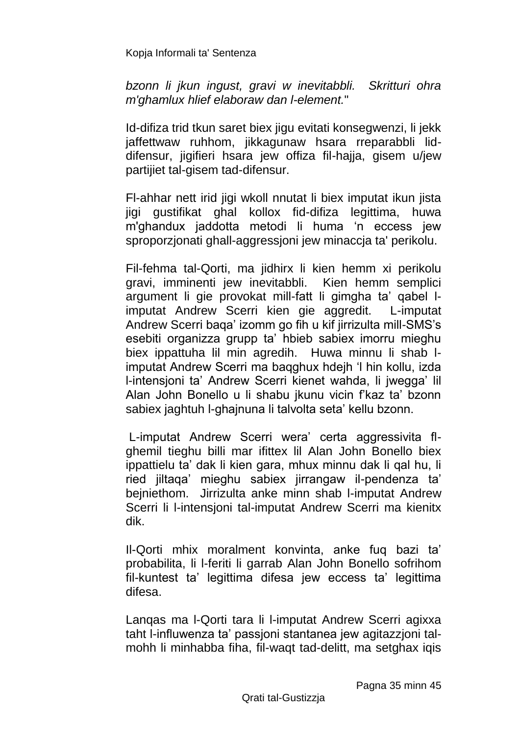*bzonn li jkun ingust, gravi w inevitabbli. Skritturi ohra m'ghamlux hlief elaboraw dan l-element.*"

Id-difiza trid tkun saret biex jigu evitati konsegwenzi, li jekk jaffettwaw ruhhom, jikkagunaw hsara rreparabbli lid-difensur, jigifieri hsara jew offiza fil-hajja, gisem u/jew partijiet tal-gisem tad-difensur.

Fl-ahhar nett irid jigi wkoll nnutat li biex imputat ikun jista jigi gustifikat ghal kollox fid-difiza legittima, huwa m'ghandux jaddotta metodi li huma 'n eccess jew sproporzjonati ghall-aggressjoni jew minaccja ta' perikolu.

Fil-fehma tal-Qorti, ma jidhirx li kien hemm xi perikolu gravi, imminenti jew inevitabbli. Kien hemm semplici argument li gie provokat mill-fatt li gimgha ta' qabel l-imputat Andrew Scerri kien gie aggredit. L-imputat Andrew Scerri baqa' izomm go fih u kif jirrizulta mill-SMS's esebiti organizza grupp ta' hbieb sabiex imorru mieghu biex ippattuha lil min agredih. Huwa minnu li shab l-imputat Andrew Scerri ma baqghux hdejh 'l hin kollu, izda l-intensjoni ta' Andrew Scerri kienet wahda, li jwegga' lil Alan John Bonello u li shabu jkunu vicin f'kaz ta' bzonn sabiex jaghtuh l-ghajnuna li talvolta seta' kellu bzonn.

L-imputat Andrew Scerri wera' certa aggressivita fl-ghemil tieghu billi mar ifittex lil Alan John Bonello biex ippattielu ta' dak li kien gara, mhux minnu dak li qal hu, li ried jiltaqa' mieghu sabiex jirrangaw il-pendenza ta' bejniethom. Jirrizulta anke minn shab l-imputat Andrew Scerri li l-intensjoni tal-imputat Andrew Scerri ma kienitx dik.

Il-Qorti mhix moralment konvinta, anke fuq bazi ta' probabilita, li l-feriti li garrab Alan John Bonello sofrihom fil-kuntest ta' legittima difesa jew eccess ta' legittima difesa.

Lanqas ma l-Qorti tara li l-imputat Andrew Scerri agixxa taht l-influwenza ta' passjoni stantanea jew agitazzjoni tal-mohh li minhabba fiha, fil-waqt tad-delitt, ma setghax iqis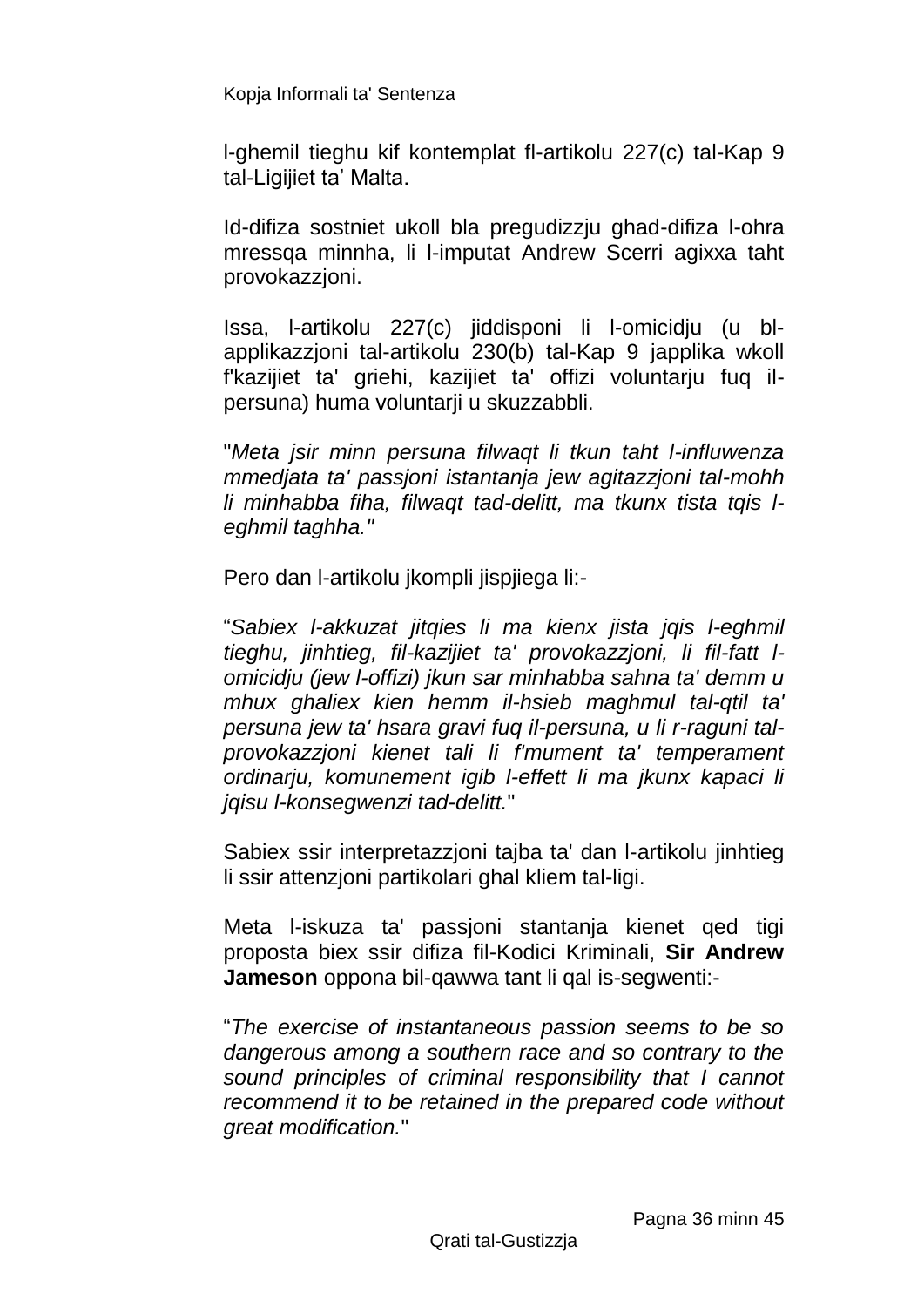l-ghemil tieghu kif kontemplat fl-artikolu 227(c) tal-Kap 9 tal-Ligijiet ta' Malta.

Id-difiza sostniet ukoll bla pregudizzju ghad-difiza l-ohra mressqa minnha, li l-imputat Andrew Scerri agixxa taht provokazzjoni.

Issa, l-artikolu 227(c) jiddisponi li l-omicidju (u bl-applikazzjoni tal-artikolu 230(b) tal-Kap 9 japplika wkoll f'kazijiet ta' griehi, kazijiet ta' offizi voluntarju fuq il-persuna) huma voluntarji u skuzzabbli.

"*Meta jsir minn persuna filwaqt li tkun taht l-influwenza mmedjata ta' passjoni istantanja jew agitazzjoni tal-mohh li minhabba fiha, filwaqt tad-delitt, ma tkunx tista tqis l-eghmil taghha."*

Pero dan l-artikolu jkompli jispjiega li:-

"*Sabiex l-akkuzat jitqies li ma kienx jista jqis l-eghmil tieghu, jinhtieg, fil-kazijiet ta' provokazzjoni, li fil-fatt l-omicidju (jew l-offizi) jkun sar minhabba sahna ta' demm u mhux ghaliex kien hemm il-hsieb maghmul tal-qtil ta' persuna jew ta' hsara gravi fuq il-persuna, u li r-raguni tal-provokazzjoni kienet tali li f'mument ta' temperament ordinarju, komunement igib l-effett li ma jkunx kapaci li jqisu l-konsegwenzi tad-delitt.*"

Sabiex ssir interpretazzjoni tajba ta' dan l-artikolu jinhtieg li ssir attenzjoni partikolari ghal kliem tal-ligi.

Meta l-iskuza ta' passjoni stantanja kienet qed tigi proposta biex ssir difiza fil-Kodici Kriminali, **Sir Andrew Jameson** oppona bil-qawwa tant li qal is-segwenti:-

"*The exercise of instantaneous passion seems to be so dangerous among a southern race and so contrary to the sound principles of criminal responsibility that I cannot recommend it to be retained in the prepared code without great modification.*"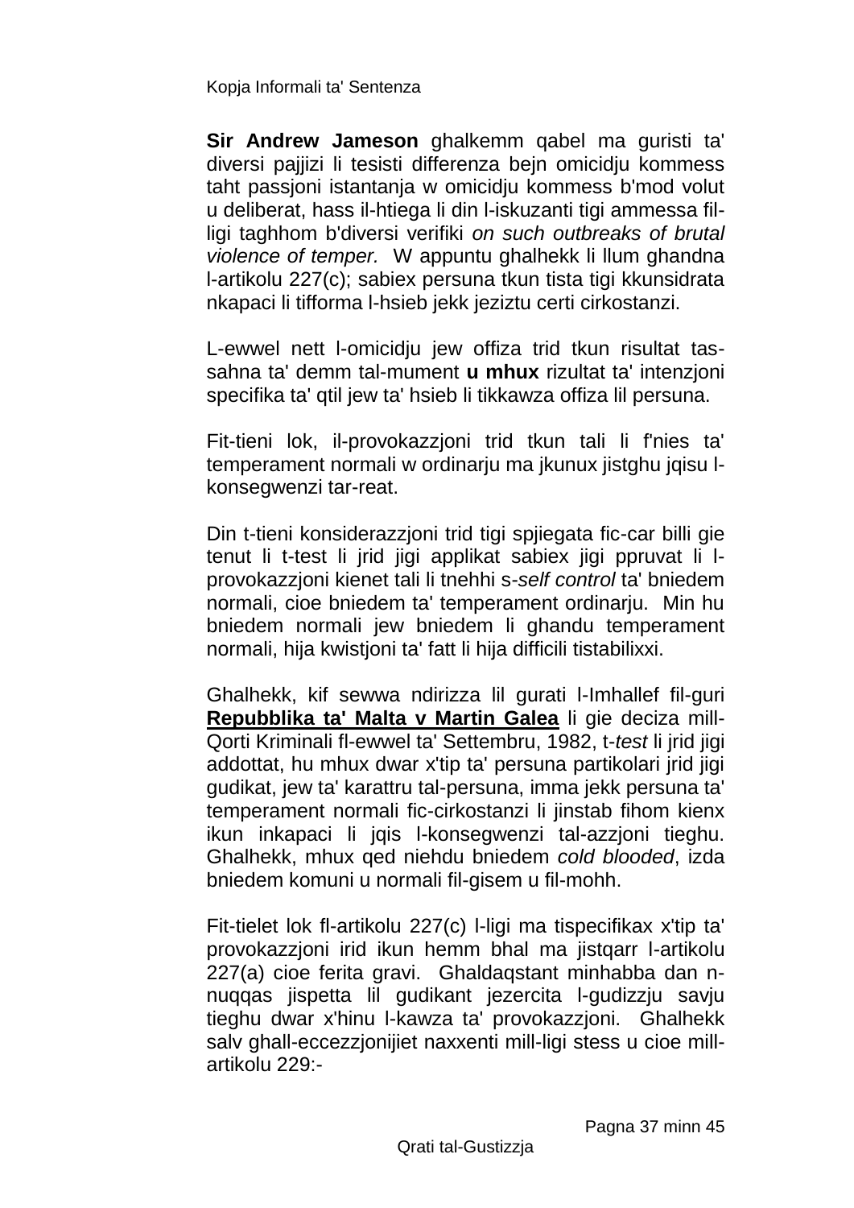**Sir Andrew Jameson** ghalkemm qabel ma guristi ta' diversi pajjizi li tesisti differenza bejn omicidju kommess taht passjoni istantanja w omicidju kommess b'mod volut u deliberat, hass il-htiega li din l-iskuzanti tigi ammessa fil-ligi taghhom b'diversi verifiki *on such outbreaks of brutal violence of temper.* W appuntu ghalhekk li llum ghandna l-artikolu 227(c); sabiex persuna tkun tista tigi kkunsidrata nkapaci li tifforma l-hsieb jekk jeziztu certi cirkostanzi.

L-ewwel nett l-omicidju jew offiza trid tkun risultat tas-sahna ta' demm tal-mument **u mhux** rizultat ta' intenzjoni specifika ta' qtil jew ta' hsieb li tikkawza offiza lil persuna.

Fit-tieni lok, il-provokazzjoni trid tkun tali li f'nies ta' temperament normali w ordinarju ma jkunux jistghu jqisu l-konsegwenzi tar-reat.

Din t-tieni konsiderazzjoni trid tigi spjiegata fic-car billi gie tenut li t-test li jrid jigi applikat sabiex jigi ppruvat li l-provokazzjoni kienet tali li tnehhi s-*self control* ta' bniedem normali, cioe bniedem ta' temperament ordinarju. Min hu bniedem normali jew bniedem li ghandu temperament normali, hija kwistjoni ta' fatt li hija difficili tistabilixxi.

Ghalhekk, kif sewwa ndirizza lil gurati l-Imhallef fil-guri **Repubblika ta' Malta v Martin Galea** li gie deciza mill-Qorti Kriminali fl-ewwel ta' Settembru, 1982, t-*test* li jrid jigi addottat, hu mhux dwar x'tip ta' persuna partikolari jrid jigi gudikat, jew ta' karattru tal-persuna, imma jekk persuna ta' temperament normali fic-cirkostanzi li jinstab fihom kienx ikun inkapaci li jqis l-konsegwenzi tal-azzjoni tieghu. Ghalhekk, mhux qed niehdu bniedem *cold blooded*, izda bniedem komuni u normali fil-gisem u fil-mohh.

Fit-tielet lok fl-artikolu 227(c) l-ligi ma tispecifikax x'tip ta' provokazzjoni irid ikun hemm bhal ma jistqarr l-artikolu 227(a) cioe ferita gravi. Ghaldaqstant minhabba dan n-nuqqas jispetta lil gudikant jezercita l-gudizzju savju tieghu dwar x'hinu l-kawza ta' provokazzjoni. Ghalhekk salv ghall-eccezzjonijiet naxxenti mill-ligi stess u cioe mill-artikolu 229:-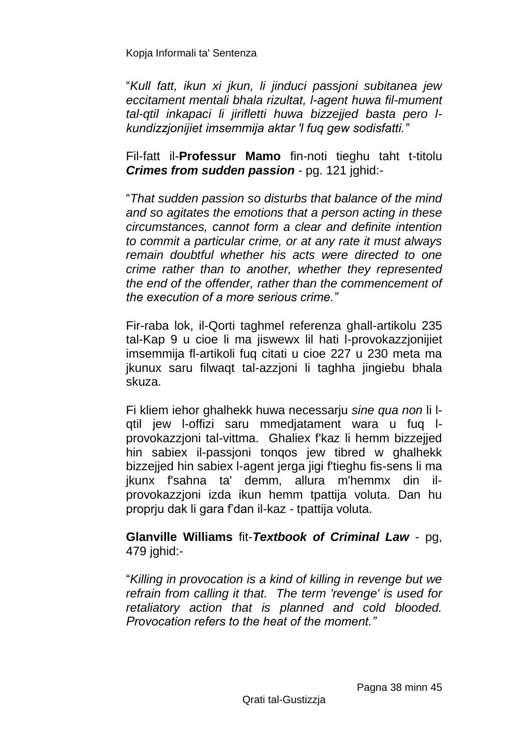"*Kull fatt, ikun xi jkun, li jinduci passjoni subitanea jew eccitament mentali bhala rizultat, l-agent huwa fil-mument tal-qtil inkapaci li jirifletti huwa bizzejjed basta pero l-kundizzjonijiet imsemmija aktar 'l fuq gew sodisfatti.*"

Fil-fatt il-**Professur Mamo** fin-noti tieghu taht t-titolu ***Crimes from sudden passion*** - pg. 121 jghid:-

"*That sudden passion so disturbs that balance of the mind and so agitates the emotions that a person acting in these circumstances, cannot form a clear and definite intention to commit a particular crime, or at any rate it must always remain doubtful whether his acts were directed to one crime rather than to another, whether they represented the end of the offender, rather than the commencement of the execution of a more serious crime.*"

Fir-raba lok, il-Qorti taghmel referenza ghall-artikolu 235 tal-Kap 9 u cioe li ma jiswewx lil hati l-provokazzjonijiet imsemmija fl-artikoli fuq citati u cioe 227 u 230 meta ma jkunux saru filwaqt tal-azzjoni li taghha jingiebu bhala skuza.

Fi kliem iehor ghalhekk huwa necessarju *sine qua non* li l-qtil jew l-offizi saru mmedjatament wara u fuq l-provokazzjoni tal-vittma. Ghaliex f'kaz li hemm bizzejjed hin sabiex il-passjoni tonqos jew tibred w ghalhekk bizzejjed hin sabiex l-agent jerga jigi f'tieghu fis-sens li ma jkunx f'sahna ta' demm, allura m'hemmx din il-provokazzjoni izda ikun hemm tpattija voluta. Dan hu proprju dak li gara f'dan il-kaz - tpattija voluta.

**Glanville Williams** fit-***Textbook of Criminal Law*** - pg, 479 jghid:-

"*Killing in provocation is a kind of killing in revenge but we refrain from calling it that. The term 'revenge' is used for retaliatory action that is planned and cold blooded. Provocation refers to the heat of the moment.*"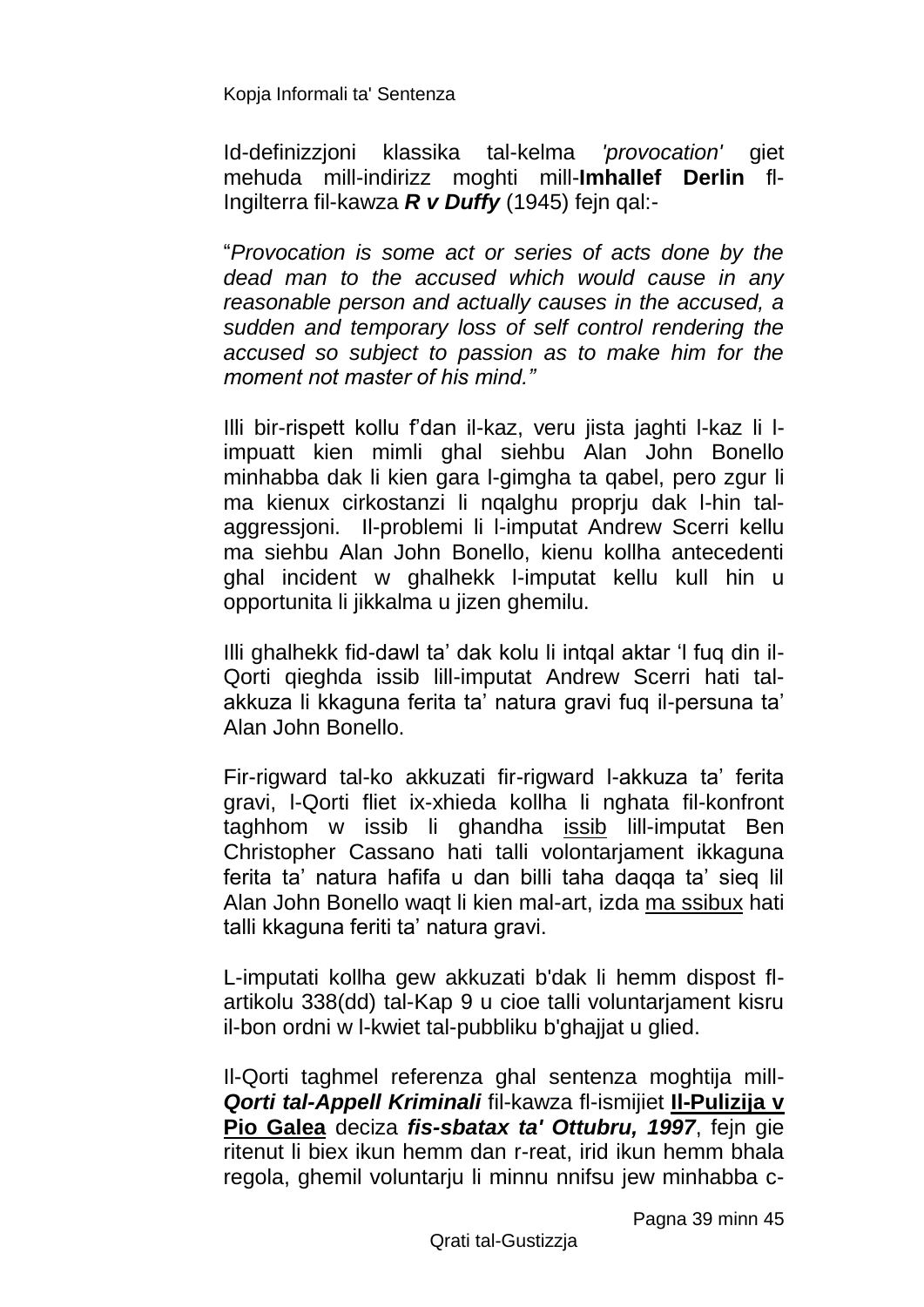Id-definizzjoni klassika tal-kelma *'provocation'* giet mehuda mill-indirizz moghti mill-**Imhallef Derlin** fl-Ingilterra fil-kawza ***R v Duffy*** (1945) fejn qal:-

"*Provocation is some act or series of acts done by the dead man to the accused which would cause in any reasonable person and actually causes in the accused, a sudden and temporary loss of self control rendering the accused so subject to passion as to make him for the moment not master of his mind."*

Illi bir-rispett kollu f'dan il-kaz, veru jista jaghti l-kaz li l-impuatt kien mimli ghal siehbu Alan John Bonello minhabba dak li kien gara l-gimgha ta qabel, pero zgur li ma kienux cirkostanzi li nqalghu proprju dak l-hin tal-aggressjoni. Il-problemi li l-imputat Andrew Scerri kellu ma siehbu Alan John Bonello, kienu kollha antecedenti ghal incident w ghalhekk l-imputat kellu kull hin u opportunita li jikkalma u jizen ghemilu.

Illi ghalhekk fid-dawl ta' dak kolu li intqal aktar 'l fuq din il-Qorti qieghda issib lill-imputat Andrew Scerri hati tal-akkuza li kkaguna ferita ta' natura gravi fuq il-persuna ta' Alan John Bonello.

Fir-rigward tal-ko akkuzati fir-rigward l-akkuza ta' ferita gravi, l-Qorti fliet ix-xhieda kollha li nghata fil-konfront taghhom w issib li ghandha <u>issib</u> lill-imputat Ben Christopher Cassano hati talli volontarjament ikkaguna ferita ta' natura hafifa u dan billi taha daqqa ta' sieq lil Alan John Bonello waqt li kien mal-art, izda <u>ma ssibux</u> hati talli kkaguna feriti ta' natura gravi.

L-imputati kollha gew akkuzati b'dak li hemm dispost fl-artikolu 338(dd) tal-Kap 9 u cioe talli voluntarjament kisru il-bon ordni w l-kwiet tal-pubbliku b'ghajjat u glied.

Il-Qorti taghmel referenza ghal sentenza moghtija mill-***Qorti tal-Appell Kriminali*** fil-kawza fl-ismijiet **<u>Il-Pulizija v Pio Galea</u>** deciza ***fis-sbatax ta' Ottubru, 1997***, fejn gie ritenut li biex ikun hemm dan r-reat, irid ikun hemm bhala regola, ghemil voluntarju li minnu nnifsu jew minhabba c-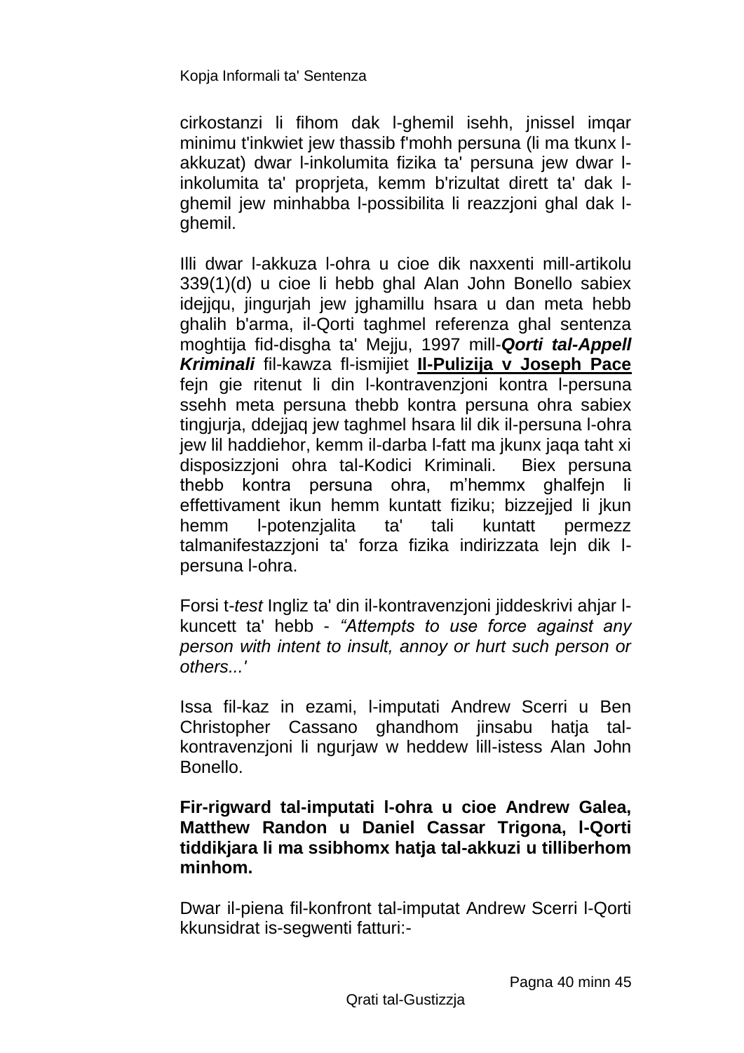cirkostanzi li fihom dak l-ghemil isehh, jnissel imqar minimu t'inkwiet jew thassib f'mohh persuna (li ma tkunx l-akkuzat) dwar l-inkolumita fizika ta' persuna jew dwar l-inkolumita ta' proprjeta, kemm b'rizultat dirett ta' dak l-ghemil jew minhabba l-possibilita li reazzjoni ghal dak l-ghemil.

Illi dwar l-akkuza l-ohra u cioe dik naxxenti mill-artikolu 339(1)(d) u cioe li hebb ghal Alan John Bonello sabiex idejjqu, jingurjah jew jghamillu hsara u dan meta hebb ghalih b'arma, il-Qorti taghmel referenza ghal sentenza moghtija fid-disgha ta' Mejju, 1997 mill-***Qorti tal-Appell Kriminali*** fil-kawza fl-ismijiet **Il-Pulizija v Joseph Pace** fejn gie ritenut li din l-kontravenzjoni kontra l-persuna ssehh meta persuna thebb kontra persuna ohra sabiex tingjurja, ddejjaq jew taghmel hsara lil dik il-persuna l-ohra jew lil haddiehor, kemm il-darba l-fatt ma jkunx jaqa taht xi disposizzjoni ohra tal-Kodici Kriminali. Biex persuna thebb kontra persuna ohra, m’hemmx ghalfejn li effettivament ikun hemm kuntatt fiziku; bizzejjed li jkun hemm l-potenzjalita ta' tali kuntatt permezz talmanifestazzjoni ta' forza fizika indirizzata lejn dik l-persuna l-ohra.

Forsi t-*test* Ingliz ta' din il-kontravenzjoni jiddeskrivi ahjar l-kuncett ta' hebb - *“Attempts to use force against any person with intent to insult, annoy or hurt such person or others...'*

Issa fil-kaz in ezami, l-imputati Andrew Scerri u Ben Christopher Cassano ghandhom jinsabu hatja tal-kontravenzjoni li ngurjaw w heddew lill-istess Alan John Bonello.

**Fir-rigward tal-imputati l-ohra u cioe Andrew Galea, Matthew Randon u Daniel Cassar Trigona, l-Qorti tiddikjara li ma ssibhomx hatja tal-akkuzi u tilliberhom minhom.**

Dwar il-piena fil-konfront tal-imputat Andrew Scerri l-Qorti kkunsidrat is-segwenti fatturi:-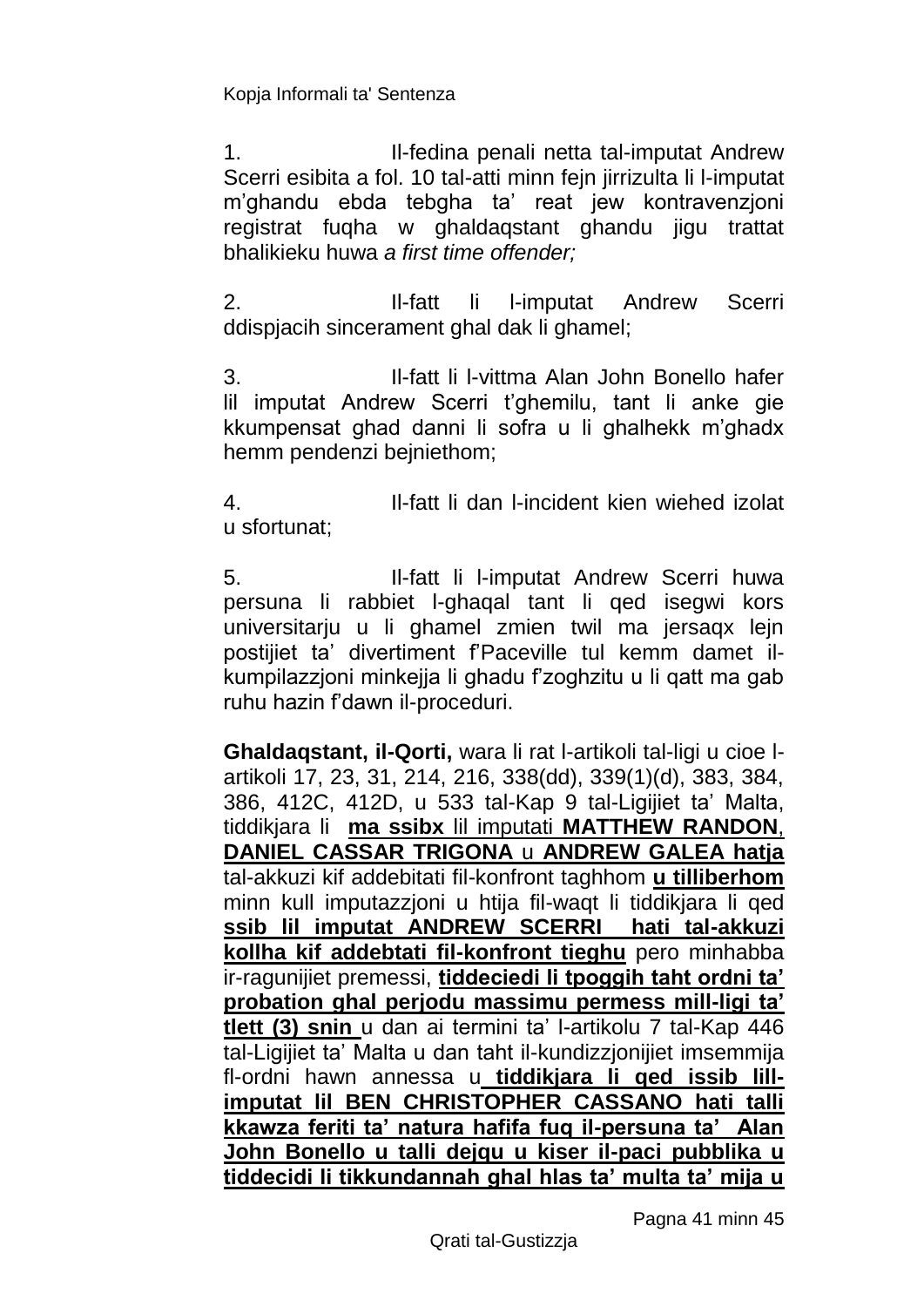1. Il-fedina penali netta tal-imputat Andrew Scerri esibita a fol. 10 tal-atti minn fejn jirrizulta li l-imputat m'ghandu ebda tebgha ta' reat jew kontravenzjoni registrat fuqha w ghaldaqstant ghandu jigu trattat bhalikieku huwa *a first time offender;*

2. Il-fatt li l-imputat Andrew Scerri ddispjacih sincerament ghal dak li ghamel;

3. Il-fatt li l-vittma Alan John Bonello hafer lil imputat Andrew Scerri t'ghemilu, tant li anke gie kkumpensat ghad danni li sofra u li ghalhekk m'ghadx hemm pendenzi bejniethom;

4. Il-fatt li dan l-incident kien wiehed izolat u sfortunat;

5. Il-fatt li l-imputat Andrew Scerri huwa persuna li rabbiet l-ghaqal tant li qed isegwi kors universitarju u li ghamel zmien twil ma jersaqx lejn postijiet ta' divertiment f'Paceville tul kemm damet il-kumpilazzjoni minkejja li ghadu f'zoghzitu u li qatt ma gab ruhu hazin f'dawn il-proceduri.

**Ghaldaqstant, il-Qorti,** wara li rat l-artikoli tal-ligi u cioe l-artikoli 17, 23, 31, 214, 216, 338(dd), 339(1)(d), 383, 384, 386, 412C, 412D, u 533 tal-Kap 9 tal-Ligijiet ta' Malta, tiddikjara li **ma ssibx** lil imputati **MATTHEW RANDON**, **DANIEL CASSAR TRIGONA** u **ANDREW GALEA hatja** tal-akkuzi kif addebitati fil-konfront taghhom **u tilliberhom** minn kull imputazzjoni u htija fil-waqt li tiddikjara li qed **ssib lil imputat ANDREW SCERRI hati tal-akkuzi kollha kif addebtati fil-konfront tieghu** pero minhabba ir-ragunijiet premessi, **tiddeciedi li tpoggih taht ordni ta' probation ghal perjodu massimu permess mill-ligi ta' tlett (3) snin** u dan ai termini ta' l-artikolu 7 tal-Kap 446 tal-Ligijiet ta' Malta u dan taht il-kundizzjonijiet imsemmija fl-ordni hawn annessa u **tiddikjara li qed issib lill-imputat lil BEN CHRISTOPHER CASSANO hati talli kkawza feriti ta' natura hafifa fuq il-persuna ta' Alan John Bonello u talli dejqu u kiser il-paci pubblika u tiddecidi li tikkundannah ghal hlas ta' multa ta' mija u**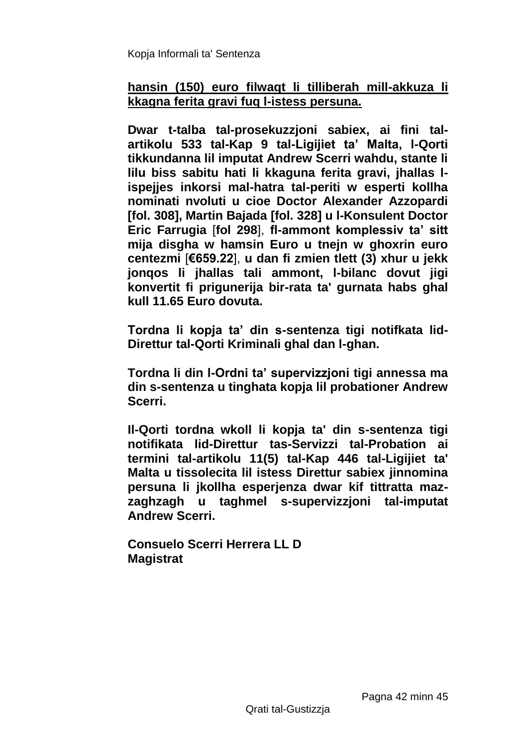**hansin (150) euro filwaqt li tilliberah mill-akkuza li kkagna ferita gravi fuq l-istess persuna.**

**Dwar t-talba tal-prosekuzzjoni sabiex, ai fini tal-artikolu 533 tal-Kap 9 tal-Ligijiet ta' Malta, l-Qorti tikkundanna lil imputat Andrew Scerri wahdu, stante li lilu biss sabitu hati li kkaguna ferita gravi, jhallas l-ispejjes inkorsi mal-hatra tal-periti w esperti kollha nominati nvoluti u cioe Doctor Alexander Azzopardi [fol. 308], Martin Bajada [fol. 328] u l-Konsulent Doctor Eric Farrugia** [**fol 298**], **fl-ammont komplessiv ta' sitt mija disgha w hamsin Euro u tnejn w ghoxrin euro centezmi** [**€659.22**], **u dan fi zmien tlett (3) xhur u jekk jonqos li jhallas tali ammont, l-bilanc dovut jigi konvertit fi prigunerija bir-rata ta' gurnata habs ghal kull 11.65 Euro dovuta.**

**Tordna li kopja ta' din s-sentenza tigi notifkata lid-Direttur tal-Qorti Kriminali ghal dan l-ghan.**

**Tordna li din l-Ordni ta' supervizzjoni tigi annessa ma din s-sentenza u tinghata kopja lil probationer Andrew Scerri.**

**Il-Qorti tordna wkoll li kopja ta' din s-sentenza tigi notifikata lid-Direttur tas-Servizzi tal-Probation ai termini tal-artikolu 11(5) tal-Kap 446 tal-Ligijiet ta' Malta u tissolecita lil istess Direttur sabiex jinnomina persuna li jkollha esperjenza dwar kif tittratta maz-zaghzagh u taghmel s-supervizzjoni tal-imputat Andrew Scerri.**

**Consuelo Scerri Herrera LL D**
**Magistrat**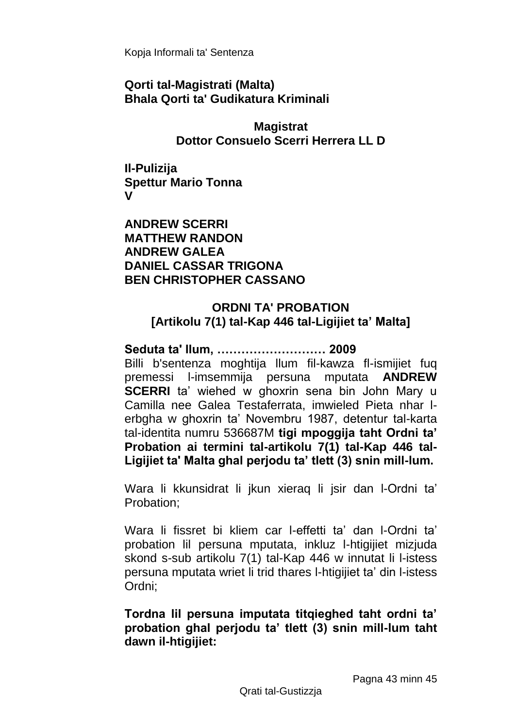**Qorti tal-Magistrati (Malta)**
**Bhala Qorti ta' Gudikatura Kriminali**

**Magistrat**
**Dottor Consuelo Scerri Herrera LL D**

**Il-Pulizija**
**Spettur Mario Tonna**
**V**

**ANDREW SCERRI**
**MATTHEW RANDON**
**ANDREW GALEA**
**DANIEL CASSAR TRIGONA**
**BEN CHRISTOPHER CASSANO**

**ORDNI TA' PROBATION**
**[Artikolu 7(1) tal-Kap 446 tal-Ligijiet ta' Malta]**

**Seduta ta' llum, ……………………… 2009**
Billi b'sentenza moghtija llum fil-kawza fl-ismijiet fuq premessi l-imsemmija persuna mputata **ANDREW SCERRI** ta' wiehed w ghoxrin sena bin John Mary u Camilla nee Galea Testaferrata, imwieled Pieta nhar l-erbgha w ghoxrin ta' Novembru 1987, detentur tal-karta tal-identita numru 536687M **tigi mpoggija taht Ordni ta' Probation ai termini tal-artikolu 7(1) tal-Kap 446 tal-Ligijiet ta' Malta ghal perjodu ta' tlett (3) snin mill-lum.**

Wara li kkunsidrat li jkun xieraq li jsir dan l-Ordni ta' Probation;

Wara li fissret bi kliem car l-effetti ta' dan l-Ordni ta' probation lil persuna mputata, inkluz l-htigijiet mizjuda skond s-sub artikolu 7(1) tal-Kap 446 w innutat li l-istess persuna mputata wriet li trid thares l-htigijiet ta' din l-istess Ordni;

**Tordna lil persuna imputata titqieghed taht ordni ta' probation ghal perjodu ta' tlett (3) snin mill-lum taht dawn il-htigijiet:**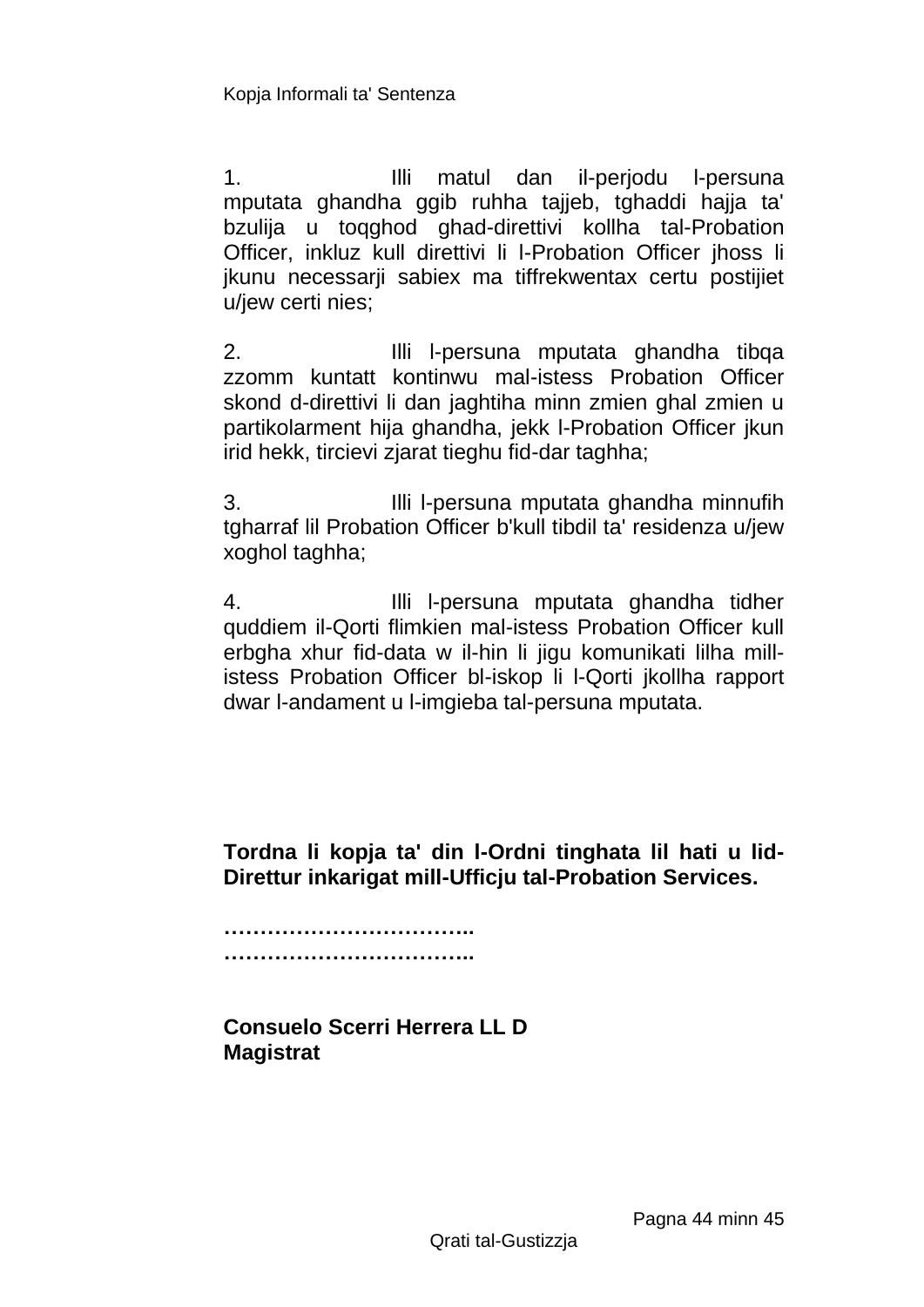1. Illi matul dan il-perjodu l-persuna mputata ghandha ggib ruhha tajjeb, tghaddi hajja ta' bzulija u toqghod ghad-direttivi kollha tal-Probation Officer, inkluz kull direttivi li l-Probation Officer jhoss li jkunu necessarji sabiex ma tiffrekwentax certu postijiet u/jew certi nies;

2. Illi l-persuna mputata ghandha tibqa zzomm kuntatt kontinwu mal-istess Probation Officer skond d-direttivi li dan jaghtiha minn zmien ghal zmien u partikolarment hija ghandha, jekk l-Probation Officer jkun irid hekk, tircievi zjarat tieghu fid-dar taghha;

3. Illi l-persuna mputata ghandha minnufih tgharraf lil Probation Officer b'kull tibdil ta' residenza u/jew xoghol taghha;

4. Illi l-persuna mputata ghandha tidher quddiem il-Qorti flimkien mal-istess Probation Officer kull erbgha xhur fid-data w il-hin li jigu komunikati lilha mill-istess Probation Officer bl-iskop li l-Qorti jkollha rapport dwar l-andament u l-imgieba tal-persuna mputata.

**Tordna li kopja ta' din l-Ordni tinghata lil hati u lid-Direttur inkarigat mill-Ufficju tal-Probation Services.**

**……………………………..**
**……………………………..**

**Consuelo Scerri Herrera LL D**
**Magistrat**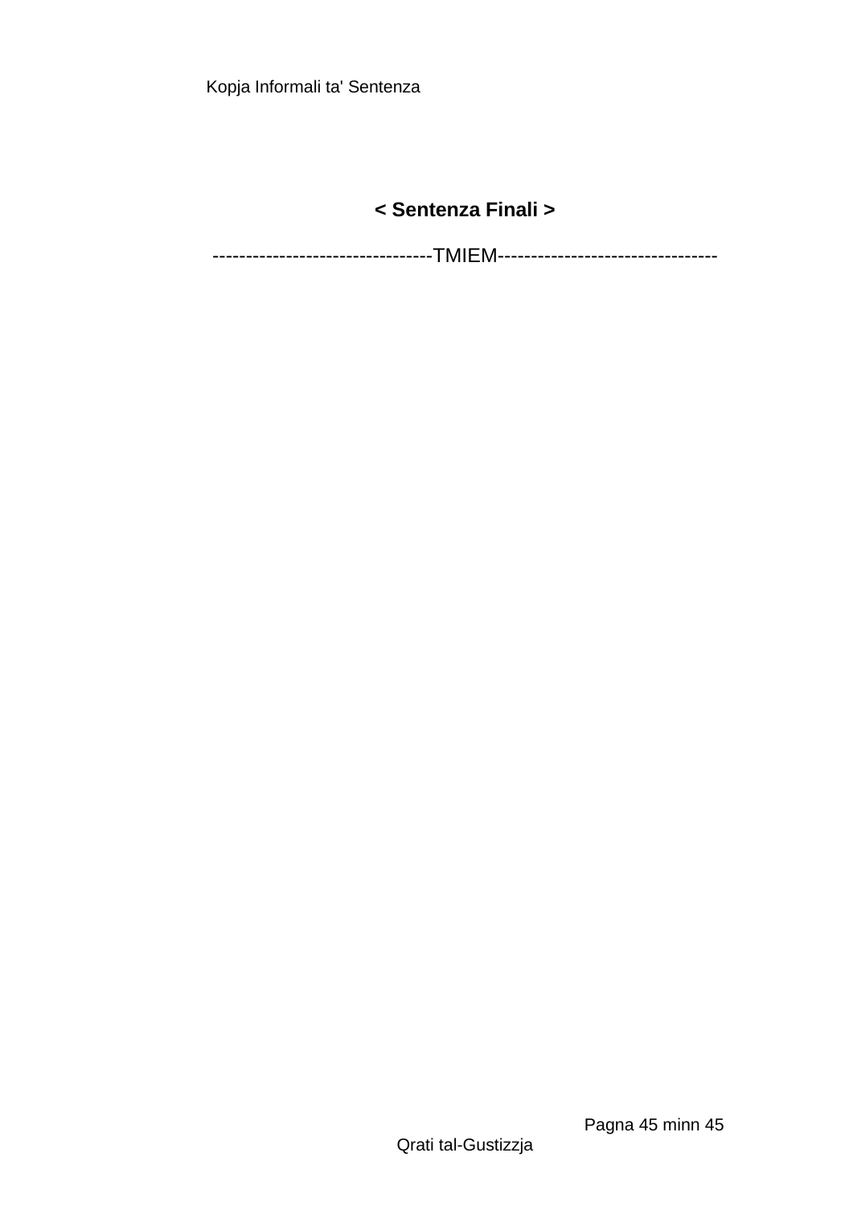**< Sentenza Finali >**

---------------------------------TMIEM---------------------------------